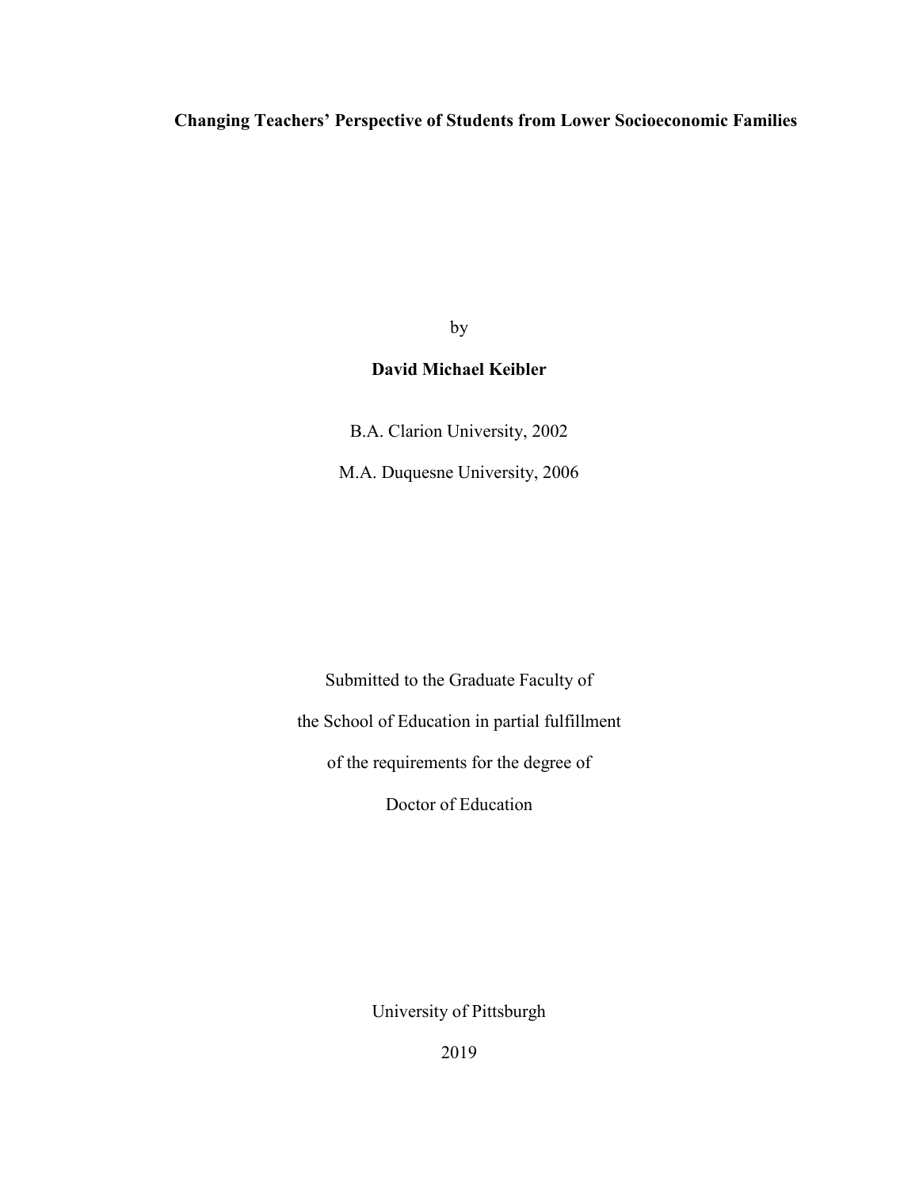# Changing Teachers' Perspective of Students from Lower Socioeconomic Families

by

**David Michael Keibler**

B.A. Clarion University, 2002

M.A. Duquesne University, 2006

Submitted to the Graduate Faculty of

the School of Education in partial fulfillment

of the requirements for the degree of

Doctor of Education

University of Pittsburgh

2019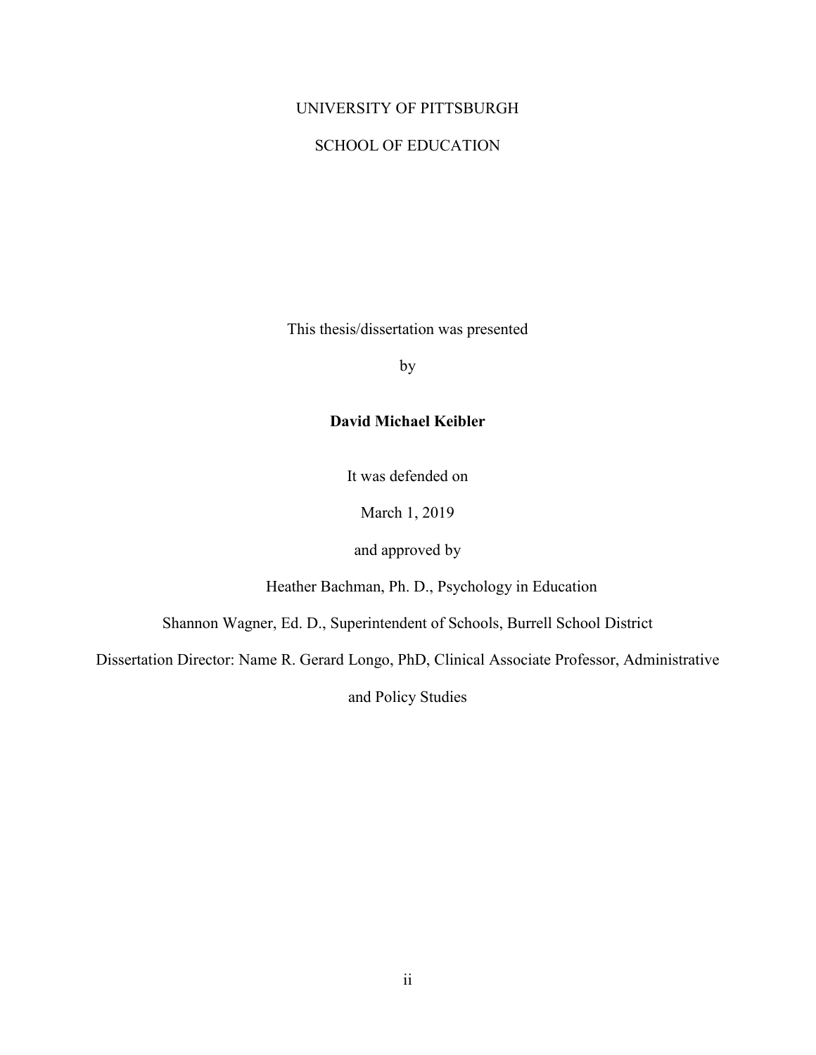UNIVERSITY OF PITTSBURGH

SCHOOL OF EDUCATION

This thesis/dissertation was presented

by

**David Michael Keibler**

It was defended on

March 1, 2019

and approved by

Heather Bachman, Ph. D., Psychology in Education

Shannon Wagner, Ed. D., Superintendent of Schools, Burrell School District

Dissertation Director: Name R. Gerard Longo, PhD, Clinical Associate Professor, Administrative and Policy Studies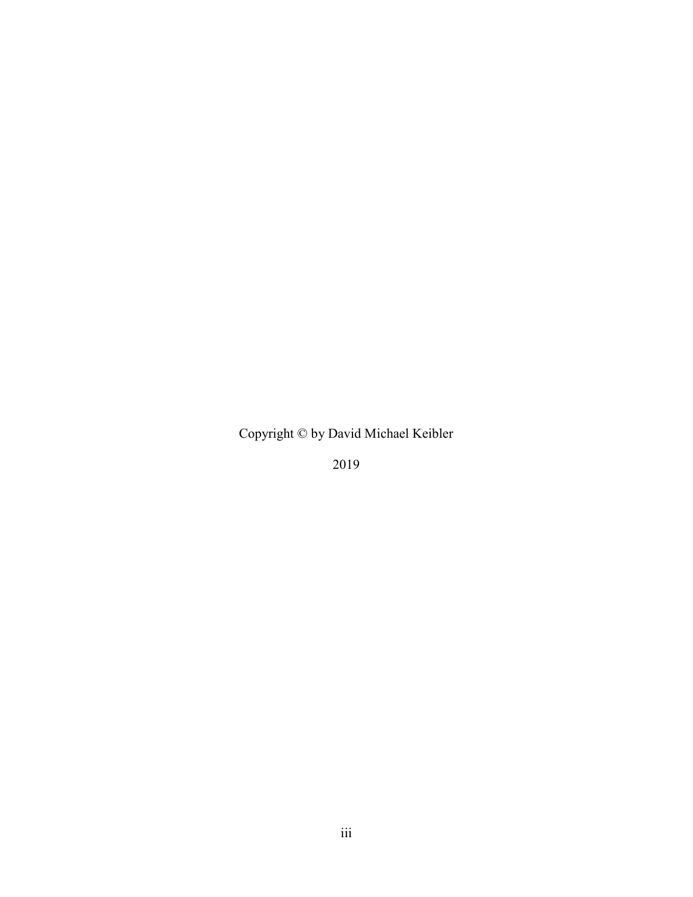Copyright © by David Michael Keibler

2019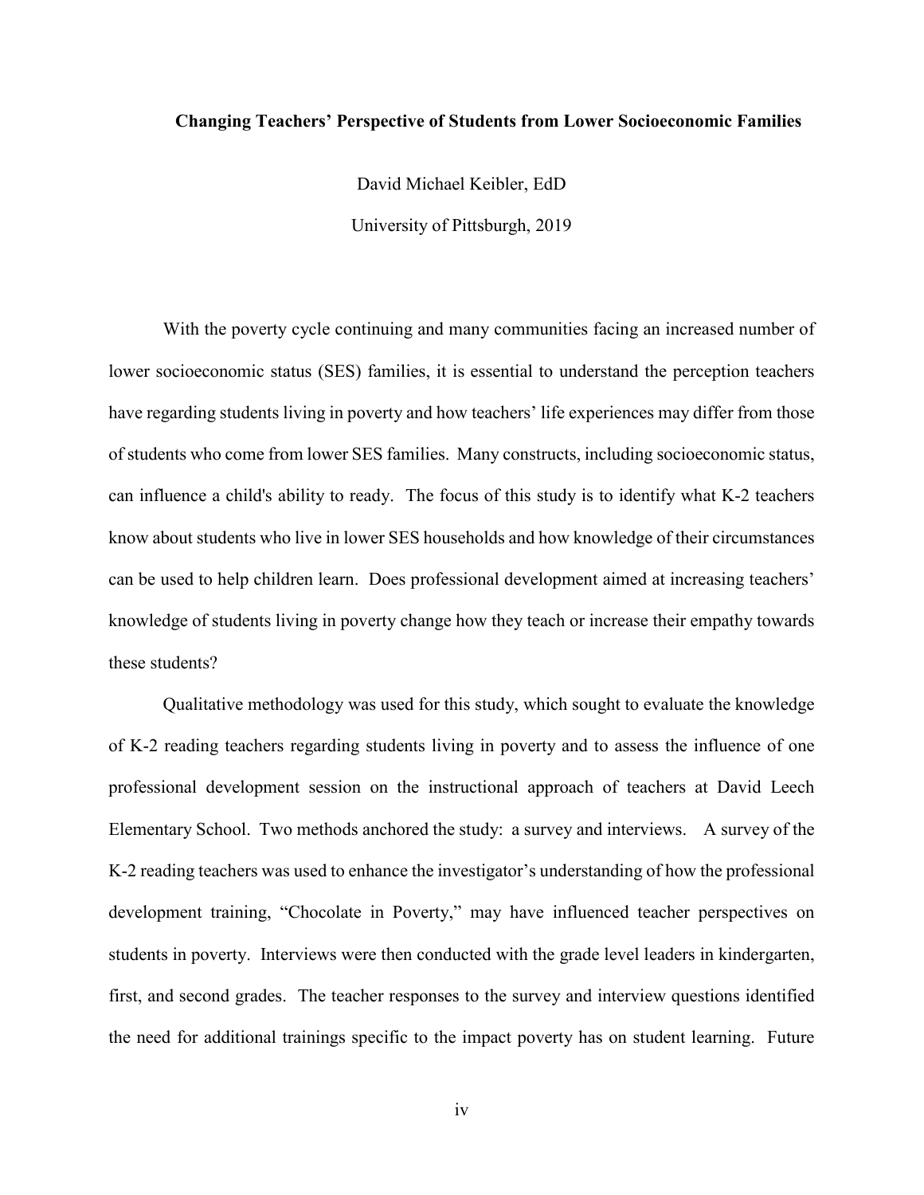**Changing Teachers' Perspective of Students from Lower Socioeconomic Families**

David Michael Keibler, EdD

University of Pittsburgh, 2019

With the poverty cycle continuing and many communities facing an increased number of lower socioeconomic status (SES) families, it is essential to understand the perception teachers have regarding students living in poverty and how teachers' life experiences may differ from those of students who come from lower SES families. Many constructs, including socioeconomic status, can influence a child's ability to ready. The focus of this study is to identify what K-2 teachers know about students who live in lower SES households and how knowledge of their circumstances can be used to help children learn. Does professional development aimed at increasing teachers' knowledge of students living in poverty change how they teach or increase their empathy towards these students?

Qualitative methodology was used for this study, which sought to evaluate the knowledge of K-2 reading teachers regarding students living in poverty and to assess the influence of one professional development session on the instructional approach of teachers at David Leech Elementary School. Two methods anchored the study: a survey and interviews. A survey of the K-2 reading teachers was used to enhance the investigator's understanding of how the professional development training, "Chocolate in Poverty," may have influenced teacher perspectives on students in poverty. Interviews were then conducted with the grade level leaders in kindergarten, first, and second grades. The teacher responses to the survey and interview questions identified the need for additional trainings specific to the impact poverty has on student learning. Future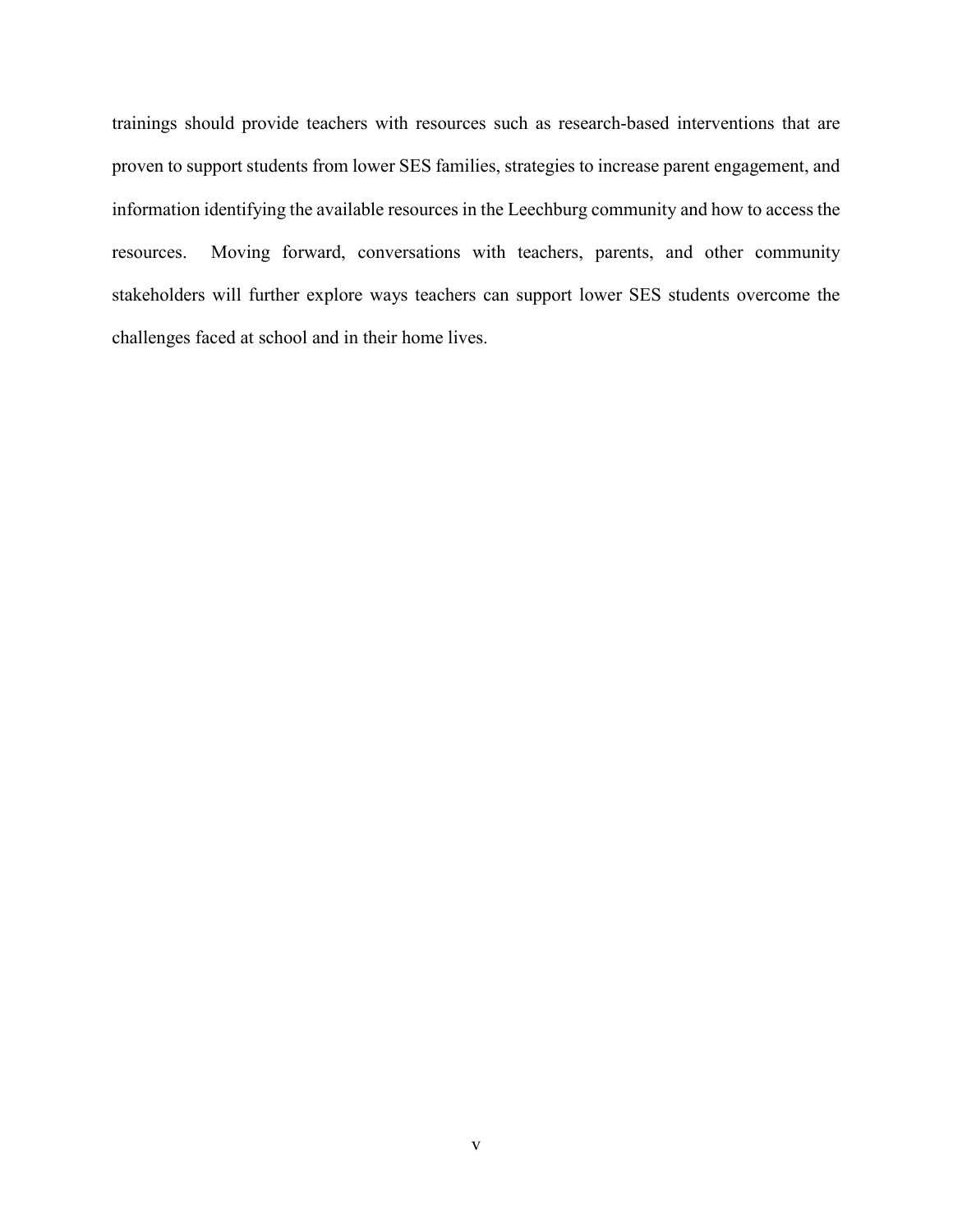trainings should provide teachers with resources such as research-based interventions that are proven to support students from lower SES families, strategies to increase parent engagement, and information identifying the available resources in the Leechburg community and how to access the resources.  Moving forward, conversations with teachers, parents, and other community stakeholders will further explore ways teachers can support lower SES students overcome the challenges faced at school and in their home lives.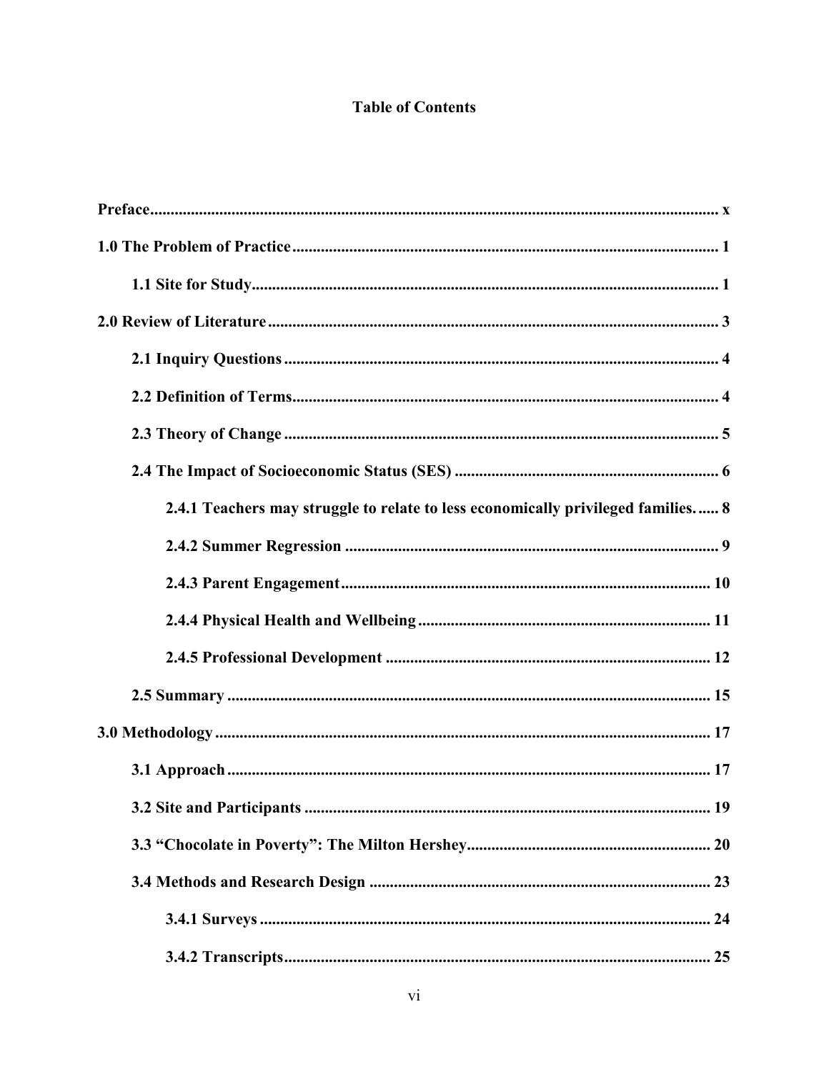**Table of Contents**

**Preface** ........................................................................................................................ x

**1.0 The Problem of Practice** ........................................................................................ 1

**1.1 Site for Study** ................................................................................................ 1

**2.0 Review of Literature** ............................................................................................ 3

**2.1 Inquiry Questions** ......................................................................................... 4

**2.2 Definition of Terms** ....................................................................................... 4

**2.3 Theory of Change** ......................................................................................... 5

**2.4 The Impact of Socioeconomic Status (SES)** ............................................... 6

**2.4.1 Teachers may struggle to relate to less economically privileged families.** ..... 8

**2.4.2 Summer Regression** .......................................................................... 9

**2.4.3 Parent Engagement** ........................................................................... 10

**2.4.4 Physical Health and Wellbeing** ........................................................ 11

**2.4.5 Professional Development** ............................................................... 12

**2.5 Summary** ...................................................................................................... 15

**3.0 Methodology** ........................................................................................................ 17

**3.1 Approach** ..................................................................................................... 17

**3.2 Site and Participants** .................................................................................. 19

**3.3 "Chocolate in Poverty": The Milton Hershey** ........................................... 20

**3.4 Methods and Research Design** .................................................................. 23

**3.4.1 Surveys** .............................................................................................. 24

**3.4.2 Transcripts** ........................................................................................ 25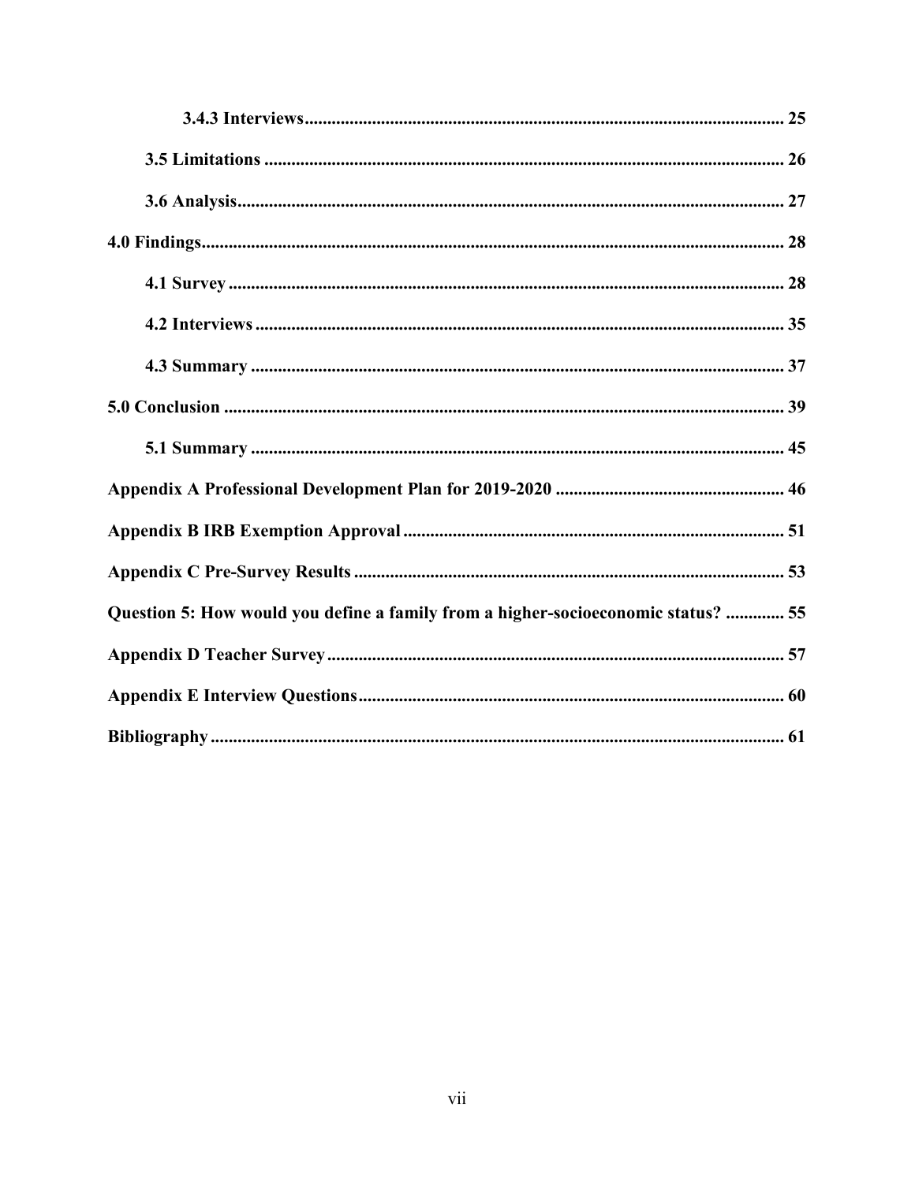3.4.3 Interviews ........................................................................................................... 25

3.5 Limitations .................................................................................................................. 26

3.6 Analysis ....................................................................................................................... 27

4.0 Findings ........................................................................................................................... 28

4.1 Survey .......................................................................................................................... 28

4.2 Interviews .................................................................................................................... 35

4.3 Summary ..................................................................................................................... 37

5.0 Conclusion ....................................................................................................................... 39

5.1 Summary ..................................................................................................................... 45

Appendix A Professional Development Plan for 2019-2020 ................................................ 46

Appendix B IRB Exemption Approval .................................................................................. 51

Appendix C Pre-Survey Results ............................................................................................. 53

Question 5: How would you define a family from a higher-socioeconomic status? ............ 55

Appendix D Teacher Survey ................................................................................................... 57

Appendix E Interview Questions ............................................................................................ 60

Bibliography ............................................................................................................................ 61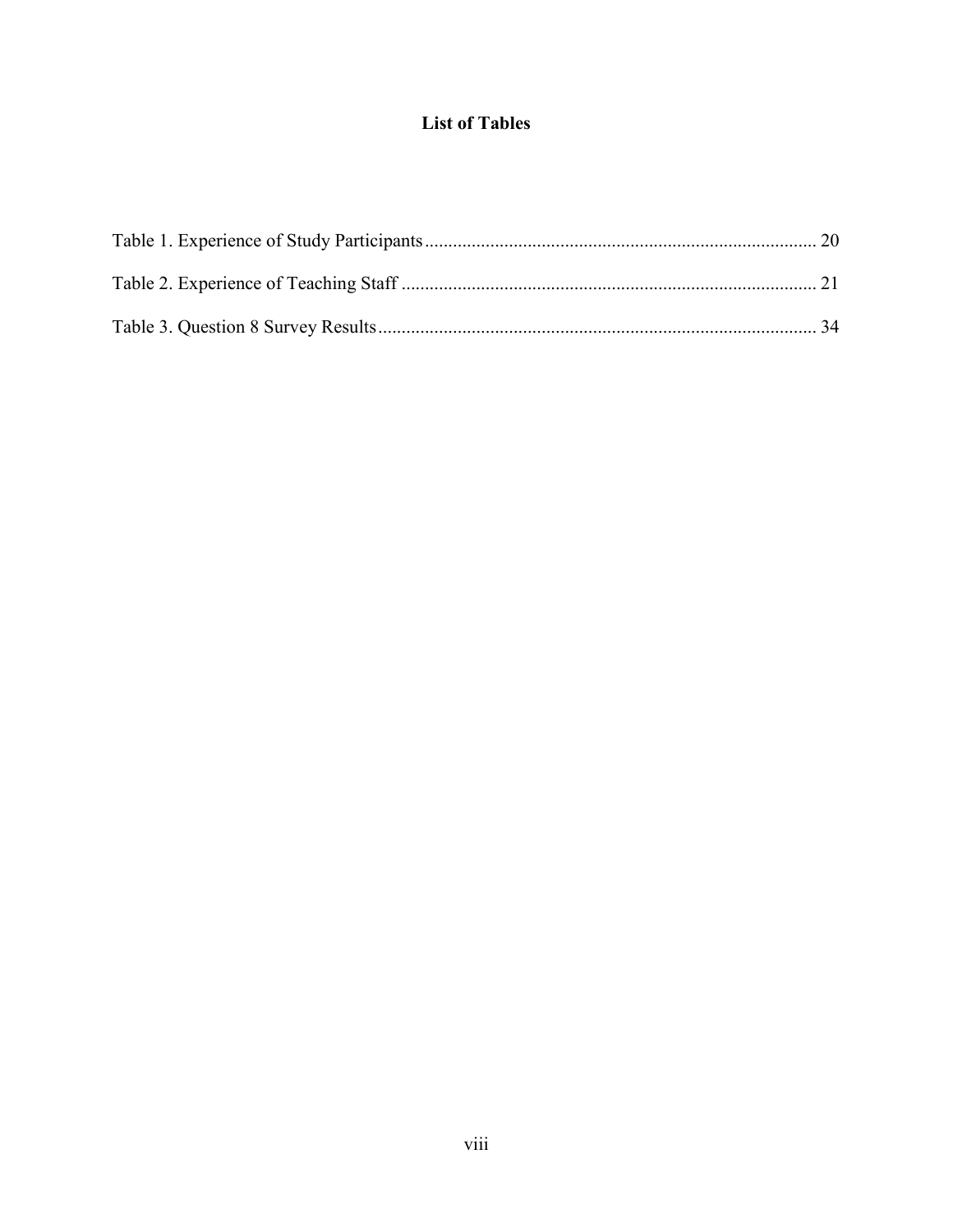# List of Tables

Table 1. Experience of Study Participants .................................................................................. 20

Table 2. Experience of Teaching Staff ........................................................................................ 21

Table 3. Question 8 Survey Results ............................................................................................ 34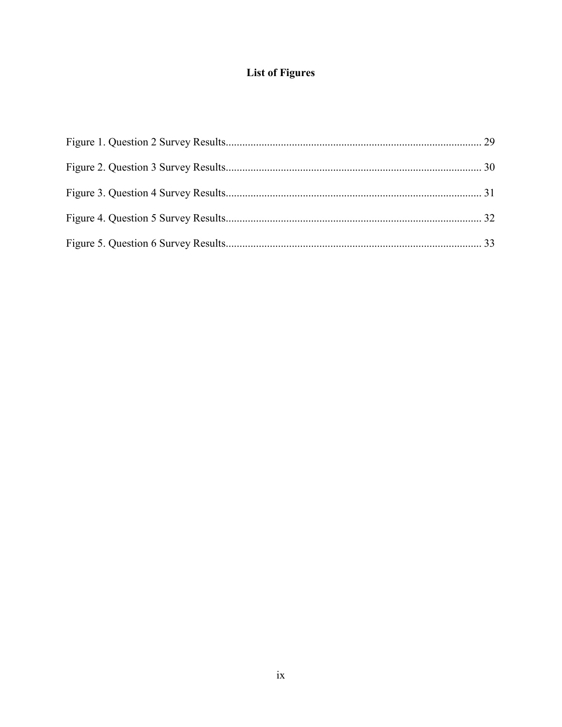# List of Figures

Figure 1. Question 2 Survey Results ............................................................................................ 29

Figure 2. Question 3 Survey Results ............................................................................................ 30

Figure 3. Question 4 Survey Results ............................................................................................ 31

Figure 4. Question 5 Survey Results ............................................................................................ 32

Figure 5. Question 6 Survey Results ............................................................................................ 33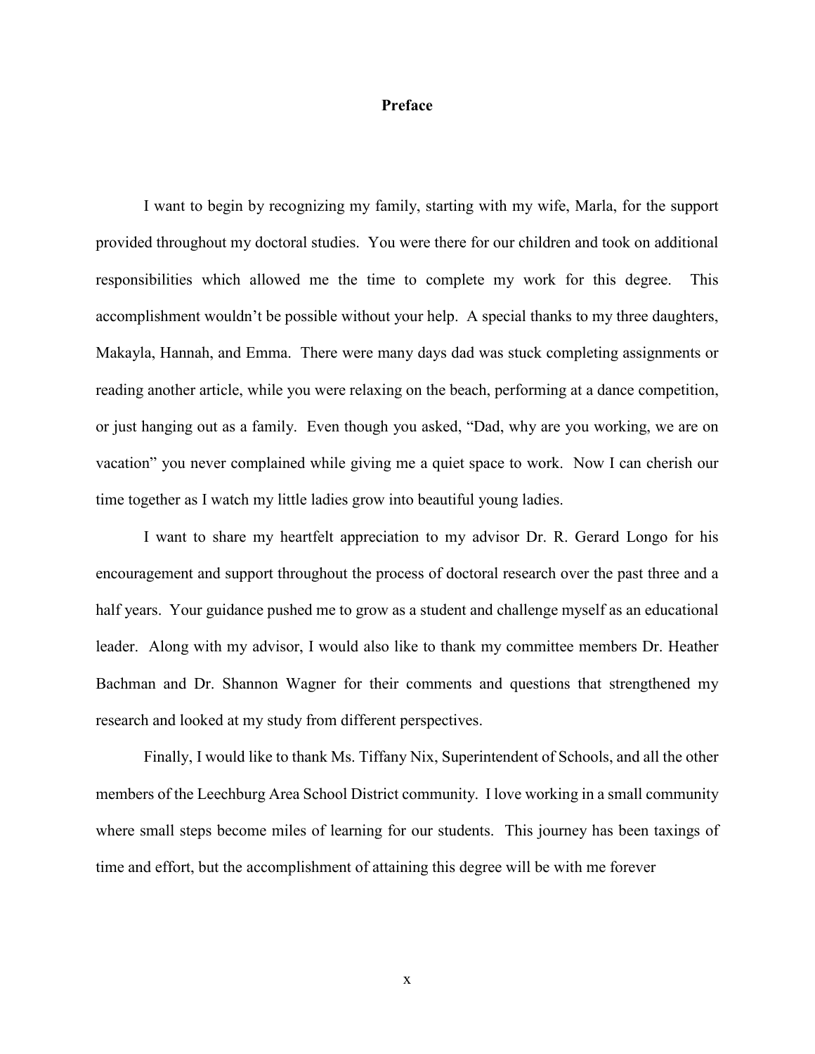# Preface

I want to begin by recognizing my family, starting with my wife, Marla, for the support provided throughout my doctoral studies. You were there for our children and took on additional responsibilities which allowed me the time to complete my work for this degree. This accomplishment wouldn't be possible without your help. A special thanks to my three daughters, Makayla, Hannah, and Emma. There were many days dad was stuck completing assignments or reading another article, while you were relaxing on the beach, performing at a dance competition, or just hanging out as a family. Even though you asked, "Dad, why are you working, we are on vacation" you never complained while giving me a quiet space to work. Now I can cherish our time together as I watch my little ladies grow into beautiful young ladies.

I want to share my heartfelt appreciation to my advisor Dr. R. Gerard Longo for his encouragement and support throughout the process of doctoral research over the past three and a half years. Your guidance pushed me to grow as a student and challenge myself as an educational leader. Along with my advisor, I would also like to thank my committee members Dr. Heather Bachman and Dr. Shannon Wagner for their comments and questions that strengthened my research and looked at my study from different perspectives.

Finally, I would like to thank Ms. Tiffany Nix, Superintendent of Schools, and all the other members of the Leechburg Area School District community. I love working in a small community where small steps become miles of learning for our students. This journey has been taxings of time and effort, but the accomplishment of attaining this degree will be with me forever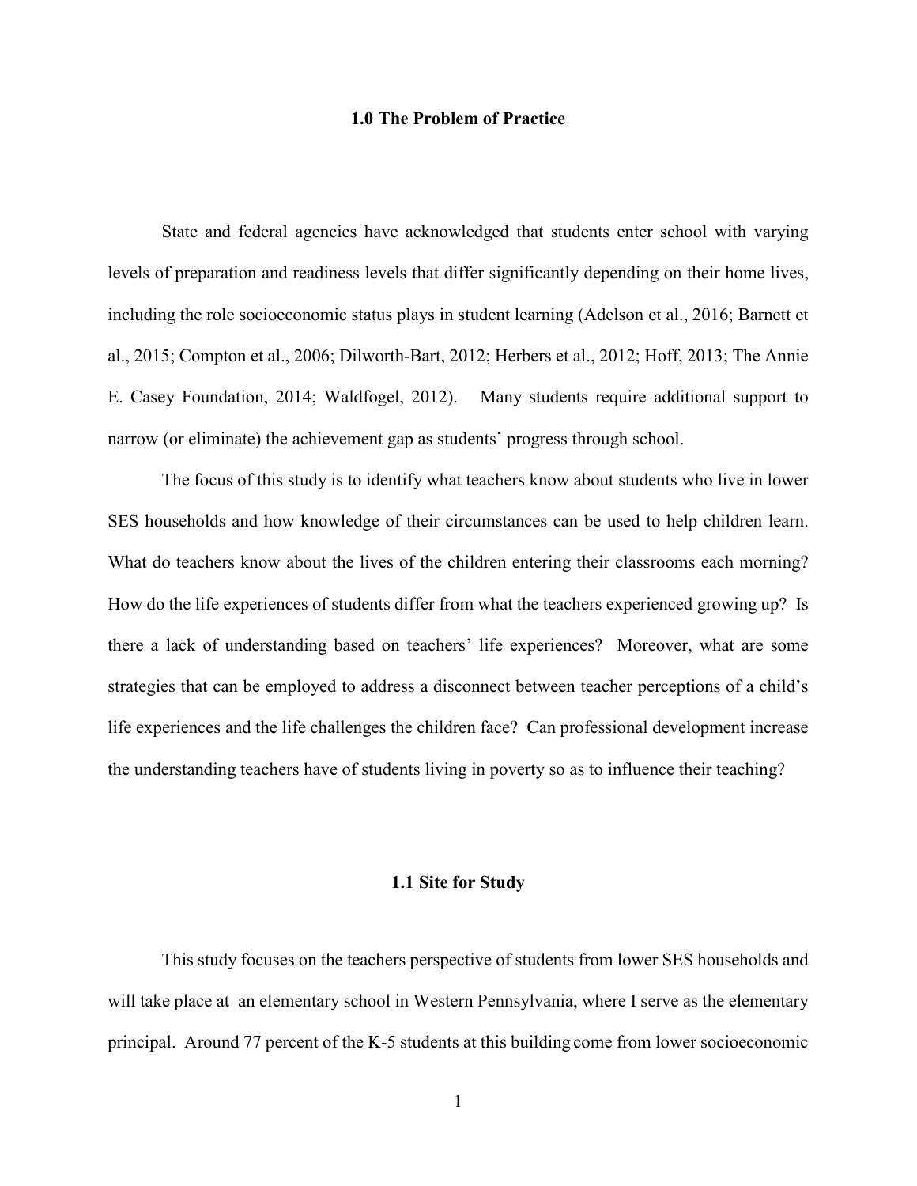# 1.0 The Problem of Practice

State and federal agencies have acknowledged that students enter school with varying levels of preparation and readiness levels that differ significantly depending on their home lives, including the role socioeconomic status plays in student learning (Adelson et al., 2016; Barnett et al., 2015; Compton et al., 2006; Dilworth-Bart, 2012; Herbers et al., 2012; Hoff, 2013; The Annie E. Casey Foundation, 2014; Waldfogel, 2012). Many students require additional support to narrow (or eliminate) the achievement gap as students' progress through school.

The focus of this study is to identify what teachers know about students who live in lower SES households and how knowledge of their circumstances can be used to help children learn. What do teachers know about the lives of the children entering their classrooms each morning? How do the life experiences of students differ from what the teachers experienced growing up? Is there a lack of understanding based on teachers' life experiences? Moreover, what are some strategies that can be employed to address a disconnect between teacher perceptions of a child's life experiences and the life challenges the children face? Can professional development increase the understanding teachers have of students living in poverty so as to influence their teaching?

## 1.1 Site for Study

This study focuses on the teachers perspective of students from lower SES households and will take place at an elementary school in Western Pennsylvania, where I serve as the elementary principal. Around 77 percent of the K-5 students at this building come from lower socioeconomic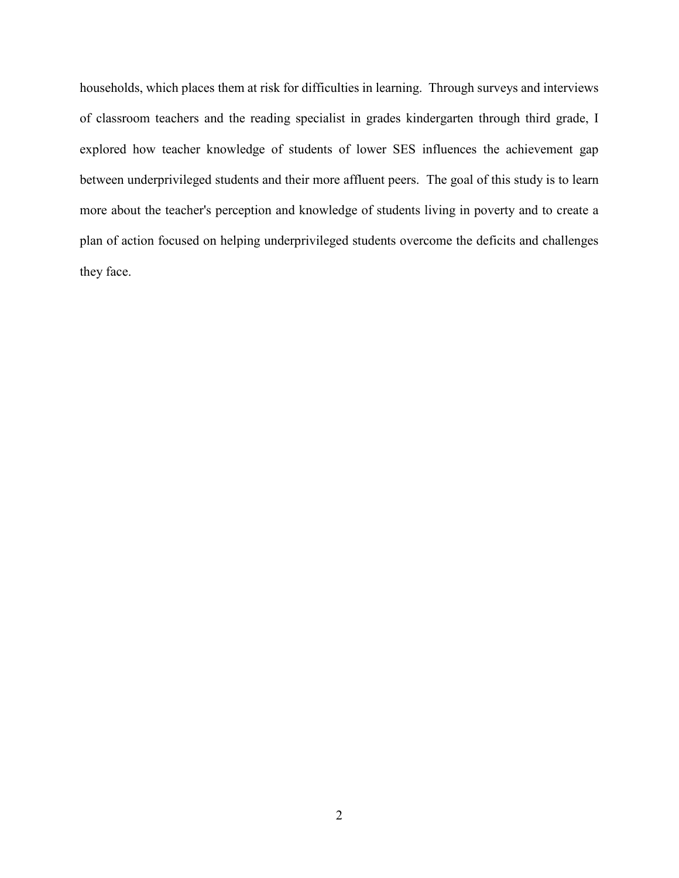households, which places them at risk for difficulties in learning. Through surveys and interviews of classroom teachers and the reading specialist in grades kindergarten through third grade, I explored how teacher knowledge of students of lower SES influences the achievement gap between underprivileged students and their more affluent peers. The goal of this study is to learn more about the teacher's perception and knowledge of students living in poverty and to create a plan of action focused on helping underprivileged students overcome the deficits and challenges they face.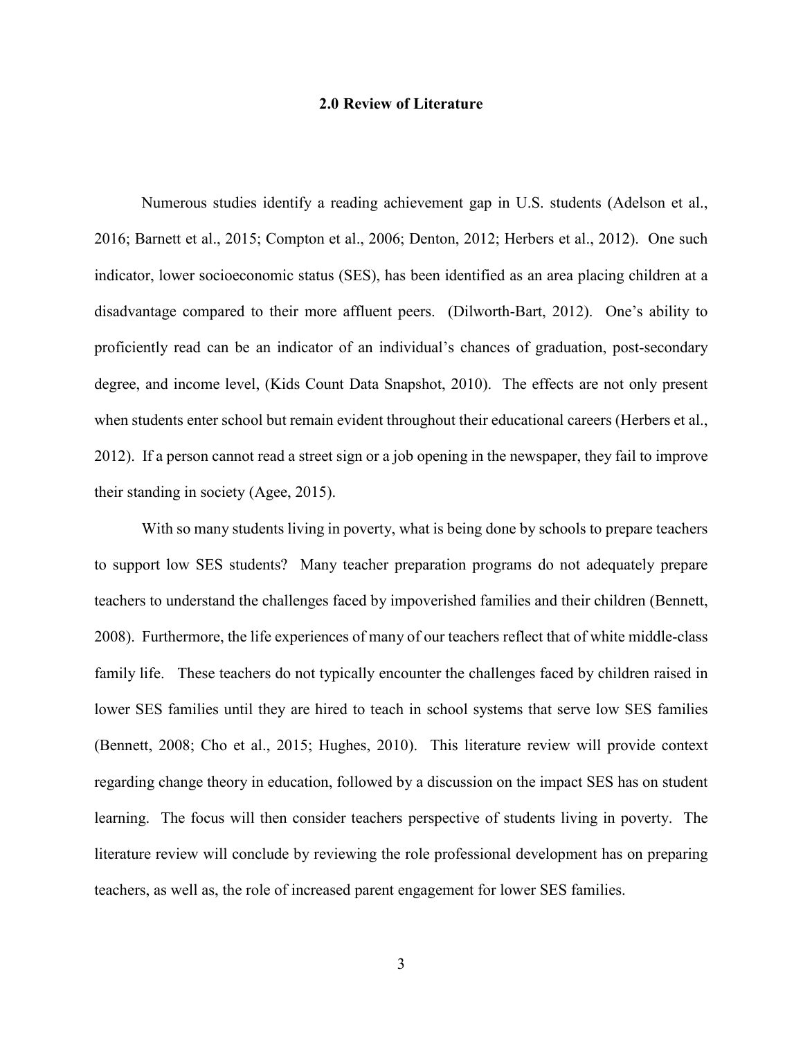## 2.0 Review of Literature

Numerous studies identify a reading achievement gap in U.S. students (Adelson et al., 2016; Barnett et al., 2015; Compton et al., 2006; Denton, 2012; Herbers et al., 2012). One such indicator, lower socioeconomic status (SES), has been identified as an area placing children at a disadvantage compared to their more affluent peers. (Dilworth-Bart, 2012). One's ability to proficiently read can be an indicator of an individual's chances of graduation, post-secondary degree, and income level, (Kids Count Data Snapshot, 2010). The effects are not only present when students enter school but remain evident throughout their educational careers (Herbers et al., 2012). If a person cannot read a street sign or a job opening in the newspaper, they fail to improve their standing in society (Agee, 2015).

With so many students living in poverty, what is being done by schools to prepare teachers to support low SES students? Many teacher preparation programs do not adequately prepare teachers to understand the challenges faced by impoverished families and their children (Bennett, 2008). Furthermore, the life experiences of many of our teachers reflect that of white middle-class family life. These teachers do not typically encounter the challenges faced by children raised in lower SES families until they are hired to teach in school systems that serve low SES families (Bennett, 2008; Cho et al., 2015; Hughes, 2010). This literature review will provide context regarding change theory in education, followed by a discussion on the impact SES has on student learning. The focus will then consider teachers perspective of students living in poverty. The literature review will conclude by reviewing the role professional development has on preparing teachers, as well as, the role of increased parent engagement for lower SES families.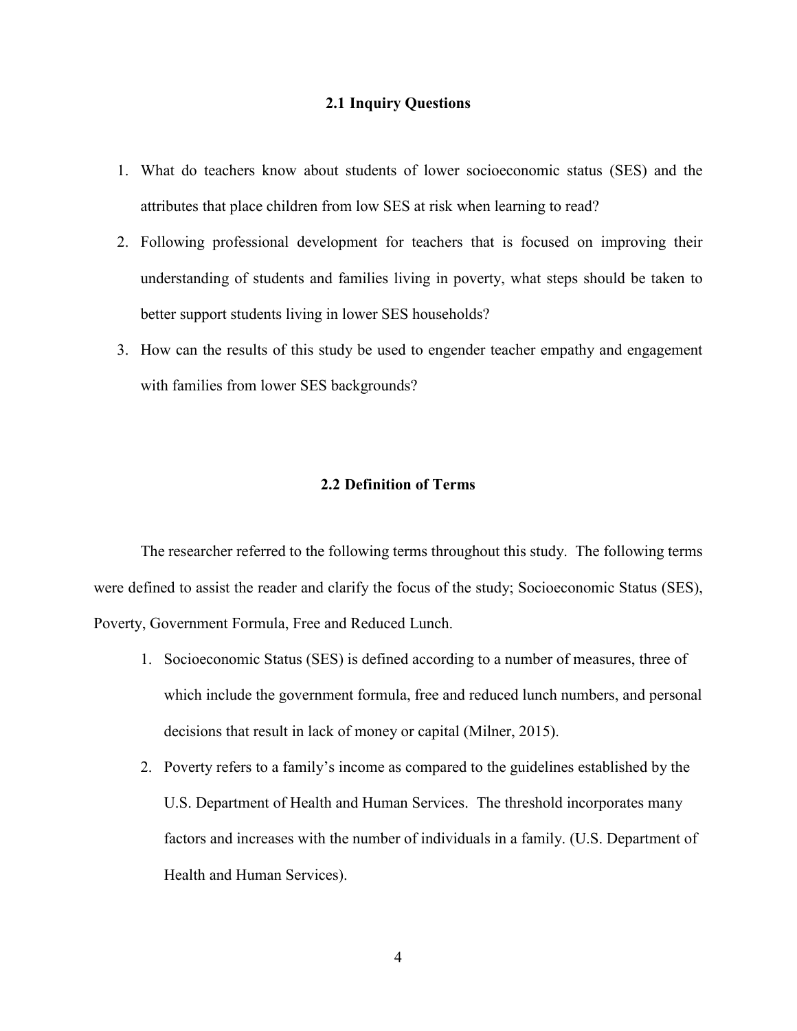## 2.1 Inquiry Questions

1. What do teachers know about students of lower socioeconomic status (SES) and the attributes that place children from low SES at risk when learning to read?
2. Following professional development for teachers that is focused on improving their understanding of students and families living in poverty, what steps should be taken to better support students living in lower SES households?
3. How can the results of this study be used to engender teacher empathy and engagement with families from lower SES backgrounds?

## 2.2 Definition of Terms

The researcher referred to the following terms throughout this study. The following terms were defined to assist the reader and clarify the focus of the study; Socioeconomic Status (SES), Poverty, Government Formula, Free and Reduced Lunch.

1. Socioeconomic Status (SES) is defined according to a number of measures, three of which include the government formula, free and reduced lunch numbers, and personal decisions that result in lack of money or capital (Milner, 2015).
2. Poverty refers to a family's income as compared to the guidelines established by the U.S. Department of Health and Human Services. The threshold incorporates many factors and increases with the number of individuals in a family. (U.S. Department of Health and Human Services).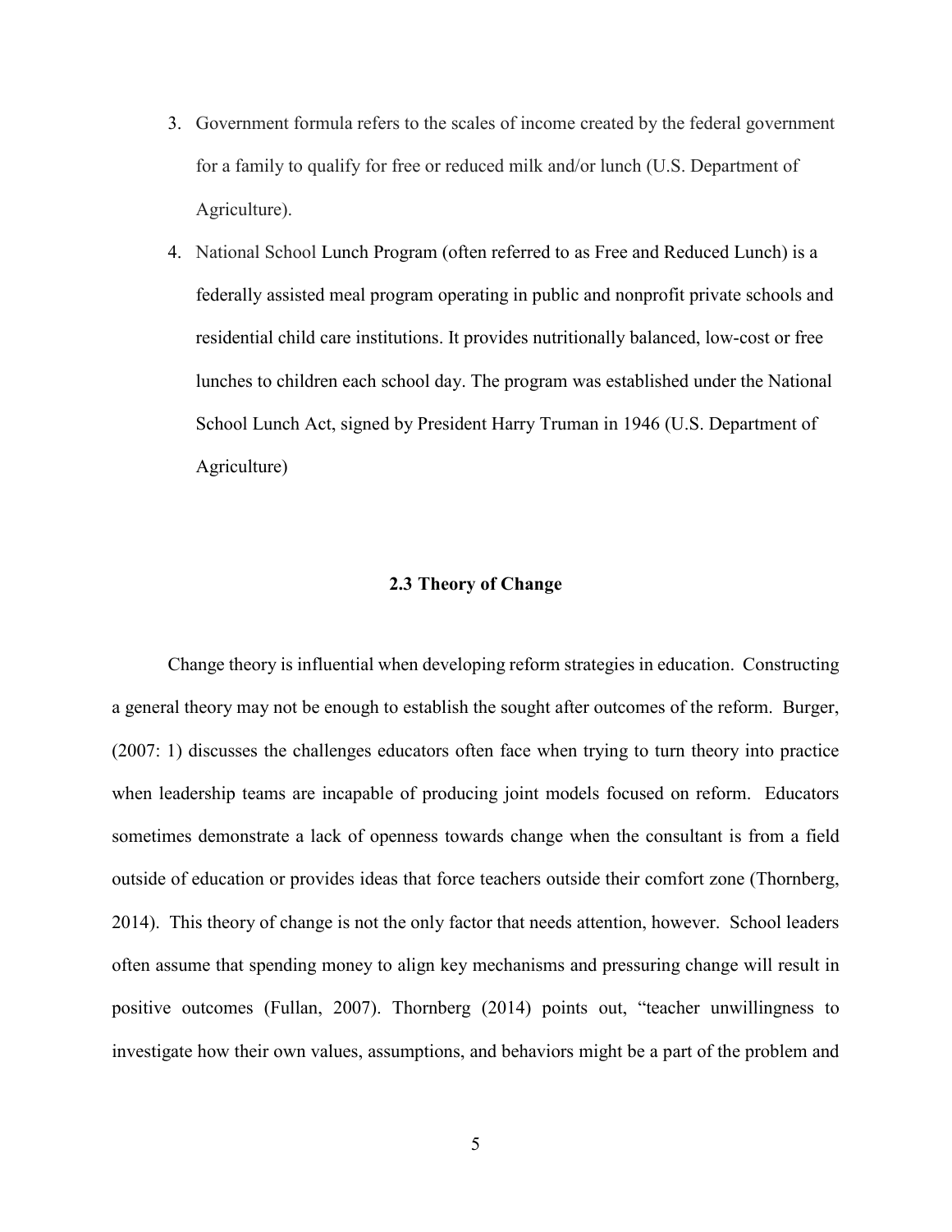3. Government formula refers to the scales of income created by the federal government for a family to qualify for free or reduced milk and/or lunch (U.S. Department of Agriculture).
4. National School Lunch Program (often referred to as Free and Reduced Lunch) is a federally assisted meal program operating in public and nonprofit private schools and residential child care institutions. It provides nutritionally balanced, low-cost or free lunches to children each school day. The program was established under the National School Lunch Act, signed by President Harry Truman in 1946 (U.S. Department of Agriculture)

## 2.3 Theory of Change

Change theory is influential when developing reform strategies in education. Constructing a general theory may not be enough to establish the sought after outcomes of the reform. Burger, (2007: 1) discusses the challenges educators often face when trying to turn theory into practice when leadership teams are incapable of producing joint models focused on reform. Educators sometimes demonstrate a lack of openness towards change when the consultant is from a field outside of education or provides ideas that force teachers outside their comfort zone (Thornberg, 2014). This theory of change is not the only factor that needs attention, however. School leaders often assume that spending money to align key mechanisms and pressuring change will result in positive outcomes (Fullan, 2007). Thornberg (2014) points out, "teacher unwillingness to investigate how their own values, assumptions, and behaviors might be a part of the problem and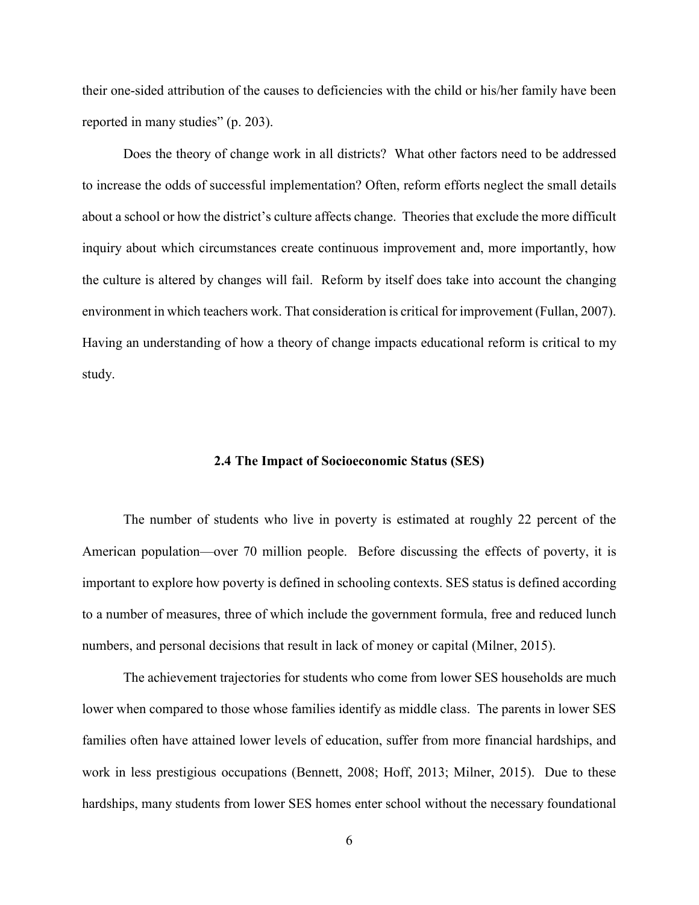their one-sided attribution of the causes to deficiencies with the child or his/her family have been reported in many studies" (p. 203).

Does the theory of change work in all districts? What other factors need to be addressed to increase the odds of successful implementation? Often, reform efforts neglect the small details about a school or how the district's culture affects change. Theories that exclude the more difficult inquiry about which circumstances create continuous improvement and, more importantly, how the culture is altered by changes will fail. Reform by itself does take into account the changing environment in which teachers work. That consideration is critical for improvement (Fullan, 2007). Having an understanding of how a theory of change impacts educational reform is critical to my study.

## 2.4 The Impact of Socioeconomic Status (SES)

The number of students who live in poverty is estimated at roughly 22 percent of the American population—over 70 million people. Before discussing the effects of poverty, it is important to explore how poverty is defined in schooling contexts. SES status is defined according to a number of measures, three of which include the government formula, free and reduced lunch numbers, and personal decisions that result in lack of money or capital (Milner, 2015).

The achievement trajectories for students who come from lower SES households are much lower when compared to those whose families identify as middle class. The parents in lower SES families often have attained lower levels of education, suffer from more financial hardships, and work in less prestigious occupations (Bennett, 2008; Hoff, 2013; Milner, 2015). Due to these hardships, many students from lower SES homes enter school without the necessary foundational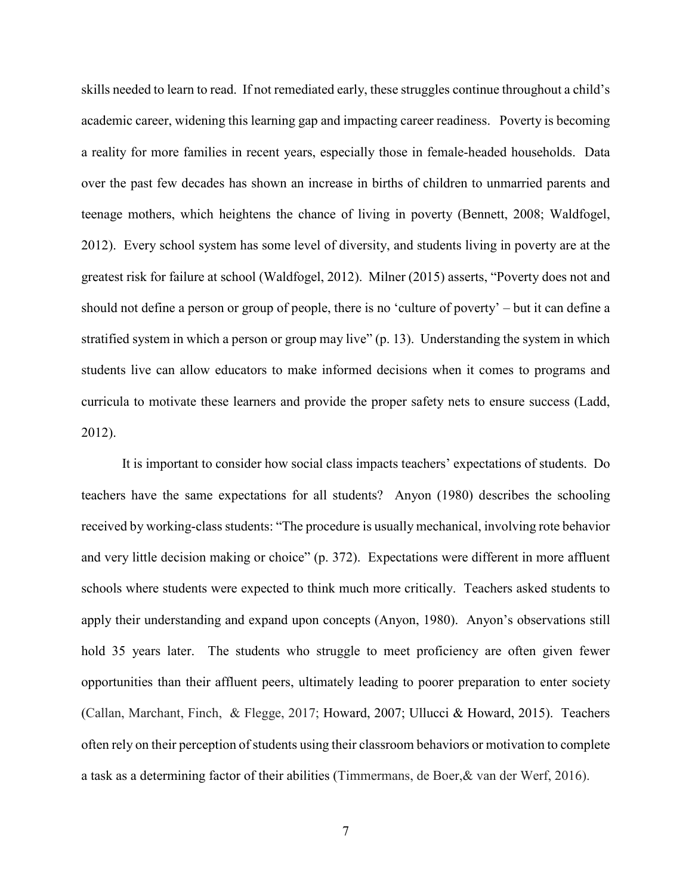skills needed to learn to read. If not remediated early, these struggles continue throughout a child's academic career, widening this learning gap and impacting career readiness. Poverty is becoming a reality for more families in recent years, especially those in female-headed households. Data over the past few decades has shown an increase in births of children to unmarried parents and teenage mothers, which heightens the chance of living in poverty (Bennett, 2008; Waldfogel, 2012). Every school system has some level of diversity, and students living in poverty are at the greatest risk for failure at school (Waldfogel, 2012). Milner (2015) asserts, "Poverty does not and should not define a person or group of people, there is no 'culture of poverty' – but it can define a stratified system in which a person or group may live" (p. 13). Understanding the system in which students live can allow educators to make informed decisions when it comes to programs and curricula to motivate these learners and provide the proper safety nets to ensure success (Ladd, 2012).

It is important to consider how social class impacts teachers' expectations of students. Do teachers have the same expectations for all students? Anyon (1980) describes the schooling received by working-class students: "The procedure is usually mechanical, involving rote behavior and very little decision making or choice" (p. 372). Expectations were different in more affluent schools where students were expected to think much more critically. Teachers asked students to apply their understanding and expand upon concepts (Anyon, 1980). Anyon's observations still hold 35 years later. The students who struggle to meet proficiency are often given fewer opportunities than their affluent peers, ultimately leading to poorer preparation to enter society (Callan, Marchant, Finch, & Flegge, 2017; Howard, 2007; Ullucci & Howard, 2015). Teachers often rely on their perception of students using their classroom behaviors or motivation to complete a task as a determining factor of their abilities (Timmermans, de Boer,& van der Werf, 2016).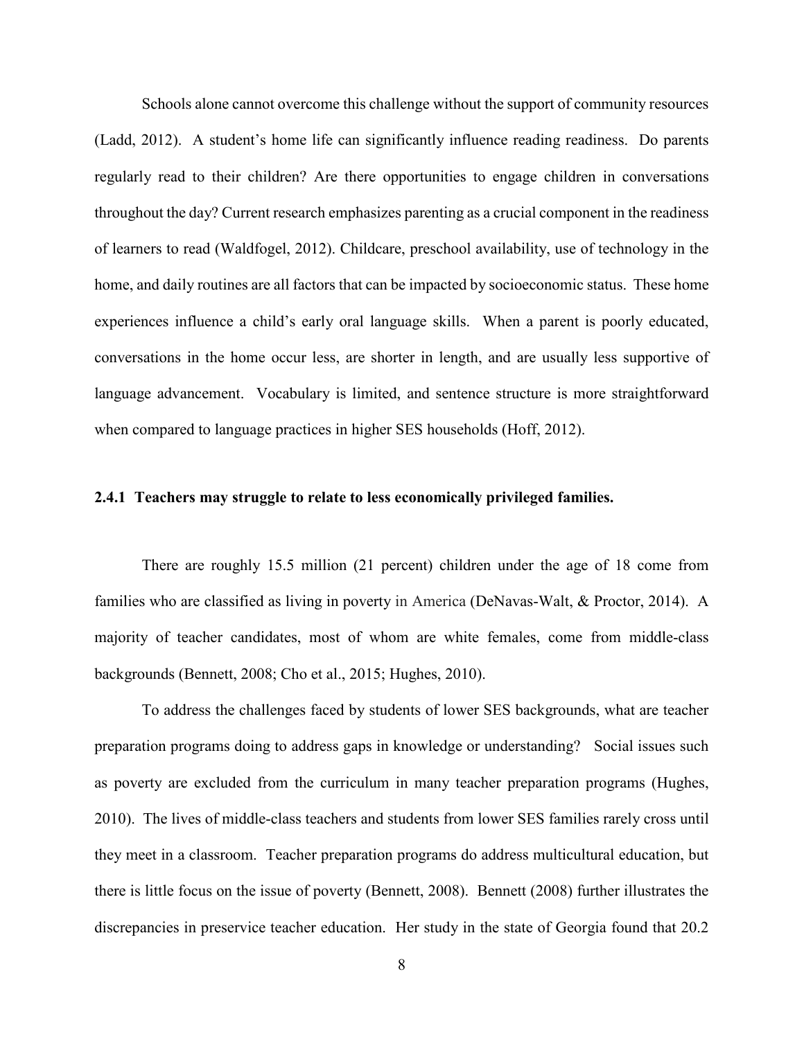Schools alone cannot overcome this challenge without the support of community resources (Ladd, 2012). A student's home life can significantly influence reading readiness. Do parents regularly read to their children? Are there opportunities to engage children in conversations throughout the day? Current research emphasizes parenting as a crucial component in the readiness of learners to read (Waldfogel, 2012). Childcare, preschool availability, use of technology in the home, and daily routines are all factors that can be impacted by socioeconomic status. These home experiences influence a child's early oral language skills. When a parent is poorly educated, conversations in the home occur less, are shorter in length, and are usually less supportive of language advancement. Vocabulary is limited, and sentence structure is more straightforward when compared to language practices in higher SES households (Hoff, 2012).

### 2.4.1 Teachers may struggle to relate to less economically privileged families.

There are roughly 15.5 million (21 percent) children under the age of 18 come from families who are classified as living in poverty in America (DeNavas-Walt, & Proctor, 2014). A majority of teacher candidates, most of whom are white females, come from middle-class backgrounds (Bennett, 2008; Cho et al., 2015; Hughes, 2010).

To address the challenges faced by students of lower SES backgrounds, what are teacher preparation programs doing to address gaps in knowledge or understanding? Social issues such as poverty are excluded from the curriculum in many teacher preparation programs (Hughes, 2010). The lives of middle-class teachers and students from lower SES families rarely cross until they meet in a classroom. Teacher preparation programs do address multicultural education, but there is little focus on the issue of poverty (Bennett, 2008). Bennett (2008) further illustrates the discrepancies in preservice teacher education. Her study in the state of Georgia found that 20.2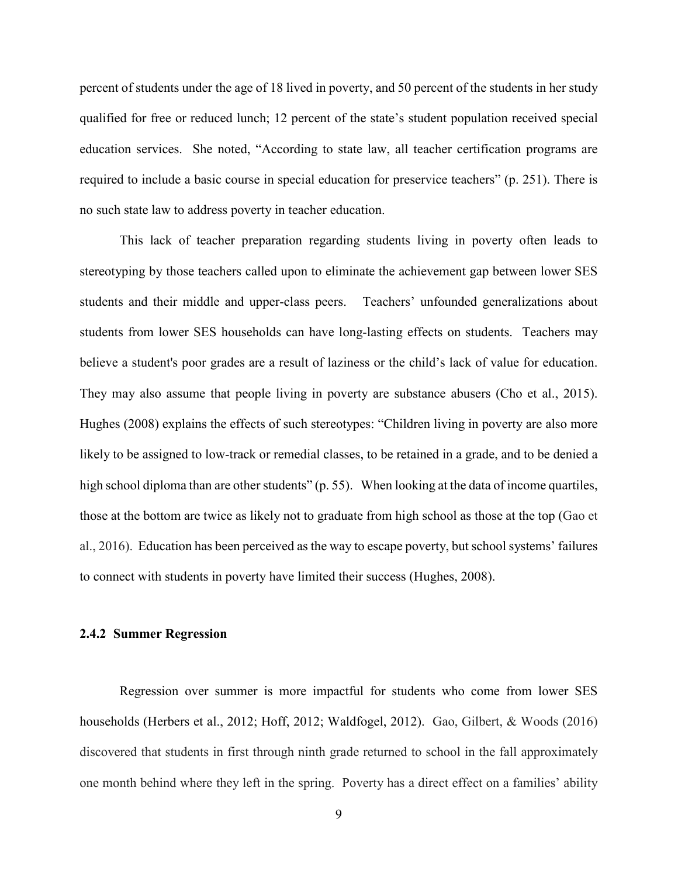percent of students under the age of 18 lived in poverty, and 50 percent of the students in her study qualified for free or reduced lunch; 12 percent of the state's student population received special education services. She noted, "According to state law, all teacher certification programs are required to include a basic course in special education for preservice teachers" (p. 251). There is no such state law to address poverty in teacher education.

This lack of teacher preparation regarding students living in poverty often leads to stereotyping by those teachers called upon to eliminate the achievement gap between lower SES students and their middle and upper-class peers. Teachers' unfounded generalizations about students from lower SES households can have long-lasting effects on students. Teachers may believe a student's poor grades are a result of laziness or the child's lack of value for education. They may also assume that people living in poverty are substance abusers (Cho et al., 2015). Hughes (2008) explains the effects of such stereotypes: "Children living in poverty are also more likely to be assigned to low-track or remedial classes, to be retained in a grade, and to be denied a high school diploma than are other students" (p. 55). When looking at the data of income quartiles, those at the bottom are twice as likely not to graduate from high school as those at the top (Gao et al., 2016). Education has been perceived as the way to escape poverty, but school systems' failures to connect with students in poverty have limited their success (Hughes, 2008).

### 2.4.2 Summer Regression

Regression over summer is more impactful for students who come from lower SES households (Herbers et al., 2012; Hoff, 2012; Waldfogel, 2012). Gao, Gilbert, & Woods (2016) discovered that students in first through ninth grade returned to school in the fall approximately one month behind where they left in the spring. Poverty has a direct effect on a families' ability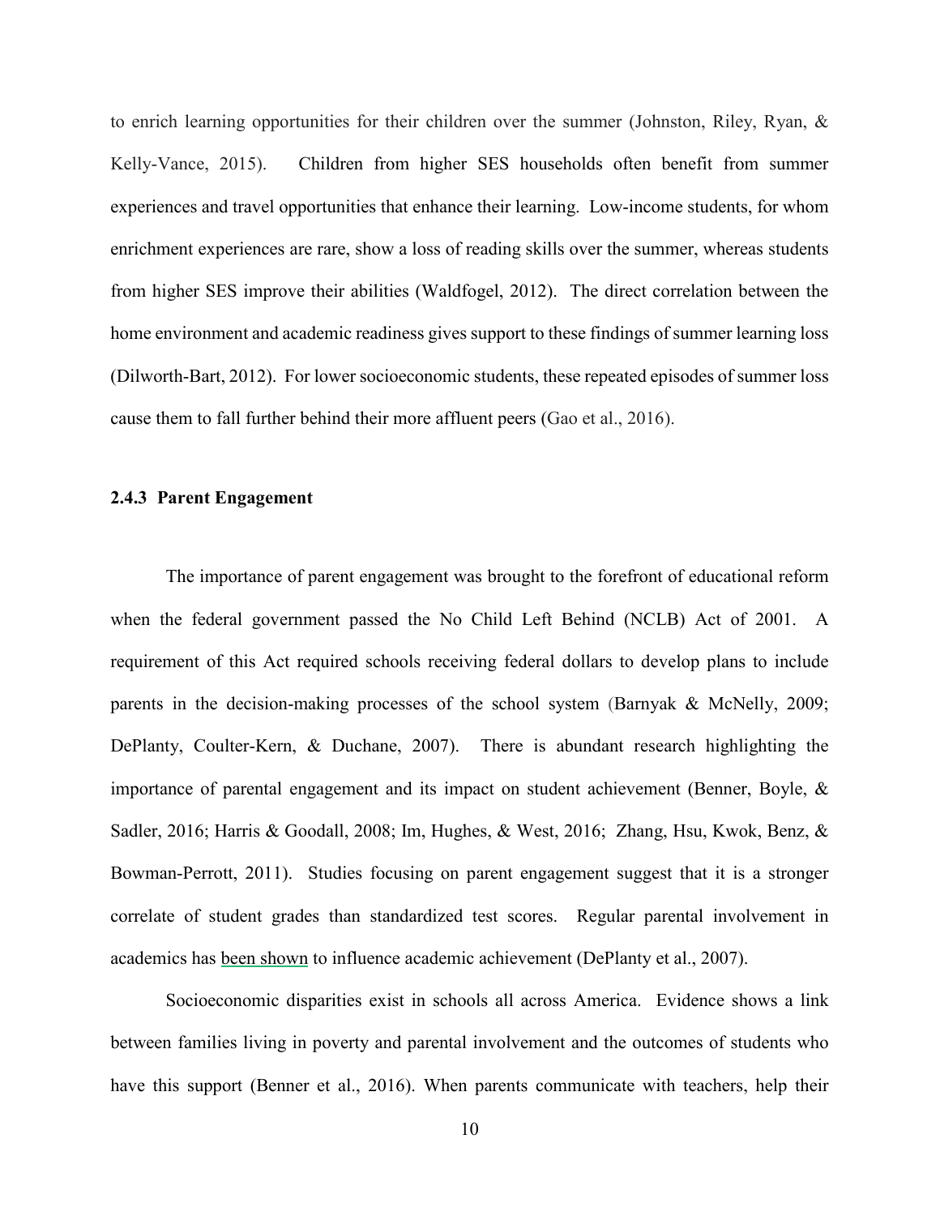to enrich learning opportunities for their children over the summer (Johnston, Riley, Ryan, & Kelly-Vance, 2015). Children from higher SES households often benefit from summer experiences and travel opportunities that enhance their learning. Low-income students, for whom enrichment experiences are rare, show a loss of reading skills over the summer, whereas students from higher SES improve their abilities (Waldfogel, 2012). The direct correlation between the home environment and academic readiness gives support to these findings of summer learning loss (Dilworth-Bart, 2012). For lower socioeconomic students, these repeated episodes of summer loss cause them to fall further behind their more affluent peers (Gao et al., 2016).

### 2.4.3 Parent Engagement

The importance of parent engagement was brought to the forefront of educational reform when the federal government passed the No Child Left Behind (NCLB) Act of 2001. A requirement of this Act required schools receiving federal dollars to develop plans to include parents in the decision-making processes of the school system (Barnyak & McNelly, 2009; DePlanty, Coulter-Kern, & Duchane, 2007). There is abundant research highlighting the importance of parental engagement and its impact on student achievement (Benner, Boyle, & Sadler, 2016; Harris & Goodall, 2008; Im, Hughes, & West, 2016; Zhang, Hsu, Kwok, Benz, & Bowman-Perrott, 2011). Studies focusing on parent engagement suggest that it is a stronger correlate of student grades than standardized test scores. Regular parental involvement in academics has been shown to influence academic achievement (DePlanty et al., 2007).

Socioeconomic disparities exist in schools all across America. Evidence shows a link between families living in poverty and parental involvement and the outcomes of students who have this support (Benner et al., 2016). When parents communicate with teachers, help their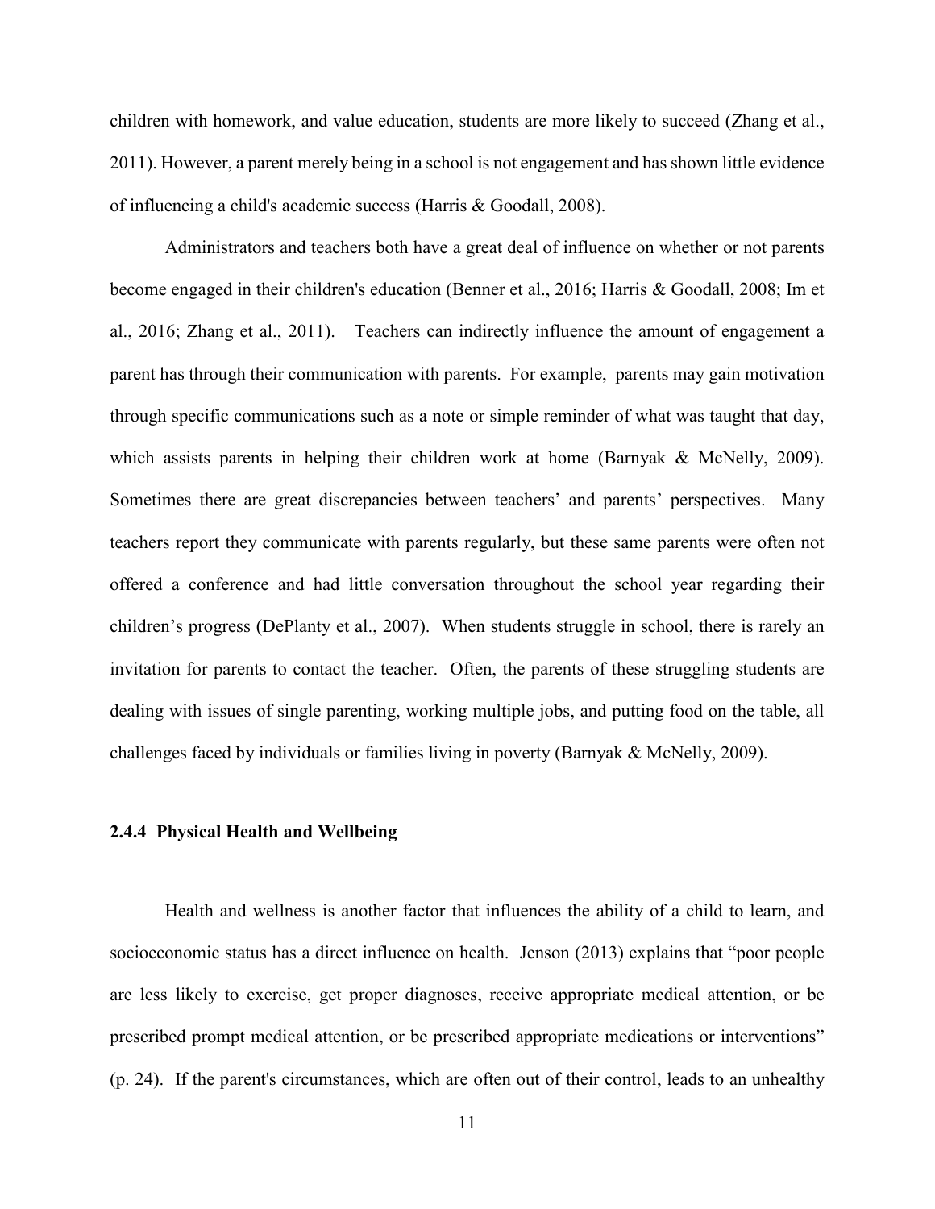children with homework, and value education, students are more likely to succeed (Zhang et al., 2011). However, a parent merely being in a school is not engagement and has shown little evidence of influencing a child's academic success (Harris & Goodall, 2008).

Administrators and teachers both have a great deal of influence on whether or not parents become engaged in their children's education (Benner et al., 2016; Harris & Goodall, 2008; Im et al., 2016; Zhang et al., 2011). Teachers can indirectly influence the amount of engagement a parent has through their communication with parents. For example, parents may gain motivation through specific communications such as a note or simple reminder of what was taught that day, which assists parents in helping their children work at home (Barnyak & McNelly, 2009). Sometimes there are great discrepancies between teachers' and parents' perspectives. Many teachers report they communicate with parents regularly, but these same parents were often not offered a conference and had little conversation throughout the school year regarding their children's progress (DePlanty et al., 2007). When students struggle in school, there is rarely an invitation for parents to contact the teacher. Often, the parents of these struggling students are dealing with issues of single parenting, working multiple jobs, and putting food on the table, all challenges faced by individuals or families living in poverty (Barnyak & McNelly, 2009).

### 2.4.4 Physical Health and Wellbeing

Health and wellness is another factor that influences the ability of a child to learn, and socioeconomic status has a direct influence on health. Jenson (2013) explains that "poor people are less likely to exercise, get proper diagnoses, receive appropriate medical attention, or be prescribed prompt medical attention, or be prescribed appropriate medications or interventions" (p. 24). If the parent's circumstances, which are often out of their control, leads to an unhealthy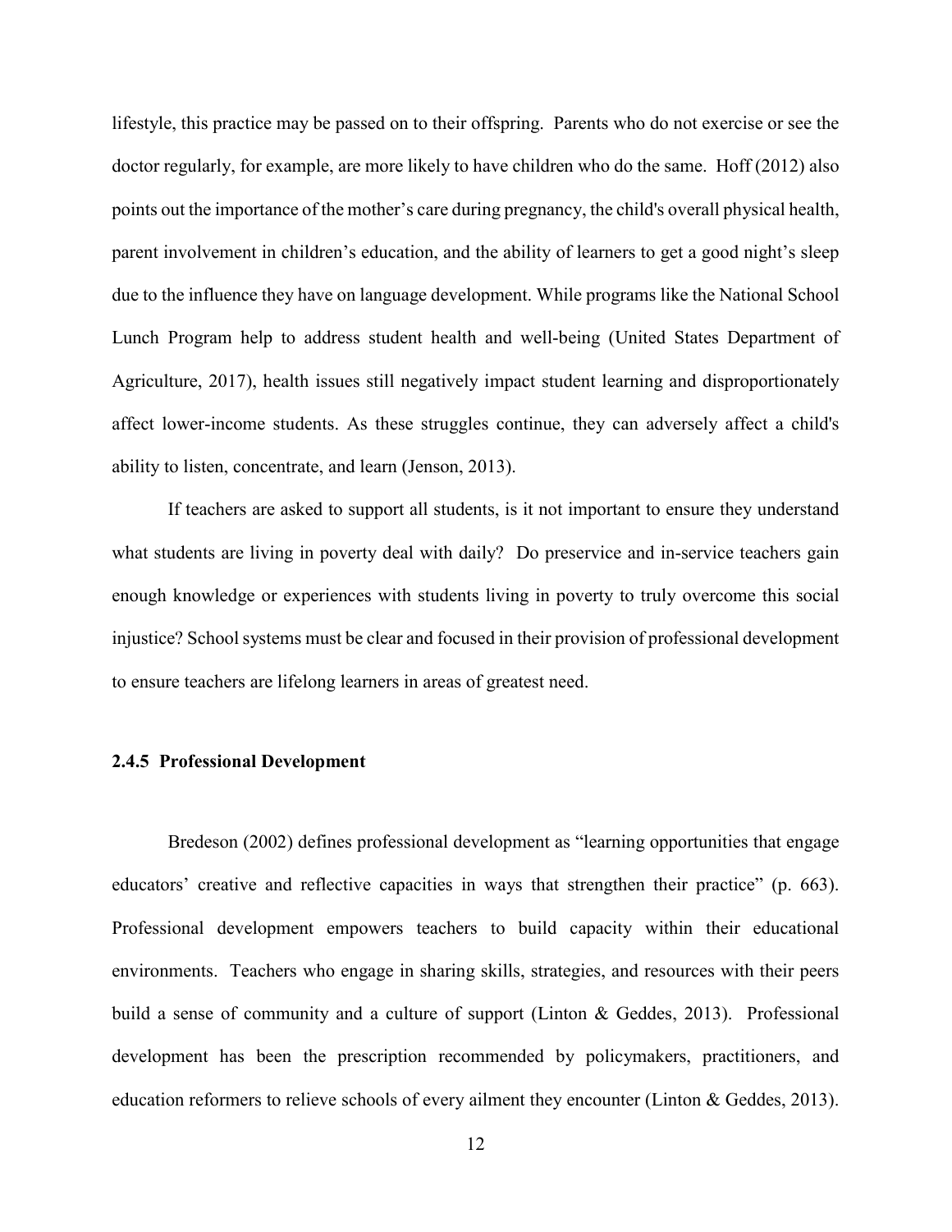lifestyle, this practice may be passed on to their offspring. Parents who do not exercise or see the doctor regularly, for example, are more likely to have children who do the same. Hoff (2012) also points out the importance of the mother's care during pregnancy, the child's overall physical health, parent involvement in children's education, and the ability of learners to get a good night's sleep due to the influence they have on language development. While programs like the National School Lunch Program help to address student health and well-being (United States Department of Agriculture, 2017), health issues still negatively impact student learning and disproportionately affect lower-income students. As these struggles continue, they can adversely affect a child's ability to listen, concentrate, and learn (Jenson, 2013).

If teachers are asked to support all students, is it not important to ensure they understand what students are living in poverty deal with daily? Do preservice and in-service teachers gain enough knowledge or experiences with students living in poverty to truly overcome this social injustice? School systems must be clear and focused in their provision of professional development to ensure teachers are lifelong learners in areas of greatest need.

### 2.4.5 Professional Development

Bredeson (2002) defines professional development as "learning opportunities that engage educators' creative and reflective capacities in ways that strengthen their practice" (p. 663). Professional development empowers teachers to build capacity within their educational environments. Teachers who engage in sharing skills, strategies, and resources with their peers build a sense of community and a culture of support (Linton & Geddes, 2013). Professional development has been the prescription recommended by policymakers, practitioners, and education reformers to relieve schools of every ailment they encounter (Linton & Geddes, 2013).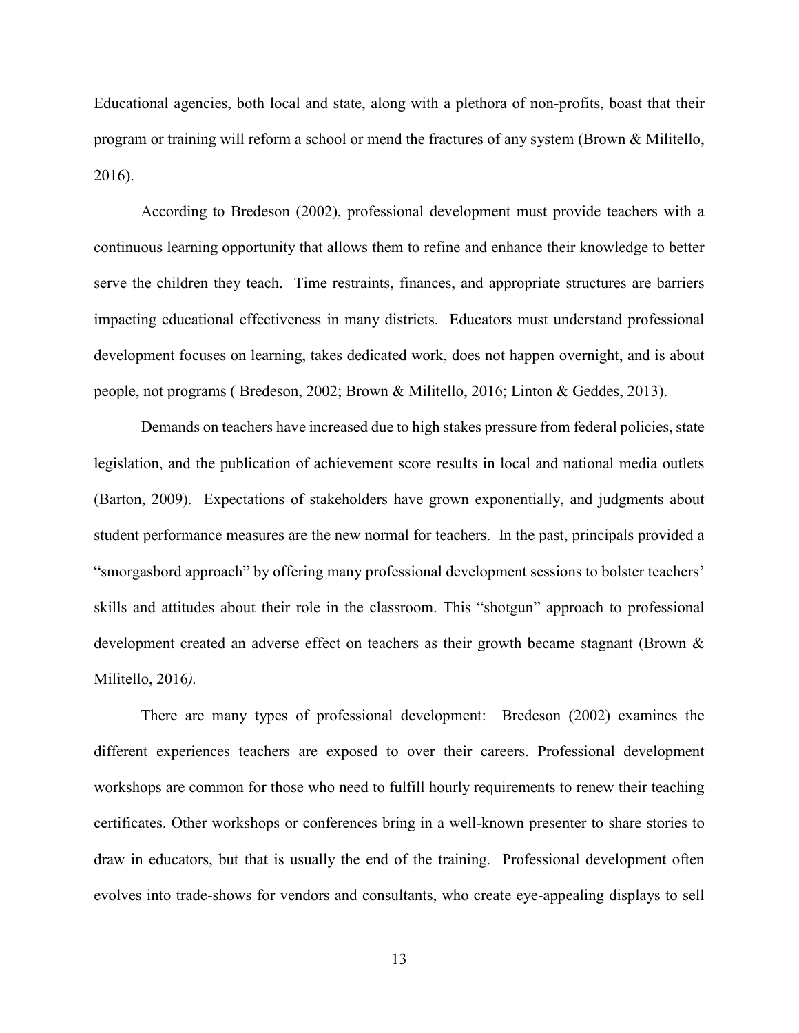Educational agencies, both local and state, along with a plethora of non-profits, boast that their program or training will reform a school or mend the fractures of any system (Brown & Militello, 2016).

According to Bredeson (2002), professional development must provide teachers with a continuous learning opportunity that allows them to refine and enhance their knowledge to better serve the children they teach. Time restraints, finances, and appropriate structures are barriers impacting educational effectiveness in many districts. Educators must understand professional development focuses on learning, takes dedicated work, does not happen overnight, and is about people, not programs ( Bredeson, 2002; Brown & Militello, 2016; Linton & Geddes, 2013).

Demands on teachers have increased due to high stakes pressure from federal policies, state legislation, and the publication of achievement score results in local and national media outlets (Barton, 2009). Expectations of stakeholders have grown exponentially, and judgments about student performance measures are the new normal for teachers. In the past, principals provided a "smorgasbord approach" by offering many professional development sessions to bolster teachers' skills and attitudes about their role in the classroom. This "shotgun" approach to professional development created an adverse effect on teachers as their growth became stagnant (Brown & Militello, 2016*).*

There are many types of professional development: Bredeson (2002) examines the different experiences teachers are exposed to over their careers. Professional development workshops are common for those who need to fulfill hourly requirements to renew their teaching certificates. Other workshops or conferences bring in a well-known presenter to share stories to draw in educators, but that is usually the end of the training. Professional development often evolves into trade-shows for vendors and consultants, who create eye-appealing displays to sell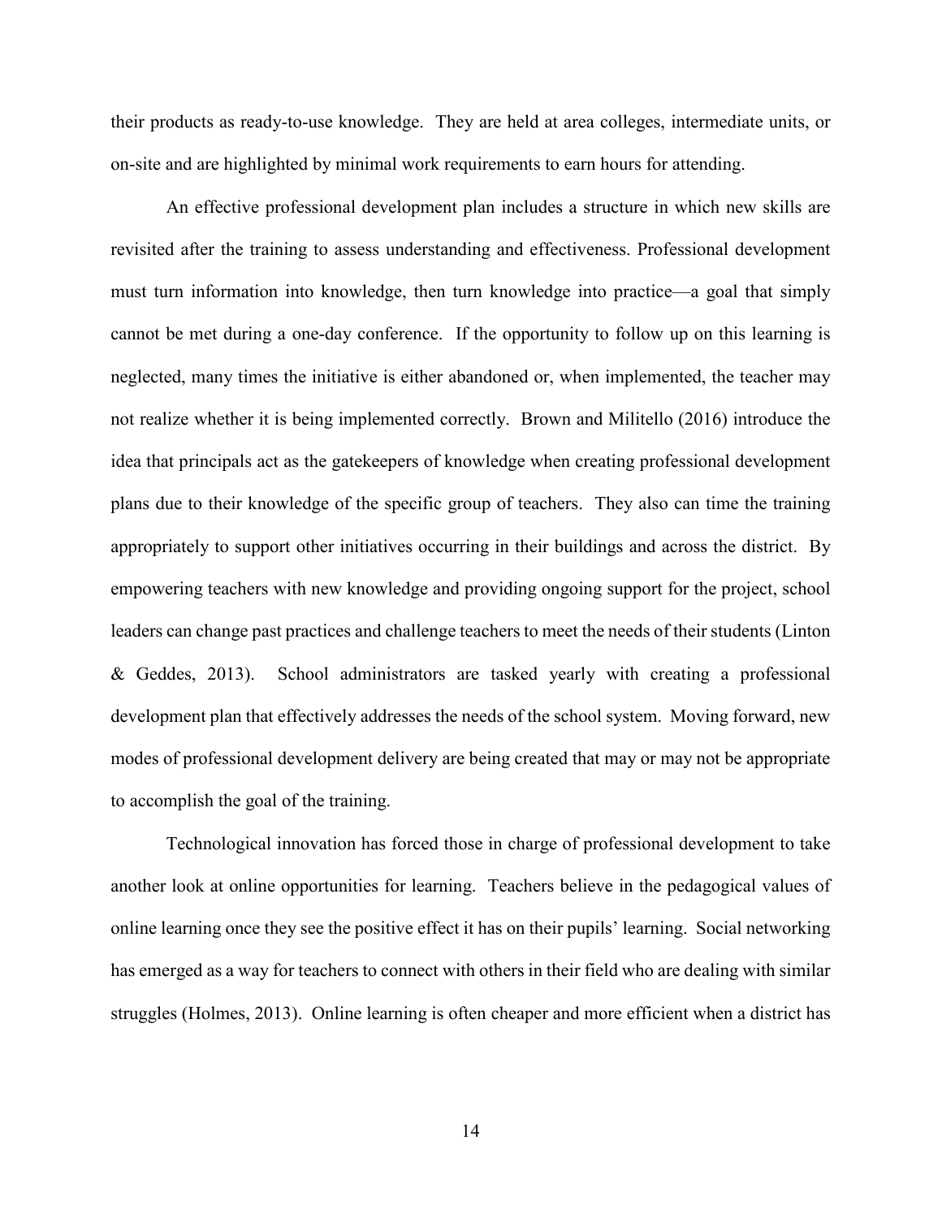their products as ready-to-use knowledge. They are held at area colleges, intermediate units, or on-site and are highlighted by minimal work requirements to earn hours for attending.

An effective professional development plan includes a structure in which new skills are revisited after the training to assess understanding and effectiveness. Professional development must turn information into knowledge, then turn knowledge into practice—a goal that simply cannot be met during a one-day conference. If the opportunity to follow up on this learning is neglected, many times the initiative is either abandoned or, when implemented, the teacher may not realize whether it is being implemented correctly. Brown and Militello (2016) introduce the idea that principals act as the gatekeepers of knowledge when creating professional development plans due to their knowledge of the specific group of teachers. They also can time the training appropriately to support other initiatives occurring in their buildings and across the district. By empowering teachers with new knowledge and providing ongoing support for the project, school leaders can change past practices and challenge teachers to meet the needs of their students (Linton & Geddes, 2013). School administrators are tasked yearly with creating a professional development plan that effectively addresses the needs of the school system. Moving forward, new modes of professional development delivery are being created that may or may not be appropriate to accomplish the goal of the training.

Technological innovation has forced those in charge of professional development to take another look at online opportunities for learning. Teachers believe in the pedagogical values of online learning once they see the positive effect it has on their pupils' learning. Social networking has emerged as a way for teachers to connect with others in their field who are dealing with similar struggles (Holmes, 2013). Online learning is often cheaper and more efficient when a district has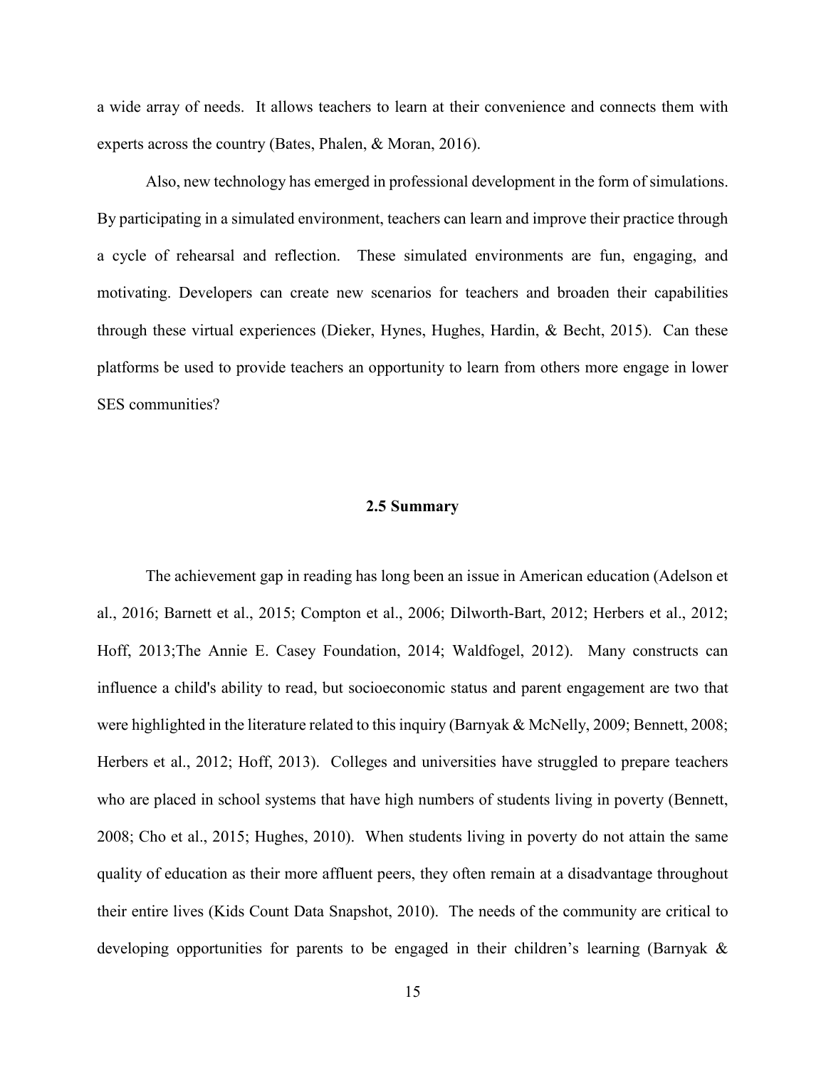a wide array of needs. It allows teachers to learn at their convenience and connects them with experts across the country (Bates, Phalen, & Moran, 2016).

Also, new technology has emerged in professional development in the form of simulations. By participating in a simulated environment, teachers can learn and improve their practice through a cycle of rehearsal and reflection. These simulated environments are fun, engaging, and motivating. Developers can create new scenarios for teachers and broaden their capabilities through these virtual experiences (Dieker, Hynes, Hughes, Hardin, & Becht, 2015). Can these platforms be used to provide teachers an opportunity to learn from others more engage in lower SES communities?

## 2.5 Summary

The achievement gap in reading has long been an issue in American education (Adelson et al., 2016; Barnett et al., 2015; Compton et al., 2006; Dilworth-Bart, 2012; Herbers et al., 2012; Hoff, 2013;The Annie E. Casey Foundation, 2014; Waldfogel, 2012). Many constructs can influence a child's ability to read, but socioeconomic status and parent engagement are two that were highlighted in the literature related to this inquiry (Barnyak & McNelly, 2009; Bennett, 2008; Herbers et al., 2012; Hoff, 2013). Colleges and universities have struggled to prepare teachers who are placed in school systems that have high numbers of students living in poverty (Bennett, 2008; Cho et al., 2015; Hughes, 2010). When students living in poverty do not attain the same quality of education as their more affluent peers, they often remain at a disadvantage throughout their entire lives (Kids Count Data Snapshot, 2010). The needs of the community are critical to developing opportunities for parents to be engaged in their children's learning (Barnyak &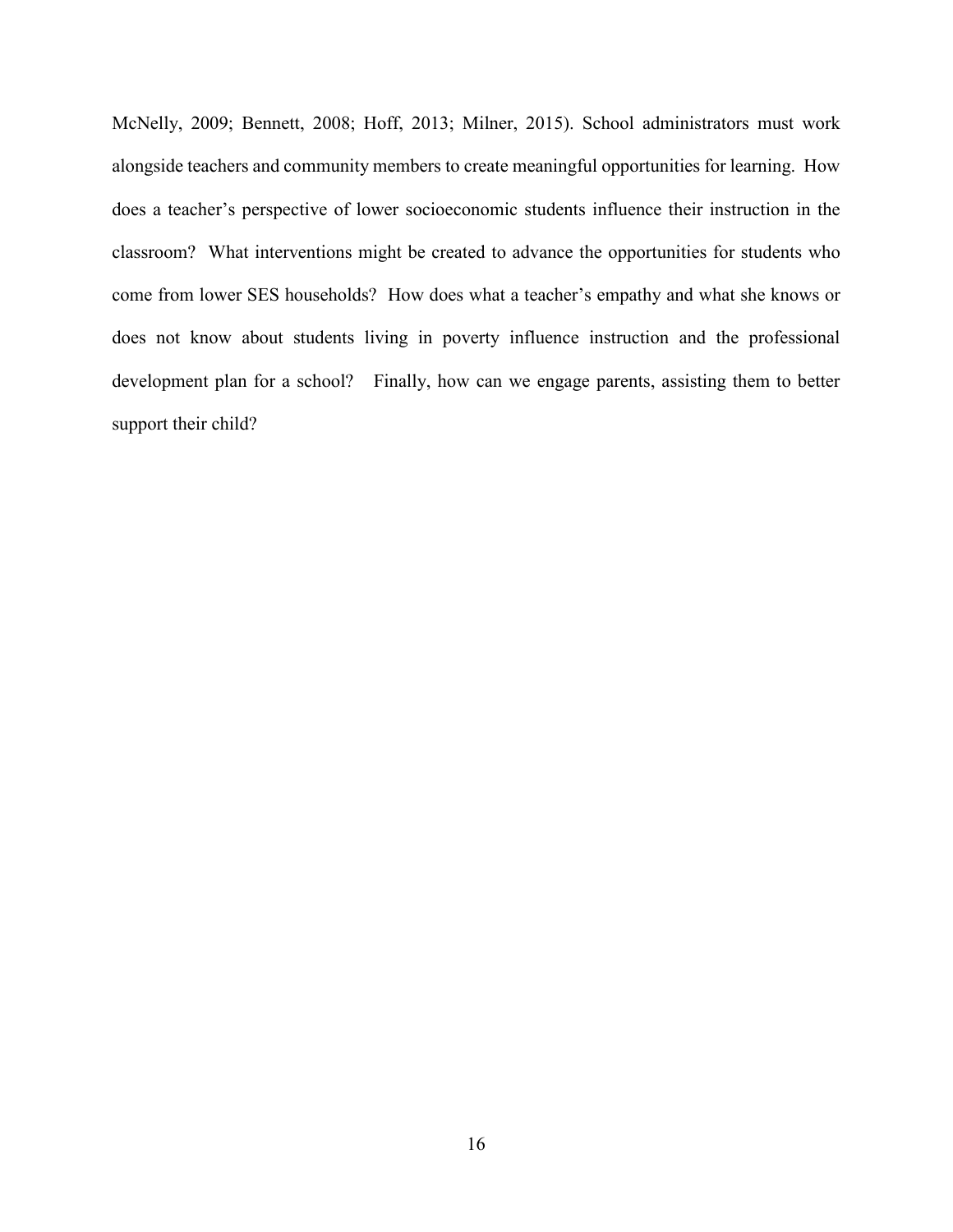McNelly, 2009; Bennett, 2008; Hoff, 2013; Milner, 2015). School administrators must work alongside teachers and community members to create meaningful opportunities for learning. How does a teacher's perspective of lower socioeconomic students influence their instruction in the classroom? What interventions might be created to advance the opportunities for students who come from lower SES households? How does what a teacher's empathy and what she knows or does not know about students living in poverty influence instruction and the professional development plan for a school? Finally, how can we engage parents, assisting them to better support their child?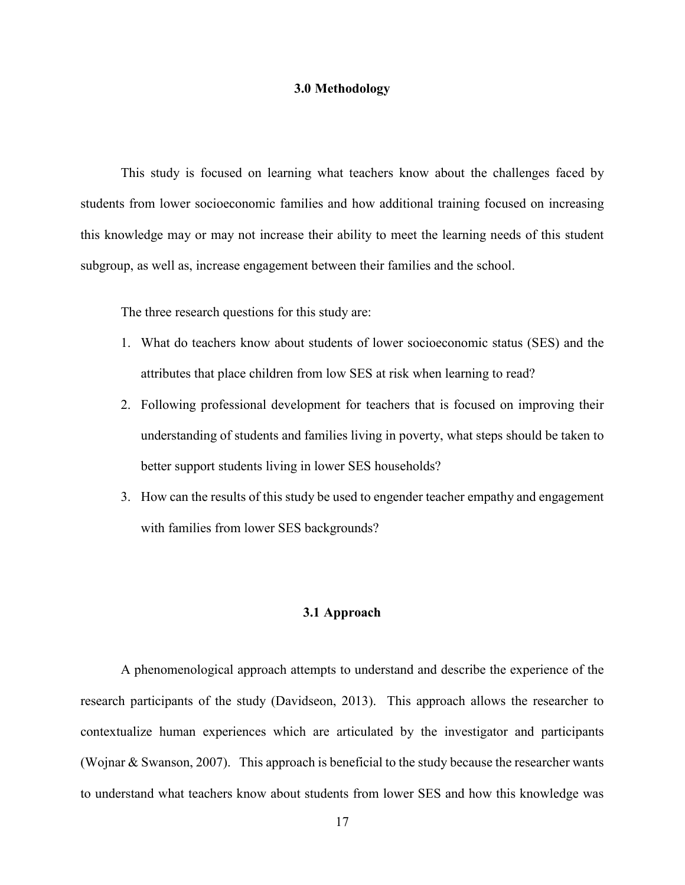## 3.0 Methodology

This study is focused on learning what teachers know about the challenges faced by students from lower socioeconomic families and how additional training focused on increasing this knowledge may or may not increase their ability to meet the learning needs of this student subgroup, as well as, increase engagement between their families and the school.

The three research questions for this study are:

1. What do teachers know about students of lower socioeconomic status (SES) and the attributes that place children from low SES at risk when learning to read?
2. Following professional development for teachers that is focused on improving their understanding of students and families living in poverty, what steps should be taken to better support students living in lower SES households?
3. How can the results of this study be used to engender teacher empathy and engagement with families from lower SES backgrounds?

### 3.1 Approach

A phenomenological approach attempts to understand and describe the experience of the research participants of the study (Davidseon, 2013). This approach allows the researcher to contextualize human experiences which are articulated by the investigator and participants (Wojnar & Swanson, 2007). This approach is beneficial to the study because the researcher wants to understand what teachers know about students from lower SES and how this knowledge was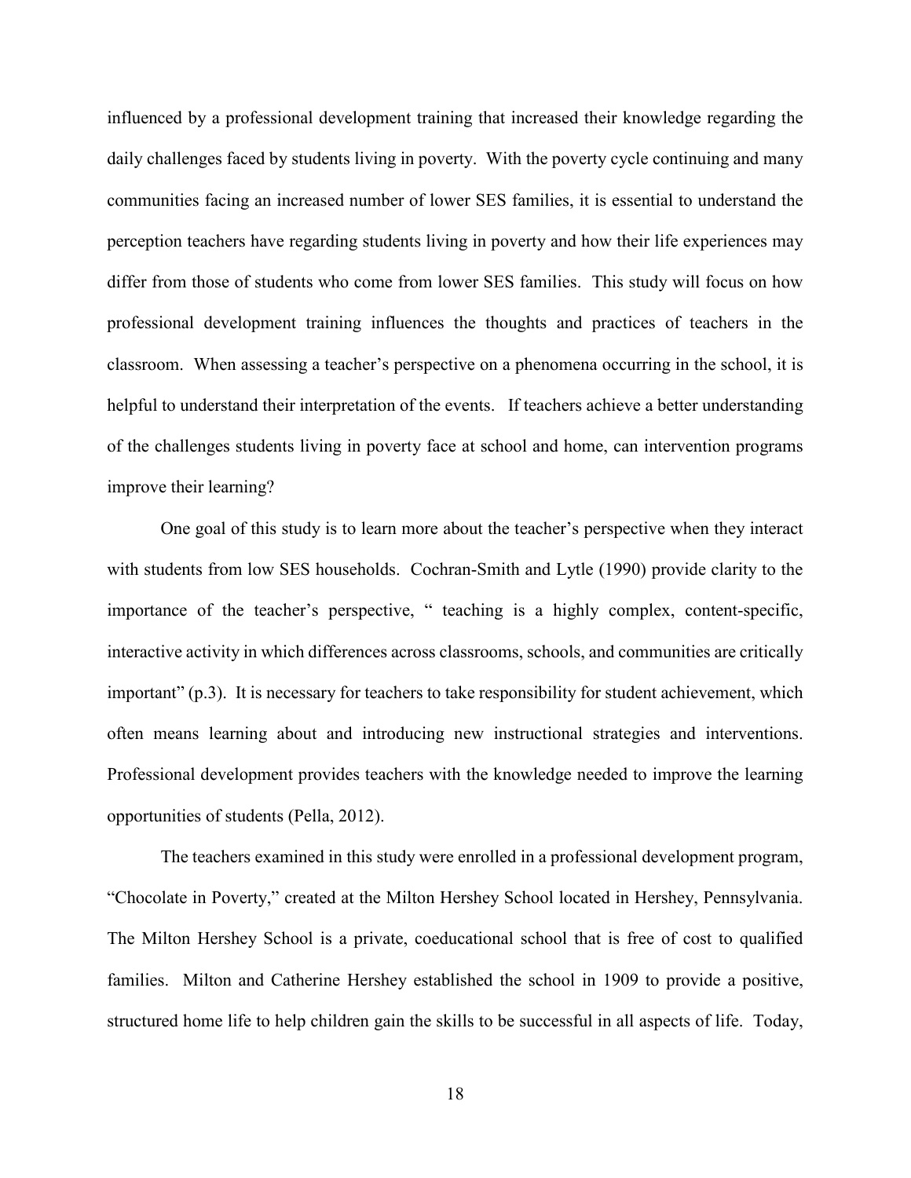influenced by a professional development training that increased their knowledge regarding the daily challenges faced by students living in poverty. With the poverty cycle continuing and many communities facing an increased number of lower SES families, it is essential to understand the perception teachers have regarding students living in poverty and how their life experiences may differ from those of students who come from lower SES families. This study will focus on how professional development training influences the thoughts and practices of teachers in the classroom. When assessing a teacher's perspective on a phenomena occurring in the school, it is helpful to understand their interpretation of the events. If teachers achieve a better understanding of the challenges students living in poverty face at school and home, can intervention programs improve their learning?

One goal of this study is to learn more about the teacher's perspective when they interact with students from low SES households. Cochran-Smith and Lytle (1990) provide clarity to the importance of the teacher's perspective, " teaching is a highly complex, content-specific, interactive activity in which differences across classrooms, schools, and communities are critically important" (p.3). It is necessary for teachers to take responsibility for student achievement, which often means learning about and introducing new instructional strategies and interventions. Professional development provides teachers with the knowledge needed to improve the learning opportunities of students (Pella, 2012).

The teachers examined in this study were enrolled in a professional development program, "Chocolate in Poverty," created at the Milton Hershey School located in Hershey, Pennsylvania. The Milton Hershey School is a private, coeducational school that is free of cost to qualified families. Milton and Catherine Hershey established the school in 1909 to provide a positive, structured home life to help children gain the skills to be successful in all aspects of life. Today,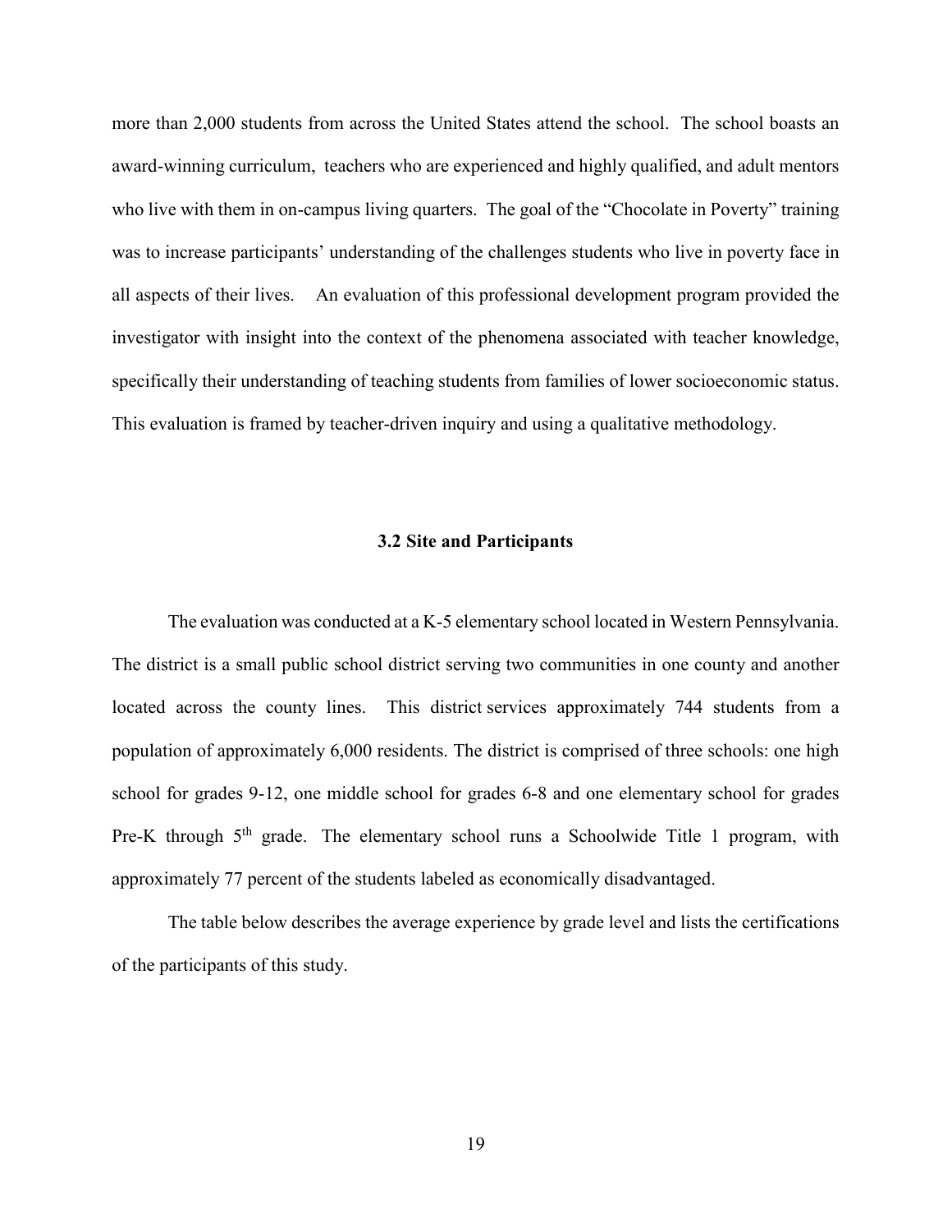more than 2,000 students from across the United States attend the school. The school boasts an award-winning curriculum, teachers who are experienced and highly qualified, and adult mentors who live with them in on-campus living quarters. The goal of the "Chocolate in Poverty" training was to increase participants' understanding of the challenges students who live in poverty face in all aspects of their lives. An evaluation of this professional development program provided the investigator with insight into the context of the phenomena associated with teacher knowledge, specifically their understanding of teaching students from families of lower socioeconomic status. This evaluation is framed by teacher-driven inquiry and using a qualitative methodology.

### 3.2 Site and Participants

The evaluation was conducted at a K-5 elementary school located in Western Pennsylvania. The district is a small public school district serving two communities in one county and another located across the county lines. This district services approximately 744 students from a population of approximately 6,000 residents. The district is comprised of three schools: one high school for grades 9-12, one middle school for grades 6-8 and one elementary school for grades Pre-K through 5th grade. The elementary school runs a Schoolwide Title 1 program, with approximately 77 percent of the students labeled as economically disadvantaged.

The table below describes the average experience by grade level and lists the certifications of the participants of this study.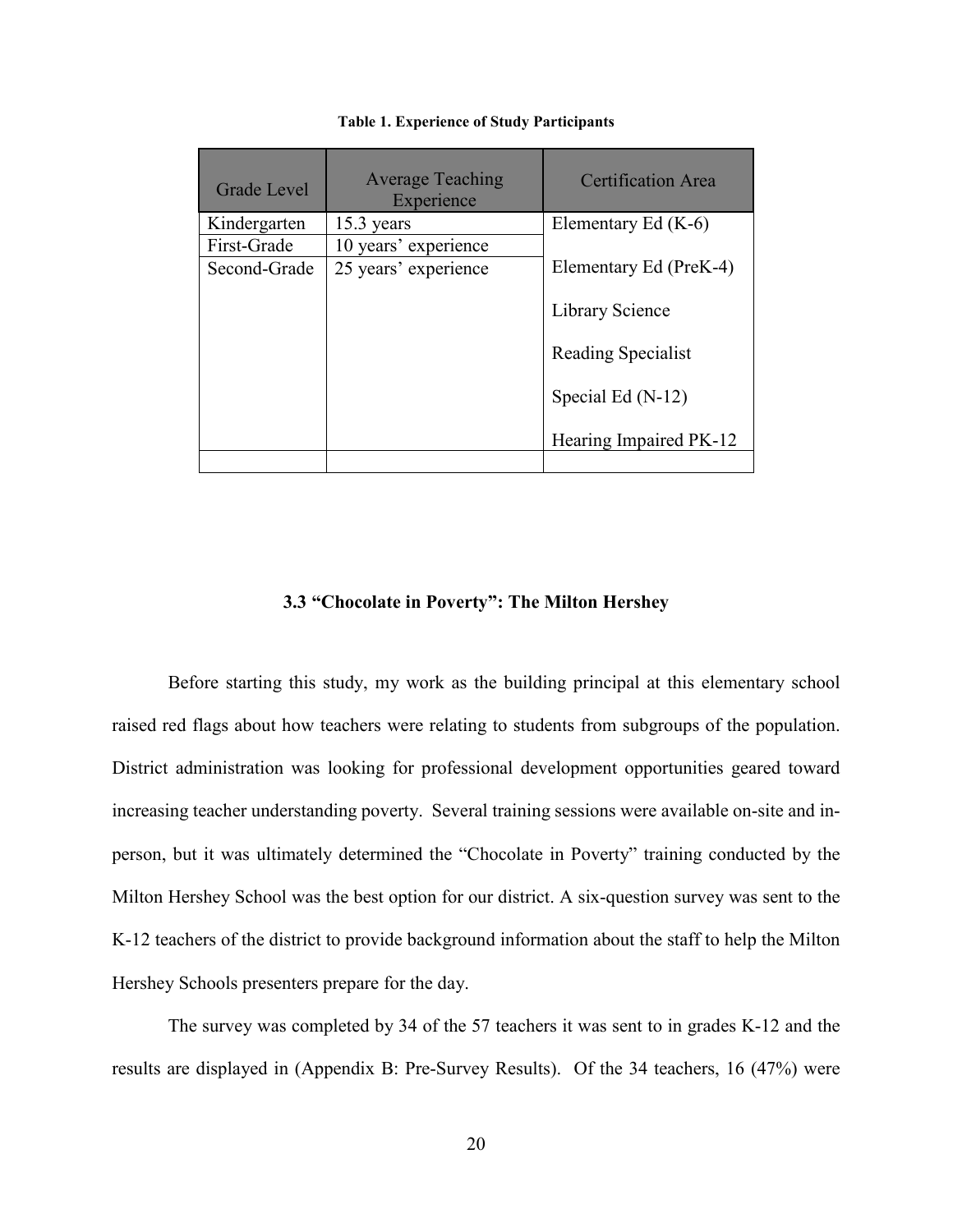**Table 1. Experience of Study Participants**

| Grade Level | Average Teaching Experience | Certification Area |
|---|---|---|
| Kindergarten | 15.3 years | Elementary Ed (K-6) |
| First-Grade | 10 years' experience | |
| Second-Grade | 25 years' experience | Elementary Ed (PreK-4) |
| | | Library Science |
| | | Reading Specialist |
| | | Special Ed (N-12) |
| | | Hearing Impaired PK-12 |
| | | |

### 3.3 "Chocolate in Poverty": The Milton Hershey

Before starting this study, my work as the building principal at this elementary school raised red flags about how teachers were relating to students from subgroups of the population. District administration was looking for professional development opportunities geared toward increasing teacher understanding poverty. Several training sessions were available on-site and in-person, but it was ultimately determined the "Chocolate in Poverty" training conducted by the Milton Hershey School was the best option for our district. A six-question survey was sent to the K-12 teachers of the district to provide background information about the staff to help the Milton Hershey Schools presenters prepare for the day.

The survey was completed by 34 of the 57 teachers it was sent to in grades K-12 and the results are displayed in (Appendix B: Pre-Survey Results). Of the 34 teachers, 16 (47%) were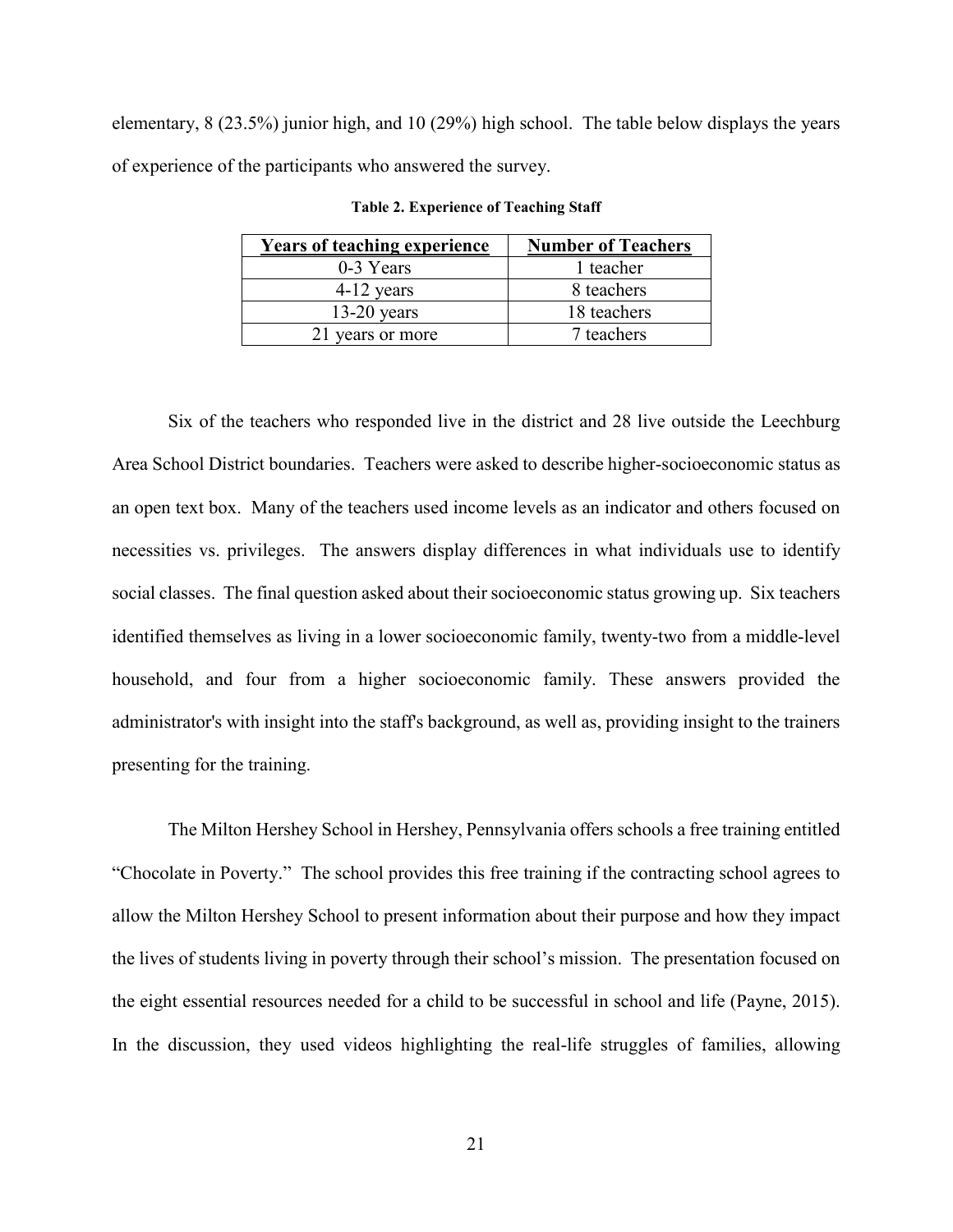elementary, 8 (23.5%) junior high, and 10 (29%) high school. The table below displays the years of experience of the participants who answered the survey.

**Table 2. Experience of Teaching Staff**

| Years of teaching experience | Number of Teachers |
|---|---|
| 0-3 Years | 1 teacher |
| 4-12 years | 8 teachers |
| 13-20 years | 18 teachers |
| 21 years or more | 7 teachers |

Six of the teachers who responded live in the district and 28 live outside the Leechburg Area School District boundaries. Teachers were asked to describe higher-socioeconomic status as an open text box. Many of the teachers used income levels as an indicator and others focused on necessities vs. privileges. The answers display differences in what individuals use to identify social classes. The final question asked about their socioeconomic status growing up. Six teachers identified themselves as living in a lower socioeconomic family, twenty-two from a middle-level household, and four from a higher socioeconomic family. These answers provided the administrator's with insight into the staff's background, as well as, providing insight to the trainers presenting for the training.

The Milton Hershey School in Hershey, Pennsylvania offers schools a free training entitled "Chocolate in Poverty." The school provides this free training if the contracting school agrees to allow the Milton Hershey School to present information about their purpose and how they impact the lives of students living in poverty through their school's mission. The presentation focused on the eight essential resources needed for a child to be successful in school and life (Payne, 2015). In the discussion, they used videos highlighting the real-life struggles of families, allowing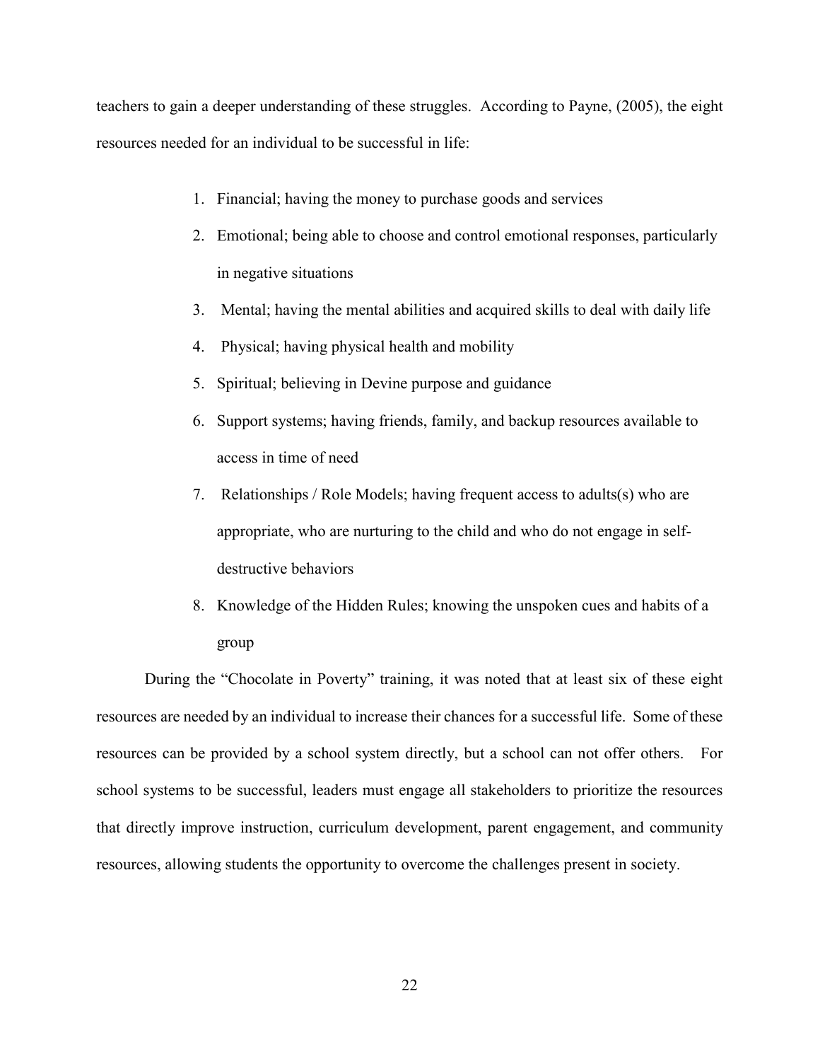teachers to gain a deeper understanding of these struggles. According to Payne, (2005), the eight resources needed for an individual to be successful in life:

1. Financial; having the money to purchase goods and services
2. Emotional; being able to choose and control emotional responses, particularly in negative situations
3. Mental; having the mental abilities and acquired skills to deal with daily life
4. Physical; having physical health and mobility
5. Spiritual; believing in Devine purpose and guidance
6. Support systems; having friends, family, and backup resources available to access in time of need
7. Relationships / Role Models; having frequent access to adults(s) who are appropriate, who are nurturing to the child and who do not engage in self-destructive behaviors
8. Knowledge of the Hidden Rules; knowing the unspoken cues and habits of a group

During the "Chocolate in Poverty" training, it was noted that at least six of these eight resources are needed by an individual to increase their chances for a successful life. Some of these resources can be provided by a school system directly, but a school can not offer others. For school systems to be successful, leaders must engage all stakeholders to prioritize the resources that directly improve instruction, curriculum development, parent engagement, and community resources, allowing students the opportunity to overcome the challenges present in society.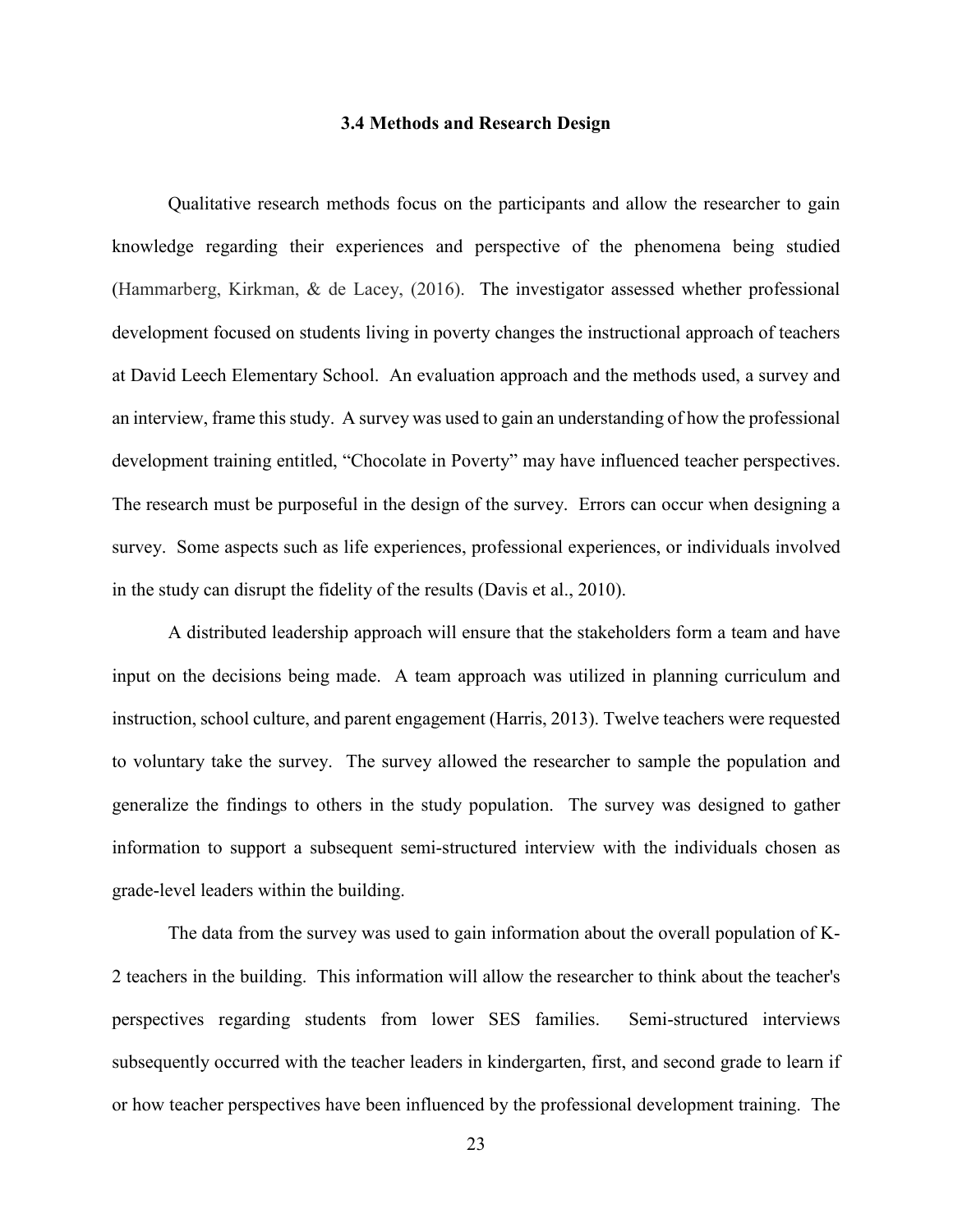### 3.4 Methods and Research Design

Qualitative research methods focus on the participants and allow the researcher to gain knowledge regarding their experiences and perspective of the phenomena being studied (Hammarberg, Kirkman, & de Lacey, (2016). The investigator assessed whether professional development focused on students living in poverty changes the instructional approach of teachers at David Leech Elementary School. An evaluation approach and the methods used, a survey and an interview, frame this study. A survey was used to gain an understanding of how the professional development training entitled, "Chocolate in Poverty" may have influenced teacher perspectives. The research must be purposeful in the design of the survey. Errors can occur when designing a survey. Some aspects such as life experiences, professional experiences, or individuals involved in the study can disrupt the fidelity of the results (Davis et al., 2010).

A distributed leadership approach will ensure that the stakeholders form a team and have input on the decisions being made. A team approach was utilized in planning curriculum and instruction, school culture, and parent engagement (Harris, 2013). Twelve teachers were requested to voluntary take the survey. The survey allowed the researcher to sample the population and generalize the findings to others in the study population. The survey was designed to gather information to support a subsequent semi-structured interview with the individuals chosen as grade-level leaders within the building.

The data from the survey was used to gain information about the overall population of K-2 teachers in the building. This information will allow the researcher to think about the teacher's perspectives regarding students from lower SES families. Semi-structured interviews subsequently occurred with the teacher leaders in kindergarten, first, and second grade to learn if or how teacher perspectives have been influenced by the professional development training. The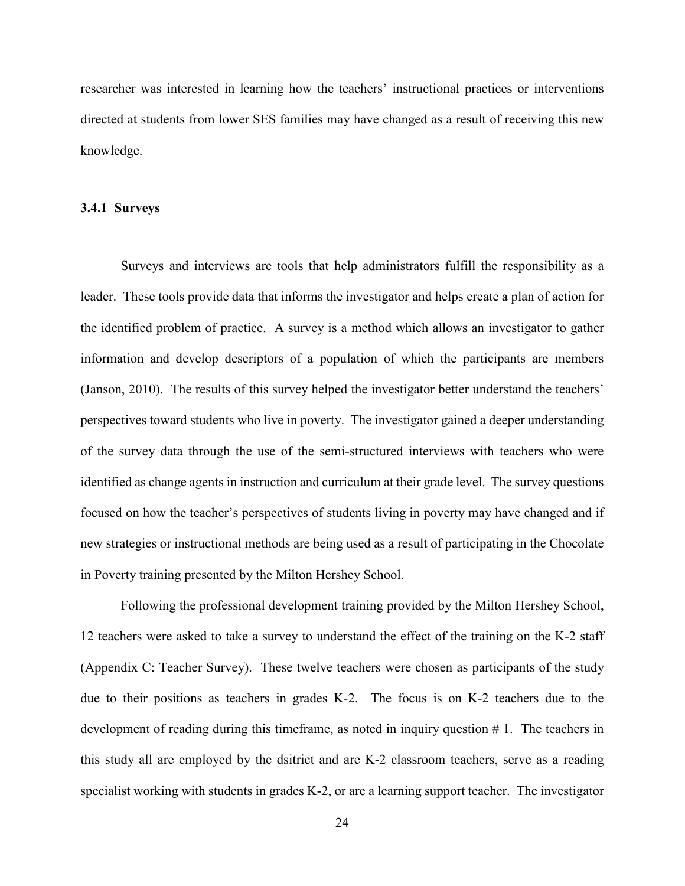researcher was interested in learning how the teachers' instructional practices or interventions directed at students from lower SES families may have changed as a result of receiving this new knowledge.

### 3.4.1 Surveys

Surveys and interviews are tools that help administrators fulfill the responsibility as a leader. These tools provide data that informs the investigator and helps create a plan of action for the identified problem of practice. A survey is a method which allows an investigator to gather information and develop descriptors of a population of which the participants are members (Janson, 2010). The results of this survey helped the investigator better understand the teachers' perspectives toward students who live in poverty. The investigator gained a deeper understanding of the survey data through the use of the semi-structured interviews with teachers who were identified as change agents in instruction and curriculum at their grade level. The survey questions focused on how the teacher's perspectives of students living in poverty may have changed and if new strategies or instructional methods are being used as a result of participating in the Chocolate in Poverty training presented by the Milton Hershey School.

Following the professional development training provided by the Milton Hershey School, 12 teachers were asked to take a survey to understand the effect of the training on the K-2 staff (Appendix C: Teacher Survey). These twelve teachers were chosen as participants of the study due to their positions as teachers in grades K-2. The focus is on K-2 teachers due to the development of reading during this timeframe, as noted in inquiry question # 1. The teachers in this study all are employed by the dsitrict and are K-2 classroom teachers, serve as a reading specialist working with students in grades K-2, or are a learning support teacher. The investigator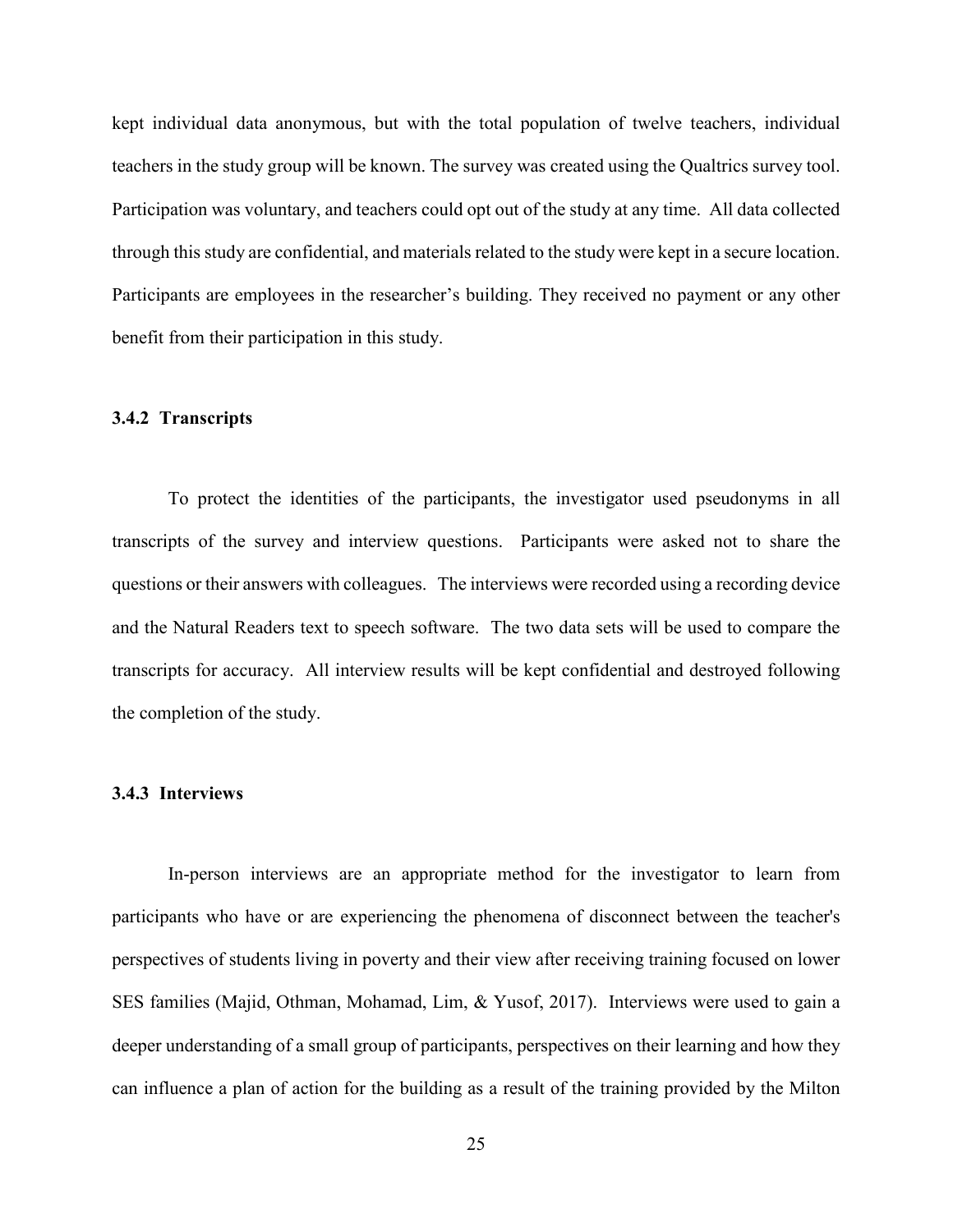kept individual data anonymous, but with the total population of twelve teachers, individual teachers in the study group will be known. The survey was created using the Qualtrics survey tool. Participation was voluntary, and teachers could opt out of the study at any time. All data collected through this study are confidential, and materials related to the study were kept in a secure location. Participants are employees in the researcher's building. They received no payment or any other benefit from their participation in this study.

### 3.4.2 Transcripts

To protect the identities of the participants, the investigator used pseudonyms in all transcripts of the survey and interview questions. Participants were asked not to share the questions or their answers with colleagues. The interviews were recorded using a recording device and the Natural Readers text to speech software. The two data sets will be used to compare the transcripts for accuracy. All interview results will be kept confidential and destroyed following the completion of the study.

### 3.4.3 Interviews

In-person interviews are an appropriate method for the investigator to learn from participants who have or are experiencing the phenomena of disconnect between the teacher's perspectives of students living in poverty and their view after receiving training focused on lower SES families (Majid, Othman, Mohamad, Lim, & Yusof, 2017). Interviews were used to gain a deeper understanding of a small group of participants, perspectives on their learning and how they can influence a plan of action for the building as a result of the training provided by the Milton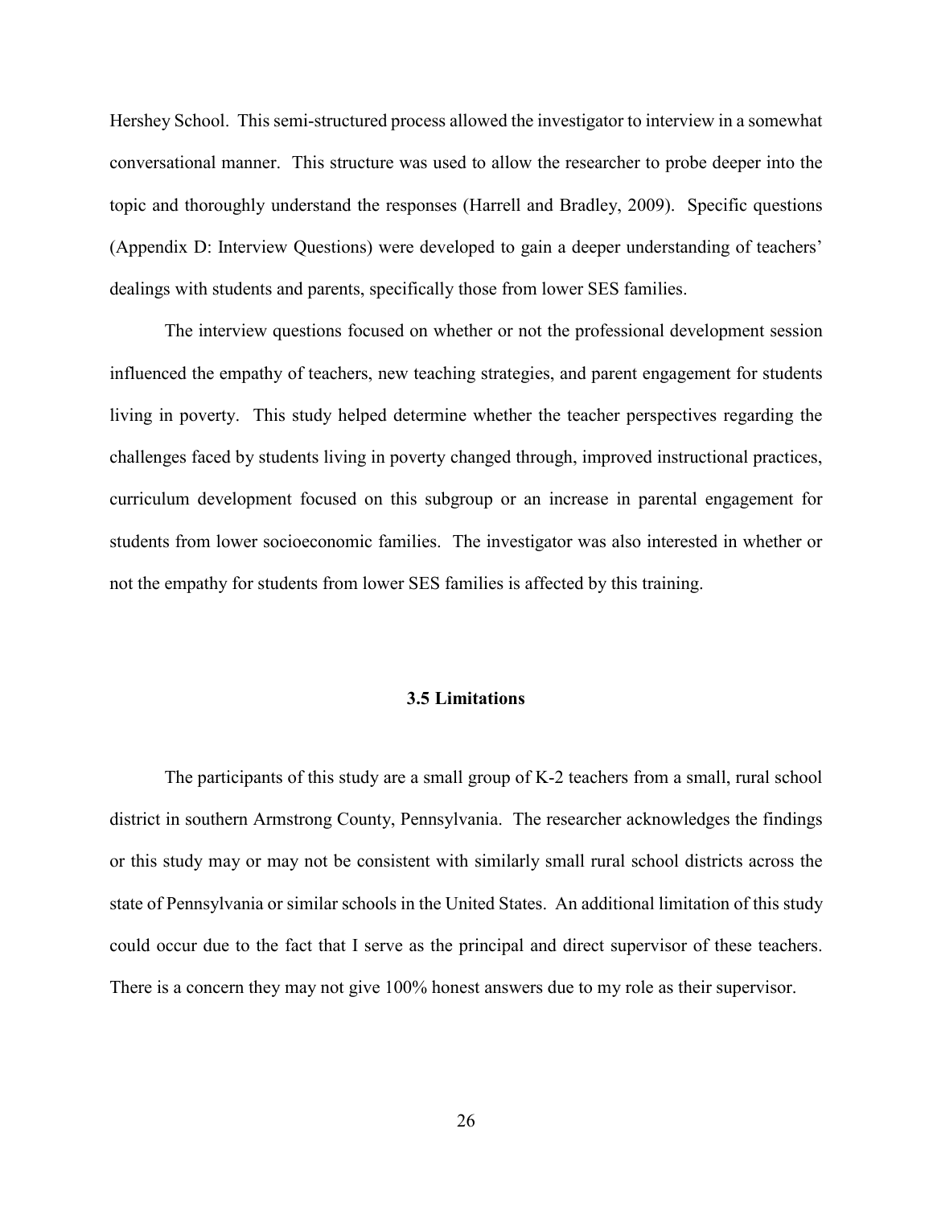Hershey School. This semi-structured process allowed the investigator to interview in a somewhat conversational manner. This structure was used to allow the researcher to probe deeper into the topic and thoroughly understand the responses (Harrell and Bradley, 2009). Specific questions (Appendix D: Interview Questions) were developed to gain a deeper understanding of teachers' dealings with students and parents, specifically those from lower SES families.

The interview questions focused on whether or not the professional development session influenced the empathy of teachers, new teaching strategies, and parent engagement for students living in poverty. This study helped determine whether the teacher perspectives regarding the challenges faced by students living in poverty changed through, improved instructional practices, curriculum development focused on this subgroup or an increase in parental engagement for students from lower socioeconomic families. The investigator was also interested in whether or not the empathy for students from lower SES families is affected by this training.

### 3.5 Limitations

The participants of this study are a small group of K-2 teachers from a small, rural school district in southern Armstrong County, Pennsylvania. The researcher acknowledges the findings or this study may or may not be consistent with similarly small rural school districts across the state of Pennsylvania or similar schools in the United States. An additional limitation of this study could occur due to the fact that I serve as the principal and direct supervisor of these teachers. There is a concern they may not give 100% honest answers due to my role as their supervisor.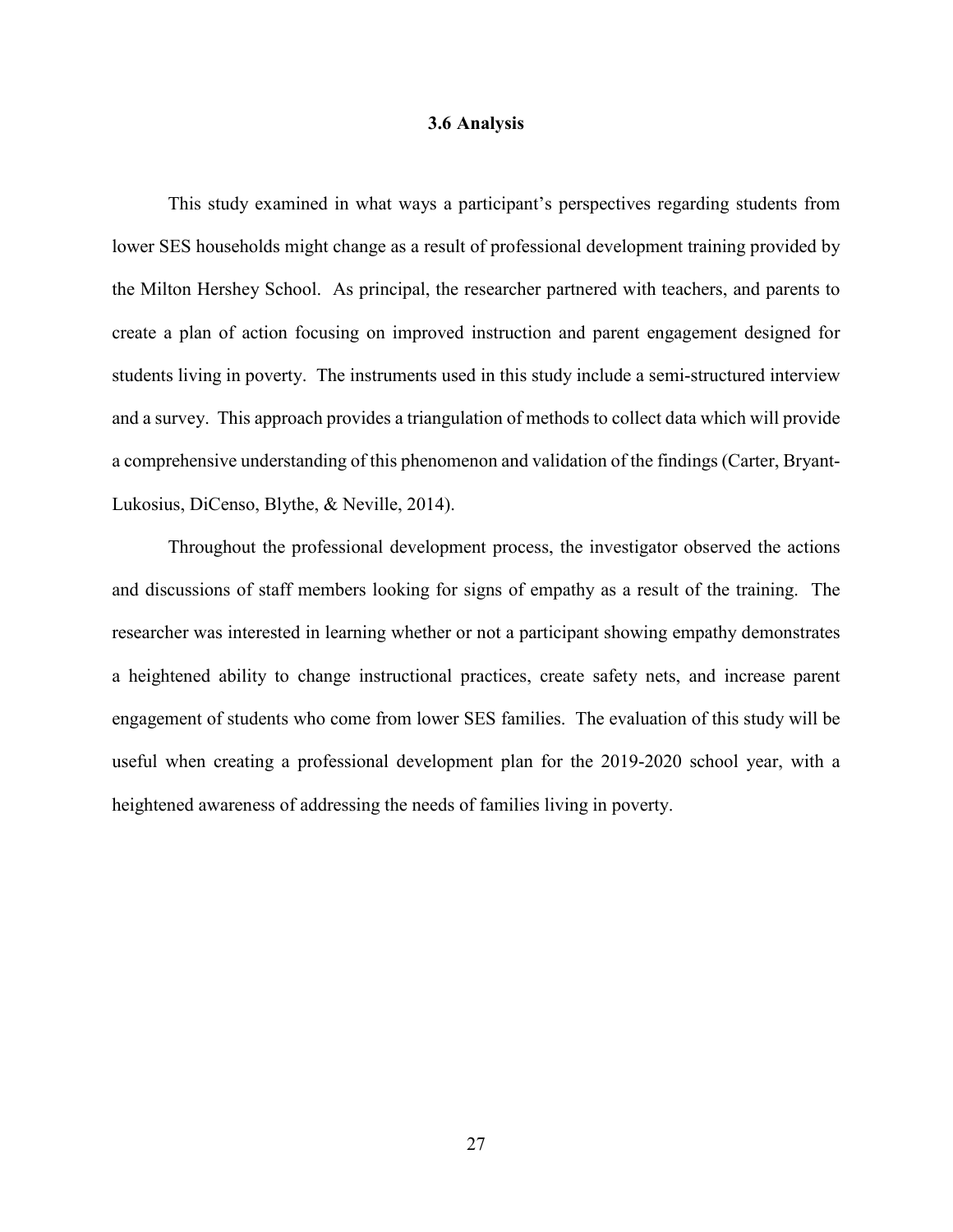### 3.6 Analysis

This study examined in what ways a participant's perspectives regarding students from lower SES households might change as a result of professional development training provided by the Milton Hershey School. As principal, the researcher partnered with teachers, and parents to create a plan of action focusing on improved instruction and parent engagement designed for students living in poverty. The instruments used in this study include a semi-structured interview and a survey. This approach provides a triangulation of methods to collect data which will provide a comprehensive understanding of this phenomenon and validation of the findings (Carter, Bryant-Lukosius, DiCenso, Blythe, & Neville, 2014).

Throughout the professional development process, the investigator observed the actions and discussions of staff members looking for signs of empathy as a result of the training. The researcher was interested in learning whether or not a participant showing empathy demonstrates a heightened ability to change instructional practices, create safety nets, and increase parent engagement of students who come from lower SES families. The evaluation of this study will be useful when creating a professional development plan for the 2019-2020 school year, with a heightened awareness of addressing the needs of families living in poverty.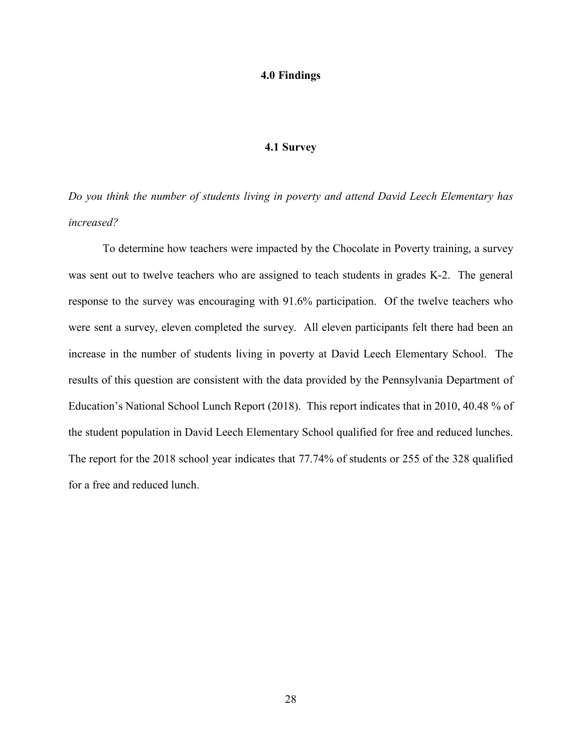# 4.0 Findings

## 4.1 Survey

*Do you think the number of students living in poverty and attend David Leech Elementary has increased?*

To determine how teachers were impacted by the Chocolate in Poverty training, a survey was sent out to twelve teachers who are assigned to teach students in grades K-2. The general response to the survey was encouraging with 91.6% participation. Of the twelve teachers who were sent a survey, eleven completed the survey. All eleven participants felt there had been an increase in the number of students living in poverty at David Leech Elementary School. The results of this question are consistent with the data provided by the Pennsylvania Department of Education's National School Lunch Report (2018). This report indicates that in 2010, 40.48 % of the student population in David Leech Elementary School qualified for free and reduced lunches. The report for the 2018 school year indicates that 77.74% of students or 255 of the 328 qualified for a free and reduced lunch.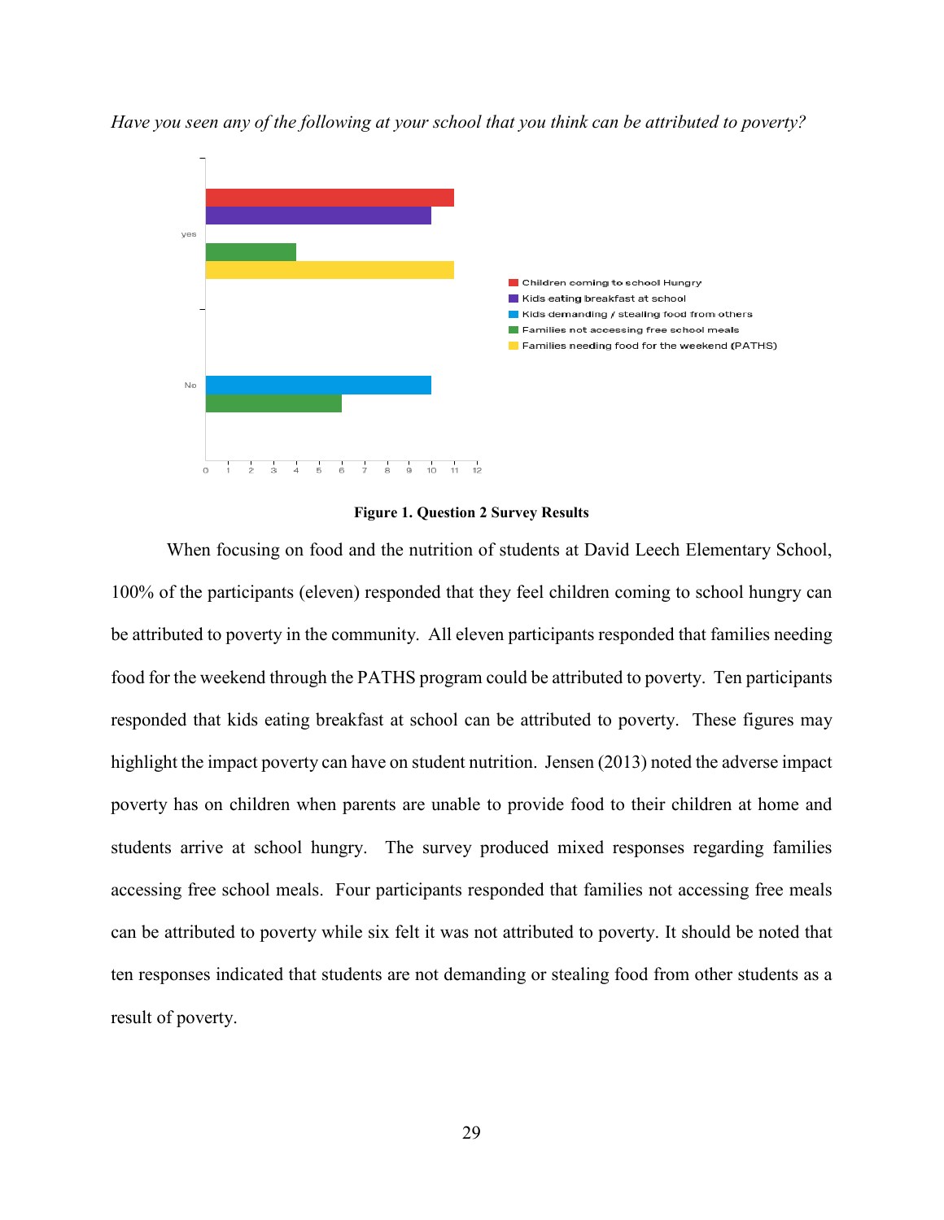*Have you seen any of the following at your school that you think can be attributed to poverty?*

**Figure 1. Question 2 Survey Results**

When focusing on food and the nutrition of students at David Leech Elementary School, 100% of the participants (eleven) responded that they feel children coming to school hungry can be attributed to poverty in the community. All eleven participants responded that families needing food for the weekend through the PATHS program could be attributed to poverty. Ten participants responded that kids eating breakfast at school can be attributed to poverty. These figures may highlight the impact poverty can have on student nutrition. Jensen (2013) noted the adverse impact poverty has on children when parents are unable to provide food to their children at home and students arrive at school hungry. The survey produced mixed responses regarding families accessing free school meals. Four participants responded that families not accessing free meals can be attributed to poverty while six felt it was not attributed to poverty. It should be noted that ten responses indicated that students are not demanding or stealing food from other students as a result of poverty.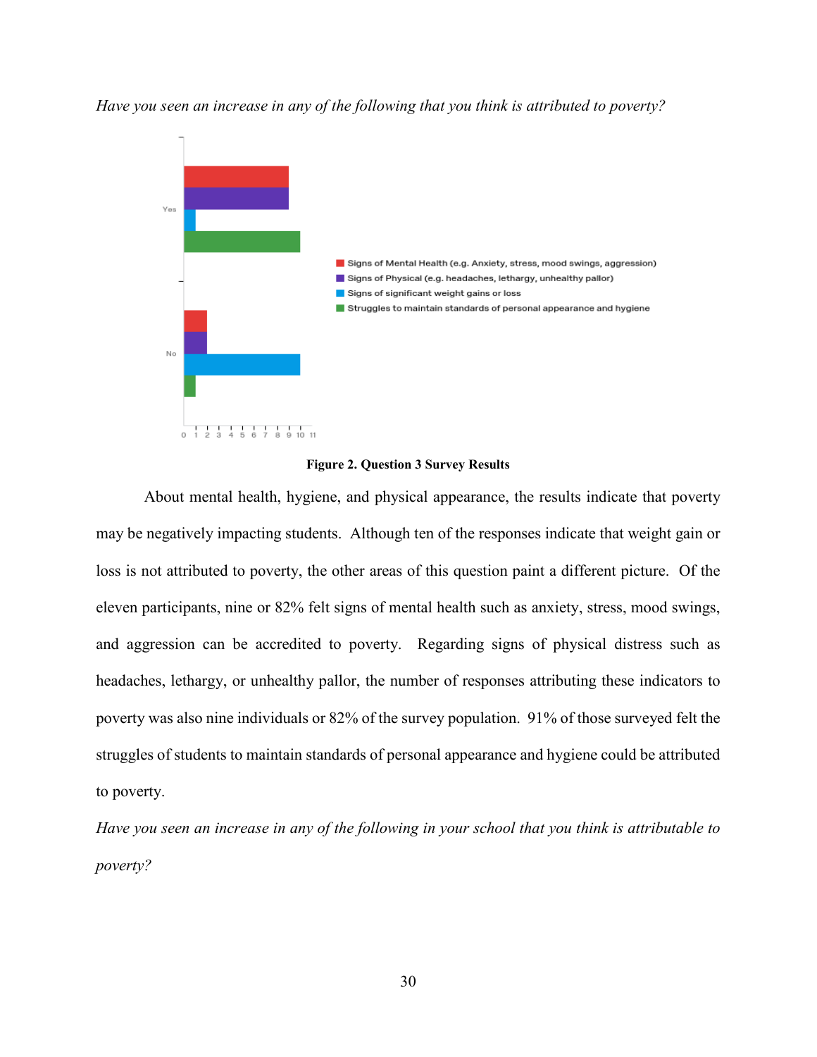*Have you seen an increase in any of the following that you think is attributed to poverty?*

**Figure 2. Question 3 Survey Results**

About mental health, hygiene, and physical appearance, the results indicate that poverty may be negatively impacting students. Although ten of the responses indicate that weight gain or loss is not attributed to poverty, the other areas of this question paint a different picture. Of the eleven participants, nine or 82% felt signs of mental health such as anxiety, stress, mood swings, and aggression can be accredited to poverty. Regarding signs of physical distress such as headaches, lethargy, or unhealthy pallor, the number of responses attributing these indicators to poverty was also nine individuals or 82% of the survey population. 91% of those surveyed felt the struggles of students to maintain standards of personal appearance and hygiene could be attributed to poverty.

*Have you seen an increase in any of the following in your school that you think is attributable to poverty?*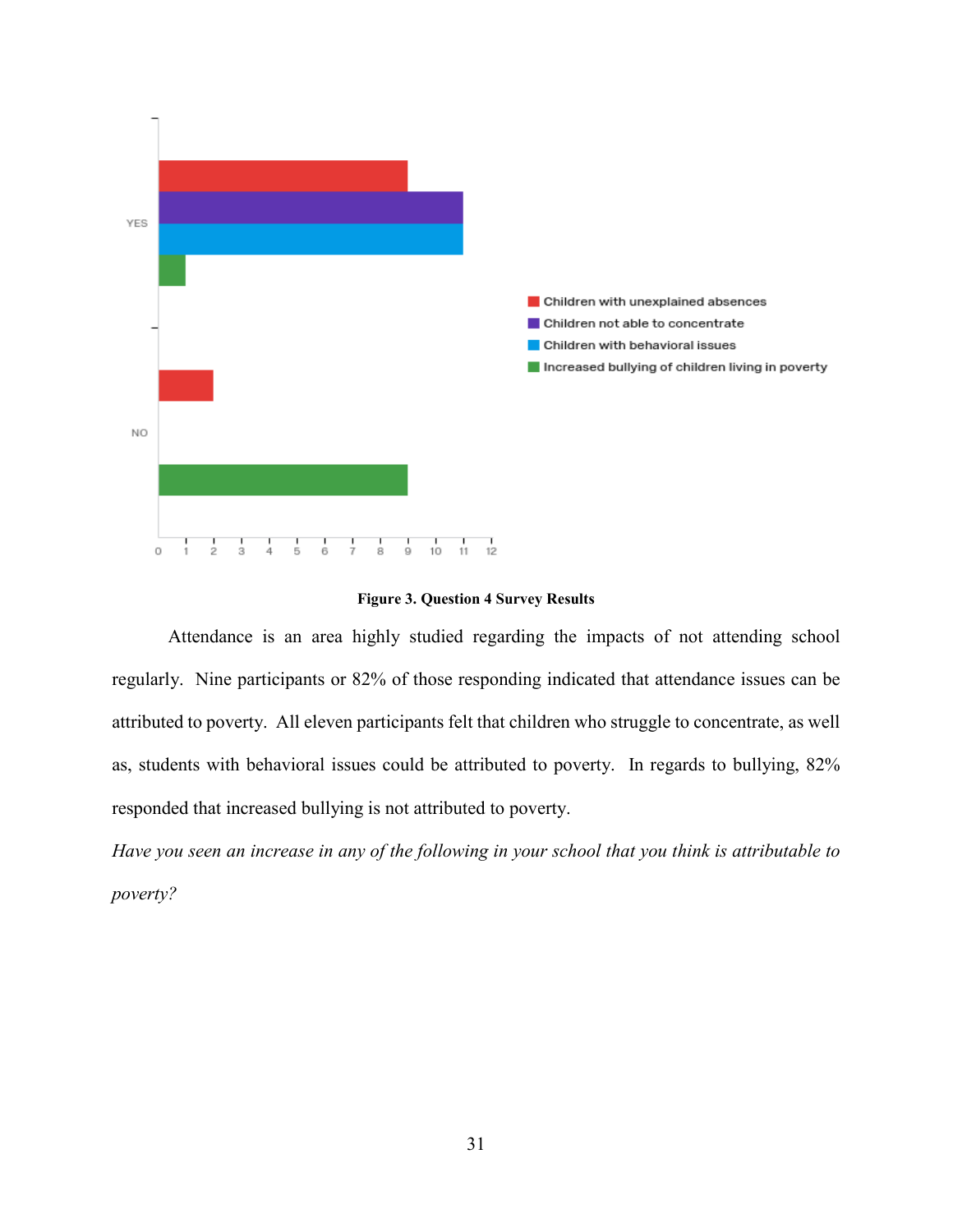**Figure 3. Question 4 Survey Results**

Attendance is an area highly studied regarding the impacts of not attending school regularly. Nine participants or 82% of those responding indicated that attendance issues can be attributed to poverty. All eleven participants felt that children who struggle to concentrate, as well as, students with behavioral issues could be attributed to poverty. In regards to bullying, 82% responded that increased bullying is not attributed to poverty.

*Have you seen an increase in any of the following in your school that you think is attributable to poverty?*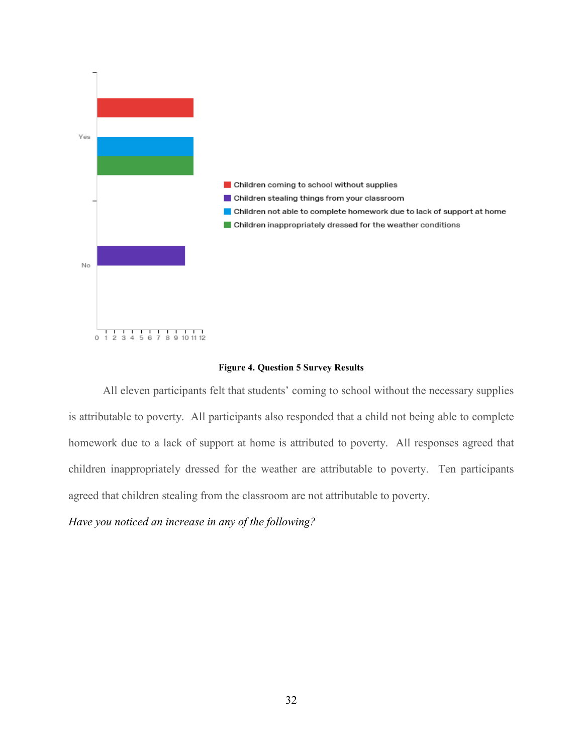**Figure 4. Question 5 Survey Results**

All eleven participants felt that students' coming to school without the necessary supplies is attributable to poverty. All participants also responded that a child not being able to complete homework due to a lack of support at home is attributed to poverty. All responses agreed that children inappropriately dressed for the weather are attributable to poverty. Ten participants agreed that children stealing from the classroom are not attributable to poverty.

*Have you noticed an increase in any of the following?*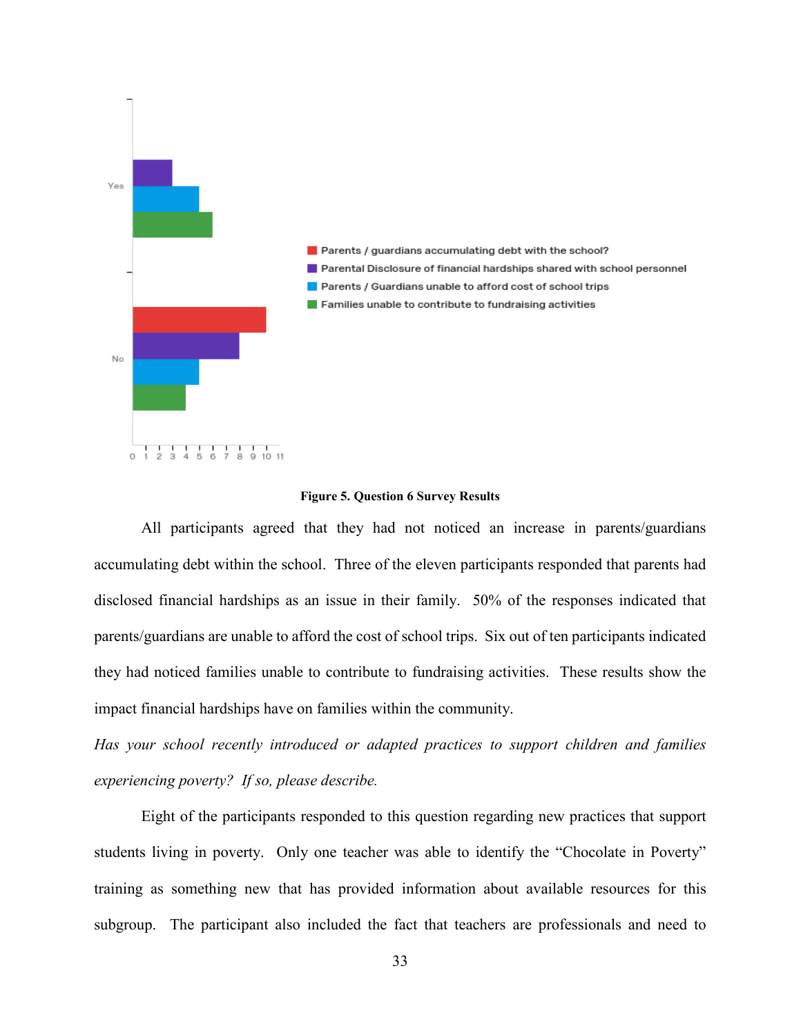**Figure 5. Question 6 Survey Results**

All participants agreed that they had not noticed an increase in parents/guardians accumulating debt within the school. Three of the eleven participants responded that parents had disclosed financial hardships as an issue in their family. 50% of the responses indicated that parents/guardians are unable to afford the cost of school trips. Six out of ten participants indicated they had noticed families unable to contribute to fundraising activities. These results show the impact financial hardships have on families within the community.

*Has your school recently introduced or adapted practices to support children and families experiencing poverty? If so, please describe.*

Eight of the participants responded to this question regarding new practices that support students living in poverty. Only one teacher was able to identify the "Chocolate in Poverty" training as something new that has provided information about available resources for this subgroup. The participant also included the fact that teachers are professionals and need to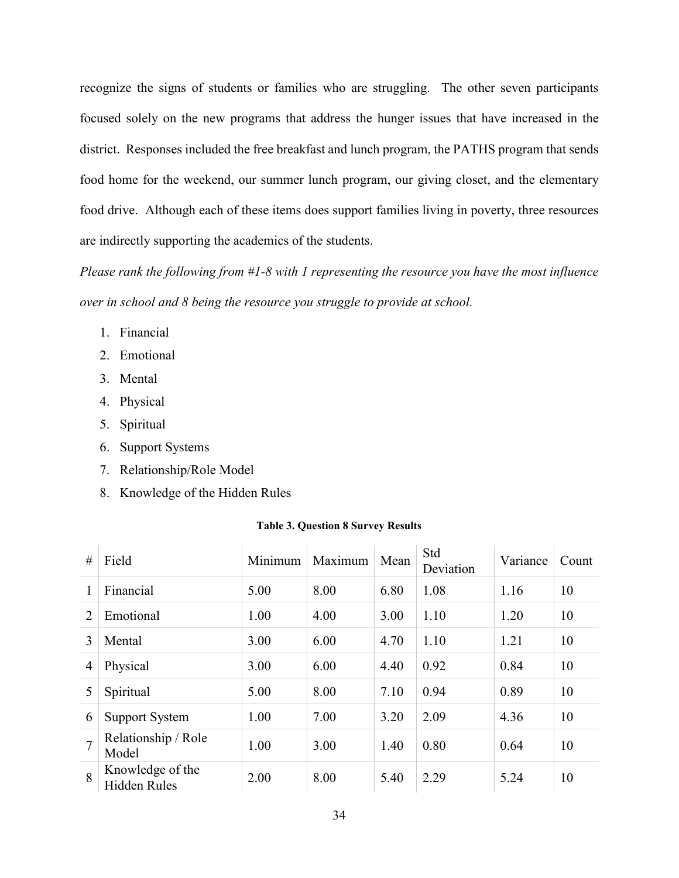recognize the signs of students or families who are struggling. The other seven participants focused solely on the new programs that address the hunger issues that have increased in the district. Responses included the free breakfast and lunch program, the PATHS program that sends food home for the weekend, our summer lunch program, our giving closet, and the elementary food drive. Although each of these items does support families living in poverty, three resources are indirectly supporting the academics of the students.

*Please rank the following from #1-8 with 1 representing the resource you have the most influence over in school and 8 being the resource you struggle to provide at school.*

1. Financial
2. Emotional
3. Mental
4. Physical
5. Spiritual
6. Support Systems
7. Relationship/Role Model
8. Knowledge of the Hidden Rules

**Table 3. Question 8 Survey Results**

| # | Field | Minimum | Maximum | Mean | Std Deviation | Variance | Count |
|---|---|---|---|---|---|---|---|
| 1 | Financial | 5.00 | 8.00 | 6.80 | 1.08 | 1.16 | 10 |
| 2 | Emotional | 1.00 | 4.00 | 3.00 | 1.10 | 1.20 | 10 |
| 3 | Mental | 3.00 | 6.00 | 4.70 | 1.10 | 1.21 | 10 |
| 4 | Physical | 3.00 | 6.00 | 4.40 | 0.92 | 0.84 | 10 |
| 5 | Spiritual | 5.00 | 8.00 | 7.10 | 0.94 | 0.89 | 10 |
| 6 | Support System | 1.00 | 7.00 | 3.20 | 2.09 | 4.36 | 10 |
| 7 | Relationship / Role Model | 1.00 | 3.00 | 1.40 | 0.80 | 0.64 | 10 |
| 8 | Knowledge of the Hidden Rules | 2.00 | 8.00 | 5.40 | 2.29 | 5.24 | 10 |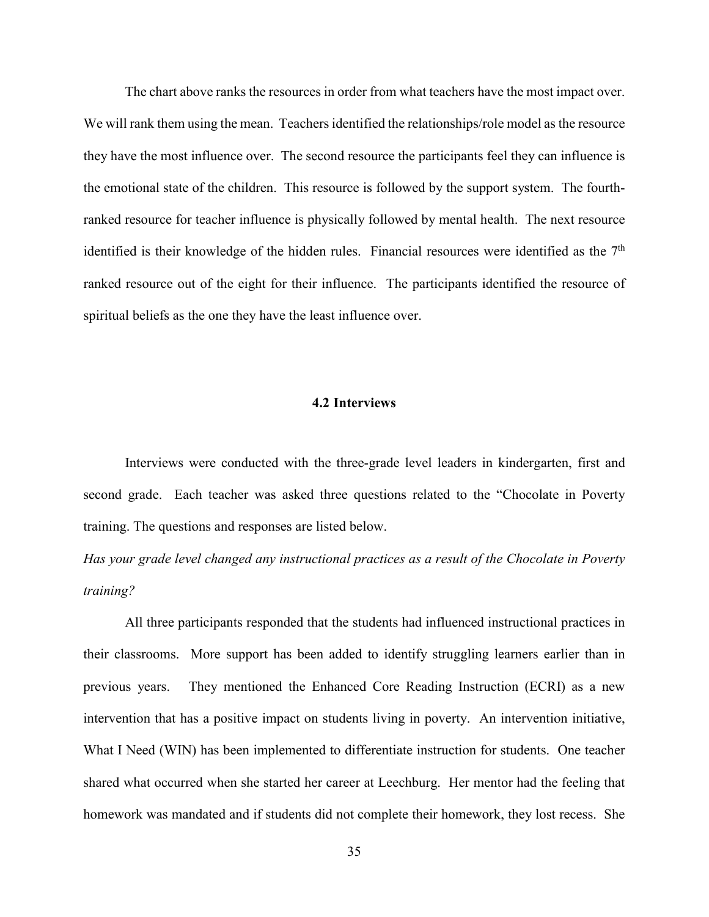The chart above ranks the resources in order from what teachers have the most impact over. We will rank them using the mean. Teachers identified the relationships/role model as the resource they have the most influence over. The second resource the participants feel they can influence is the emotional state of the children. This resource is followed by the support system. The fourth-ranked resource for teacher influence is physically followed by mental health. The next resource identified is their knowledge of the hidden rules. Financial resources were identified as the 7th ranked resource out of the eight for their influence. The participants identified the resource of spiritual beliefs as the one they have the least influence over.

## 4.2 Interviews

Interviews were conducted with the three-grade level leaders in kindergarten, first and second grade. Each teacher was asked three questions related to the "Chocolate in Poverty training. The questions and responses are listed below.

*Has your grade level changed any instructional practices as a result of the Chocolate in Poverty training?*

All three participants responded that the students had influenced instructional practices in their classrooms. More support has been added to identify struggling learners earlier than in previous years. They mentioned the Enhanced Core Reading Instruction (ECRI) as a new intervention that has a positive impact on students living in poverty. An intervention initiative, What I Need (WIN) has been implemented to differentiate instruction for students. One teacher shared what occurred when she started her career at Leechburg. Her mentor had the feeling that homework was mandated and if students did not complete their homework, they lost recess. She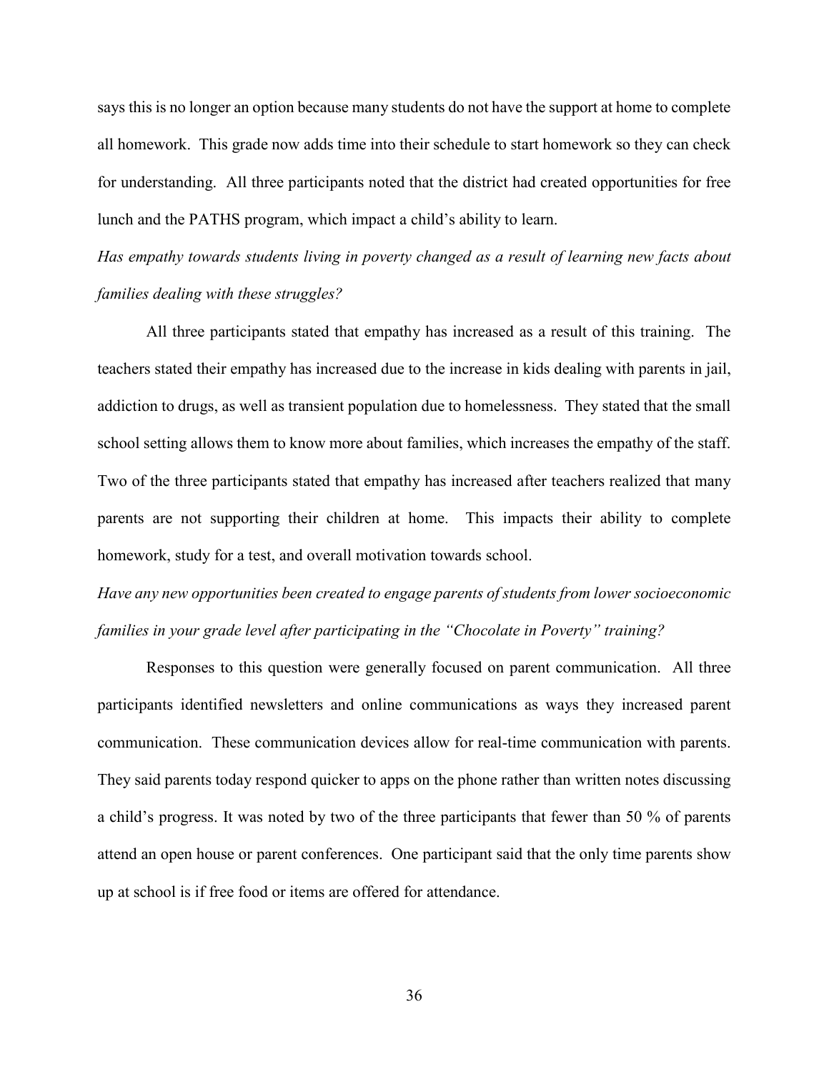says this is no longer an option because many students do not have the support at home to complete all homework. This grade now adds time into their schedule to start homework so they can check for understanding. All three participants noted that the district had created opportunities for free lunch and the PATHS program, which impact a child's ability to learn.

*Has empathy towards students living in poverty changed as a result of learning new facts about families dealing with these struggles?*

All three participants stated that empathy has increased as a result of this training. The teachers stated their empathy has increased due to the increase in kids dealing with parents in jail, addiction to drugs, as well as transient population due to homelessness. They stated that the small school setting allows them to know more about families, which increases the empathy of the staff. Two of the three participants stated that empathy has increased after teachers realized that many parents are not supporting their children at home. This impacts their ability to complete homework, study for a test, and overall motivation towards school.

*Have any new opportunities been created to engage parents of students from lower socioeconomic families in your grade level after participating in the "Chocolate in Poverty" training?*

Responses to this question were generally focused on parent communication. All three participants identified newsletters and online communications as ways they increased parent communication. These communication devices allow for real-time communication with parents. They said parents today respond quicker to apps on the phone rather than written notes discussing a child's progress. It was noted by two of the three participants that fewer than 50 % of parents attend an open house or parent conferences. One participant said that the only time parents show up at school is if free food or items are offered for attendance.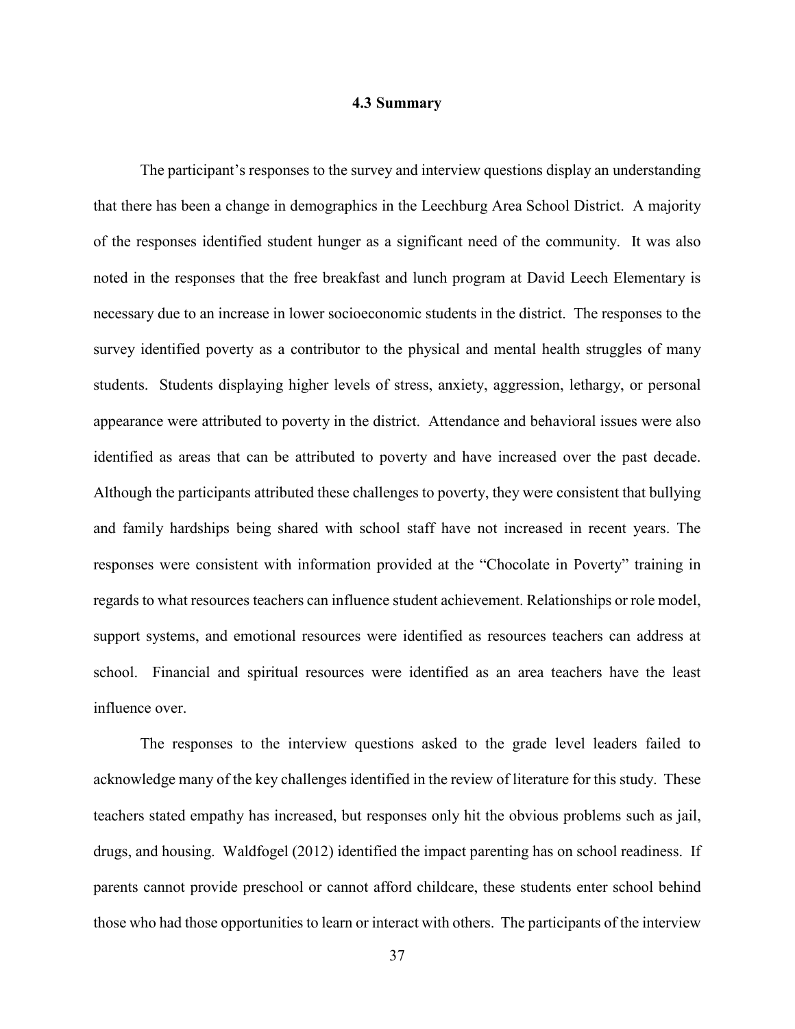### 4.3 Summary

The participant's responses to the survey and interview questions display an understanding that there has been a change in demographics in the Leechburg Area School District. A majority of the responses identified student hunger as a significant need of the community. It was also noted in the responses that the free breakfast and lunch program at David Leech Elementary is necessary due to an increase in lower socioeconomic students in the district. The responses to the survey identified poverty as a contributor to the physical and mental health struggles of many students. Students displaying higher levels of stress, anxiety, aggression, lethargy, or personal appearance were attributed to poverty in the district. Attendance and behavioral issues were also identified as areas that can be attributed to poverty and have increased over the past decade. Although the participants attributed these challenges to poverty, they were consistent that bullying and family hardships being shared with school staff have not increased in recent years. The responses were consistent with information provided at the "Chocolate in Poverty" training in regards to what resources teachers can influence student achievement. Relationships or role model, support systems, and emotional resources were identified as resources teachers can address at school. Financial and spiritual resources were identified as an area teachers have the least influence over.

The responses to the interview questions asked to the grade level leaders failed to acknowledge many of the key challenges identified in the review of literature for this study. These teachers stated empathy has increased, but responses only hit the obvious problems such as jail, drugs, and housing. Waldfogel (2012) identified the impact parenting has on school readiness. If parents cannot provide preschool or cannot afford childcare, these students enter school behind those who had those opportunities to learn or interact with others. The participants of the interview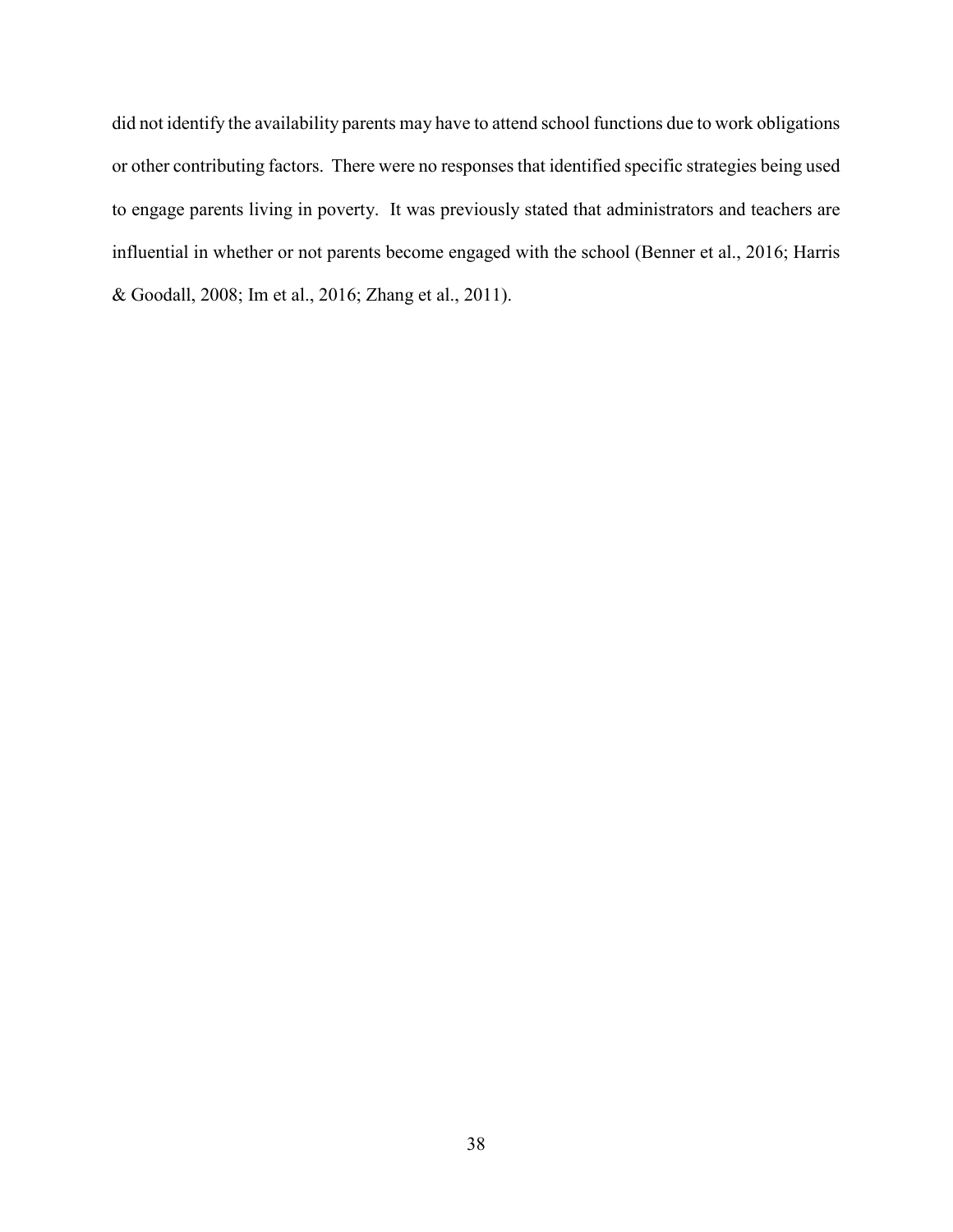did not identify the availability parents may have to attend school functions due to work obligations or other contributing factors. There were no responses that identified specific strategies being used to engage parents living in poverty. It was previously stated that administrators and teachers are influential in whether or not parents become engaged with the school (Benner et al., 2016; Harris & Goodall, 2008; Im et al., 2016; Zhang et al., 2011).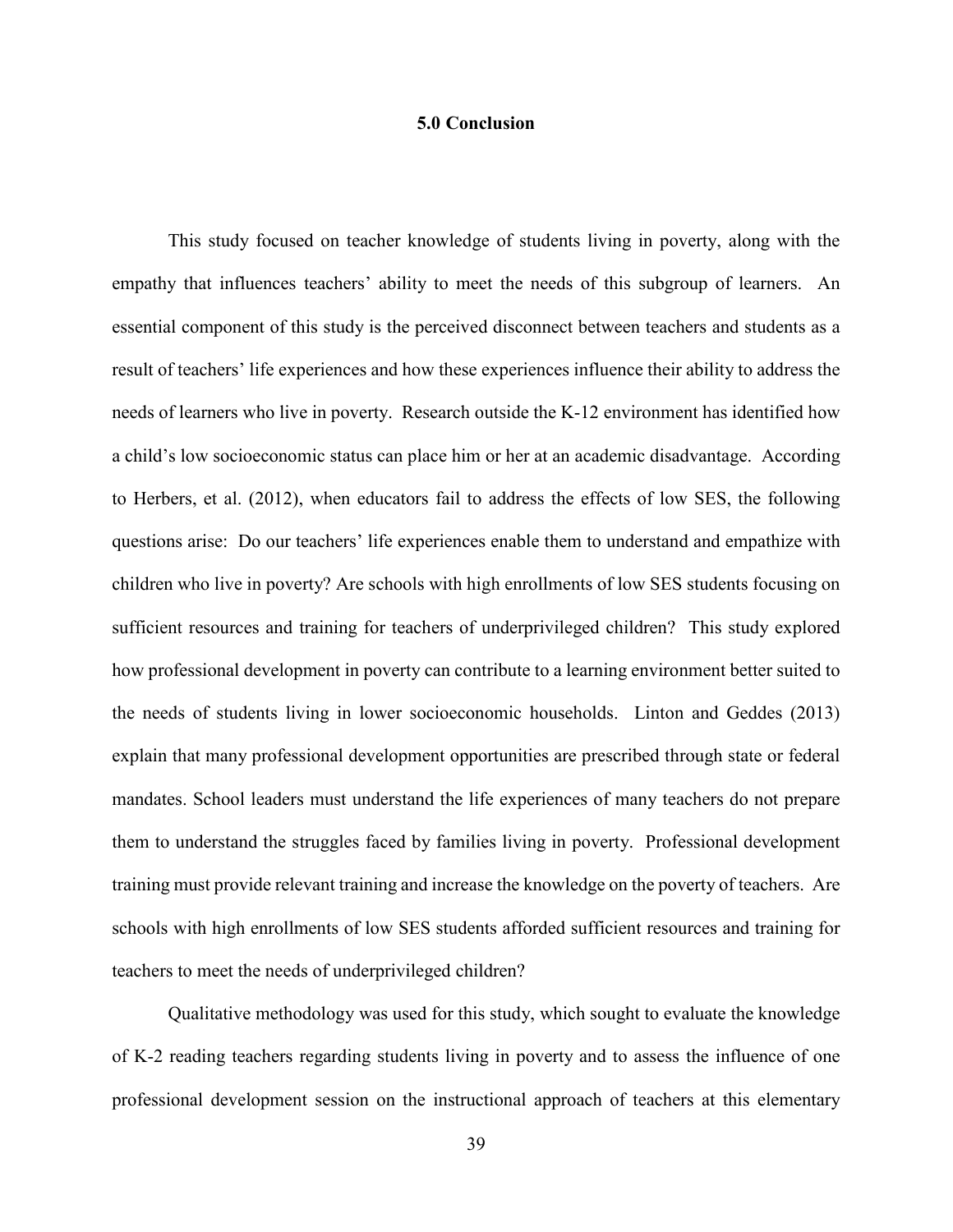# 5.0 Conclusion

This study focused on teacher knowledge of students living in poverty, along with the empathy that influences teachers' ability to meet the needs of this subgroup of learners. An essential component of this study is the perceived disconnect between teachers and students as a result of teachers' life experiences and how these experiences influence their ability to address the needs of learners who live in poverty. Research outside the K-12 environment has identified how a child's low socioeconomic status can place him or her at an academic disadvantage. According to Herbers, et al. (2012), when educators fail to address the effects of low SES, the following questions arise: Do our teachers' life experiences enable them to understand and empathize with children who live in poverty? Are schools with high enrollments of low SES students focusing on sufficient resources and training for teachers of underprivileged children? This study explored how professional development in poverty can contribute to a learning environment better suited to the needs of students living in lower socioeconomic households. Linton and Geddes (2013) explain that many professional development opportunities are prescribed through state or federal mandates. School leaders must understand the life experiences of many teachers do not prepare them to understand the struggles faced by families living in poverty. Professional development training must provide relevant training and increase the knowledge on the poverty of teachers. Are schools with high enrollments of low SES students afforded sufficient resources and training for teachers to meet the needs of underprivileged children?

Qualitative methodology was used for this study, which sought to evaluate the knowledge of K-2 reading teachers regarding students living in poverty and to assess the influence of one professional development session on the instructional approach of teachers at this elementary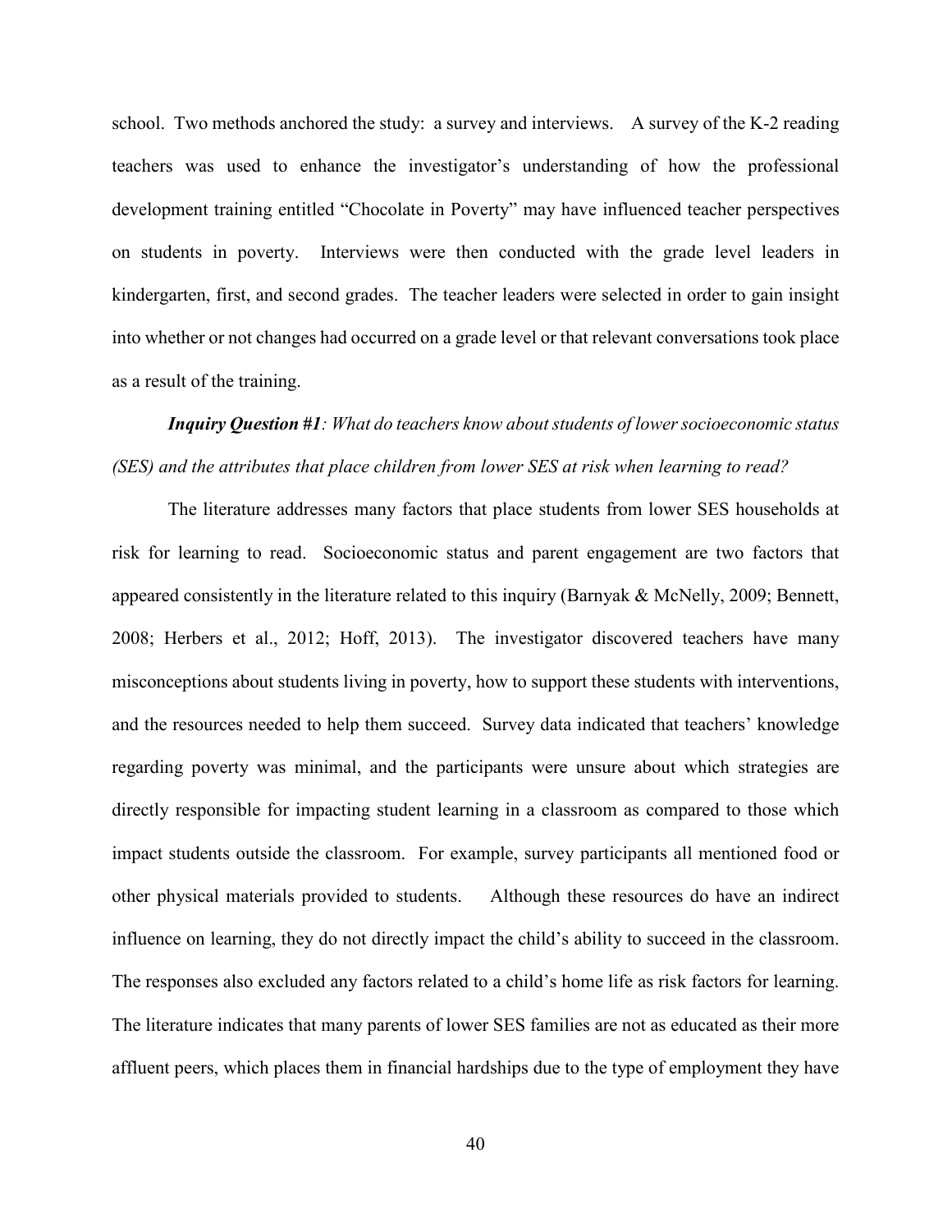school. Two methods anchored the study: a survey and interviews. A survey of the K-2 reading teachers was used to enhance the investigator's understanding of how the professional development training entitled "Chocolate in Poverty" may have influenced teacher perspectives on students in poverty. Interviews were then conducted with the grade level leaders in kindergarten, first, and second grades. The teacher leaders were selected in order to gain insight into whether or not changes had occurred on a grade level or that relevant conversations took place as a result of the training.

***Inquiry Question #1****: What do teachers know about students of lower socioeconomic status (SES) and the attributes that place children from lower SES at risk when learning to read?*

The literature addresses many factors that place students from lower SES households at risk for learning to read. Socioeconomic status and parent engagement are two factors that appeared consistently in the literature related to this inquiry (Barnyak & McNelly, 2009; Bennett, 2008; Herbers et al., 2012; Hoff, 2013). The investigator discovered teachers have many misconceptions about students living in poverty, how to support these students with interventions, and the resources needed to help them succeed. Survey data indicated that teachers' knowledge regarding poverty was minimal, and the participants were unsure about which strategies are directly responsible for impacting student learning in a classroom as compared to those which impact students outside the classroom. For example, survey participants all mentioned food or other physical materials provided to students. Although these resources do have an indirect influence on learning, they do not directly impact the child's ability to succeed in the classroom. The responses also excluded any factors related to a child's home life as risk factors for learning. The literature indicates that many parents of lower SES families are not as educated as their more affluent peers, which places them in financial hardships due to the type of employment they have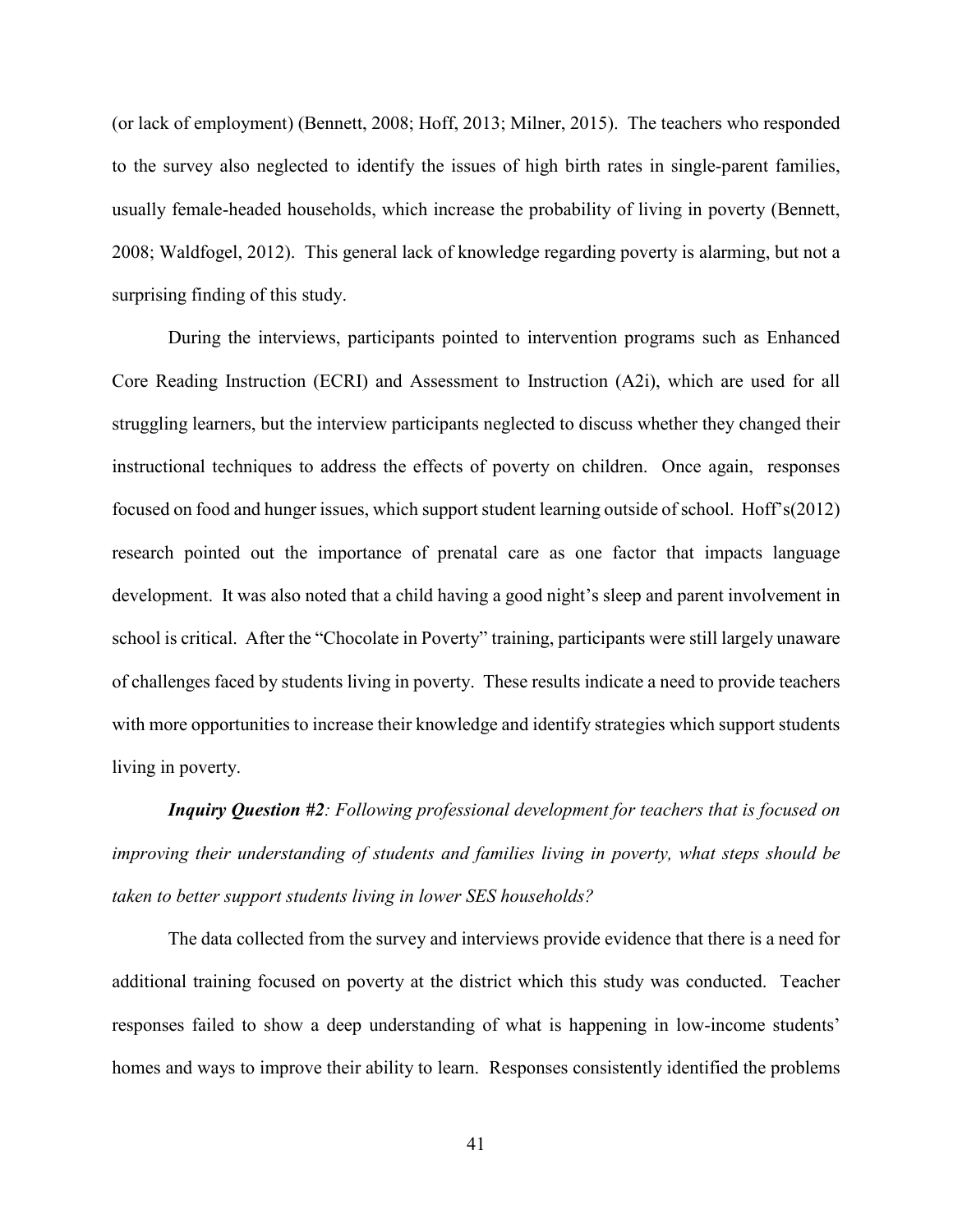(or lack of employment) (Bennett, 2008; Hoff, 2013; Milner, 2015). The teachers who responded to the survey also neglected to identify the issues of high birth rates in single-parent families, usually female-headed households, which increase the probability of living in poverty (Bennett, 2008; Waldfogel, 2012). This general lack of knowledge regarding poverty is alarming, but not a surprising finding of this study.

During the interviews, participants pointed to intervention programs such as Enhanced Core Reading Instruction (ECRI) and Assessment to Instruction (A2i), which are used for all struggling learners, but the interview participants neglected to discuss whether they changed their instructional techniques to address the effects of poverty on children. Once again, responses focused on food and hunger issues, which support student learning outside of school. Hoff's(2012) research pointed out the importance of prenatal care as one factor that impacts language development. It was also noted that a child having a good night's sleep and parent involvement in school is critical. After the "Chocolate in Poverty" training, participants were still largely unaware of challenges faced by students living in poverty. These results indicate a need to provide teachers with more opportunities to increase their knowledge and identify strategies which support students living in poverty.

***Inquiry Question #2****: Following professional development for teachers that is focused on improving their understanding of students and families living in poverty, what steps should be taken to better support students living in lower SES households?*

The data collected from the survey and interviews provide evidence that there is a need for additional training focused on poverty at the district which this study was conducted. Teacher responses failed to show a deep understanding of what is happening in low-income students' homes and ways to improve their ability to learn. Responses consistently identified the problems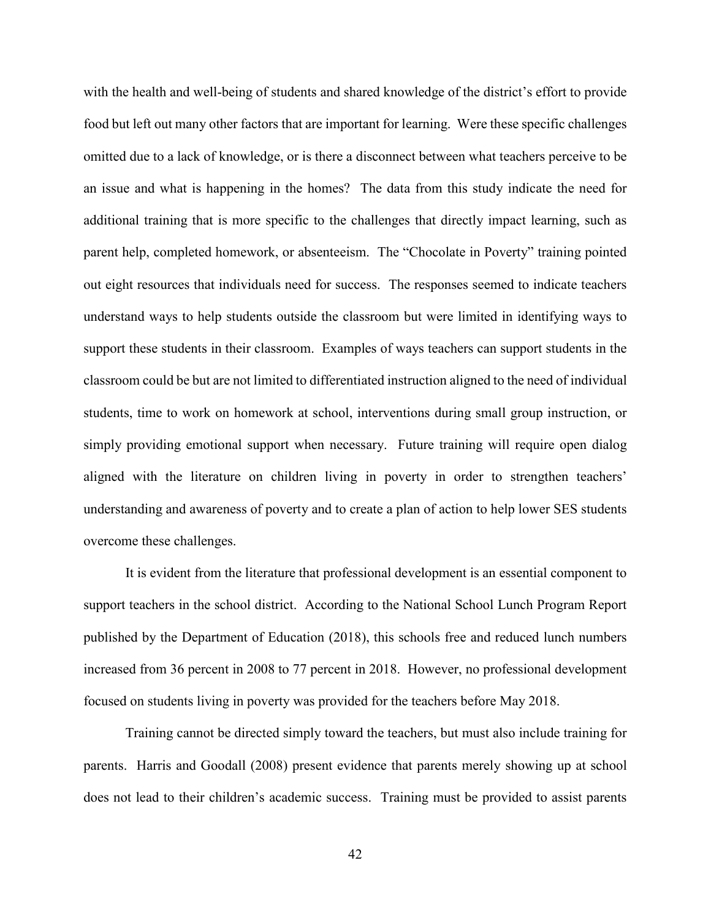with the health and well-being of students and shared knowledge of the district's effort to provide food but left out many other factors that are important for learning. Were these specific challenges omitted due to a lack of knowledge, or is there a disconnect between what teachers perceive to be an issue and what is happening in the homes? The data from this study indicate the need for additional training that is more specific to the challenges that directly impact learning, such as parent help, completed homework, or absenteeism. The "Chocolate in Poverty" training pointed out eight resources that individuals need for success. The responses seemed to indicate teachers understand ways to help students outside the classroom but were limited in identifying ways to support these students in their classroom. Examples of ways teachers can support students in the classroom could be but are not limited to differentiated instruction aligned to the need of individual students, time to work on homework at school, interventions during small group instruction, or simply providing emotional support when necessary. Future training will require open dialog aligned with the literature on children living in poverty in order to strengthen teachers' understanding and awareness of poverty and to create a plan of action to help lower SES students overcome these challenges.

It is evident from the literature that professional development is an essential component to support teachers in the school district. According to the National School Lunch Program Report published by the Department of Education (2018), this schools free and reduced lunch numbers increased from 36 percent in 2008 to 77 percent in 2018. However, no professional development focused on students living in poverty was provided for the teachers before May 2018.

Training cannot be directed simply toward the teachers, but must also include training for parents. Harris and Goodall (2008) present evidence that parents merely showing up at school does not lead to their children's academic success. Training must be provided to assist parents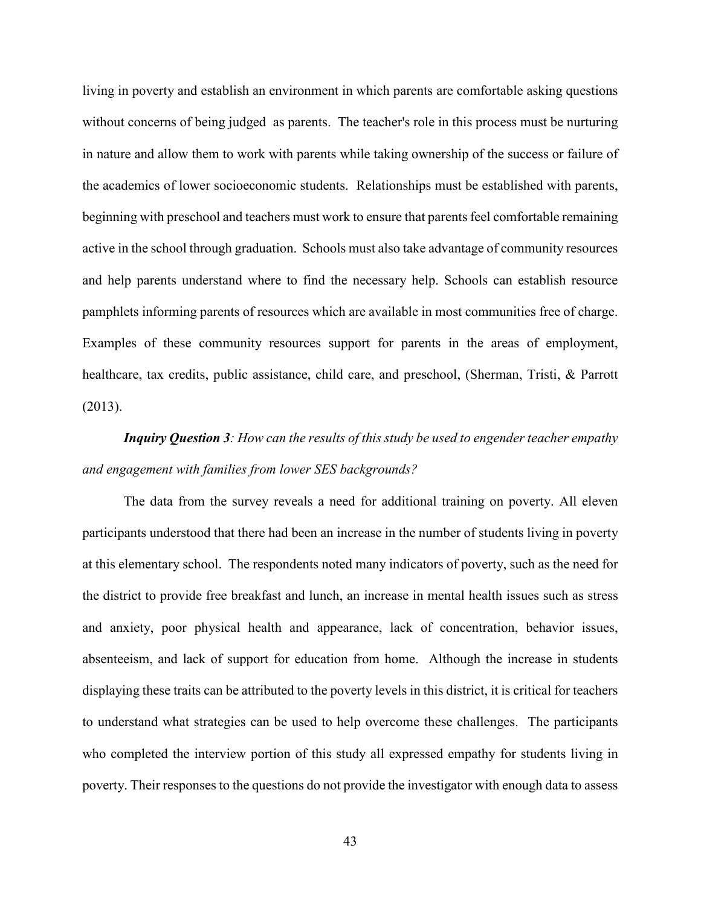living in poverty and establish an environment in which parents are comfortable asking questions without concerns of being judged as parents. The teacher's role in this process must be nurturing in nature and allow them to work with parents while taking ownership of the success or failure of the academics of lower socioeconomic students. Relationships must be established with parents, beginning with preschool and teachers must work to ensure that parents feel comfortable remaining active in the school through graduation. Schools must also take advantage of community resources and help parents understand where to find the necessary help. Schools can establish resource pamphlets informing parents of resources which are available in most communities free of charge. Examples of these community resources support for parents in the areas of employment, healthcare, tax credits, public assistance, child care, and preschool, (Sherman, Tristi, & Parrott (2013).

***Inquiry Question 3****: How can the results of this study be used to engender teacher empathy and engagement with families from lower SES backgrounds?*

The data from the survey reveals a need for additional training on poverty. All eleven participants understood that there had been an increase in the number of students living in poverty at this elementary school. The respondents noted many indicators of poverty, such as the need for the district to provide free breakfast and lunch, an increase in mental health issues such as stress and anxiety, poor physical health and appearance, lack of concentration, behavior issues, absenteeism, and lack of support for education from home. Although the increase in students displaying these traits can be attributed to the poverty levels in this district, it is critical for teachers to understand what strategies can be used to help overcome these challenges. The participants who completed the interview portion of this study all expressed empathy for students living in poverty. Their responses to the questions do not provide the investigator with enough data to assess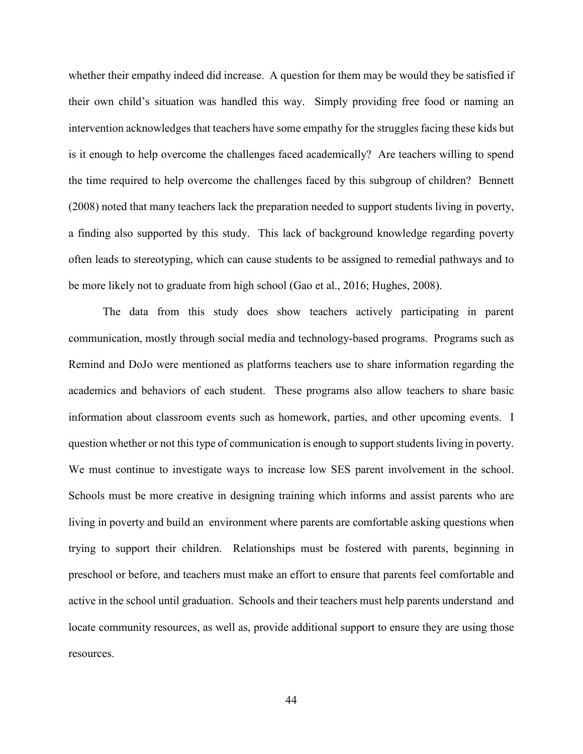whether their empathy indeed did increase. A question for them may be would they be satisfied if their own child's situation was handled this way. Simply providing free food or naming an intervention acknowledges that teachers have some empathy for the struggles facing these kids but is it enough to help overcome the challenges faced academically? Are teachers willing to spend the time required to help overcome the challenges faced by this subgroup of children? Bennett (2008) noted that many teachers lack the preparation needed to support students living in poverty, a finding also supported by this study. This lack of background knowledge regarding poverty often leads to stereotyping, which can cause students to be assigned to remedial pathways and to be more likely not to graduate from high school (Gao et al., 2016; Hughes, 2008).

The data from this study does show teachers actively participating in parent communication, mostly through social media and technology-based programs. Programs such as Remind and DoJo were mentioned as platforms teachers use to share information regarding the academics and behaviors of each student. These programs also allow teachers to share basic information about classroom events such as homework, parties, and other upcoming events. I question whether or not this type of communication is enough to support students living in poverty. We must continue to investigate ways to increase low SES parent involvement in the school. Schools must be more creative in designing training which informs and assist parents who are living in poverty and build an environment where parents are comfortable asking questions when trying to support their children. Relationships must be fostered with parents, beginning in preschool or before, and teachers must make an effort to ensure that parents feel comfortable and active in the school until graduation. Schools and their teachers must help parents understand and locate community resources, as well as, provide additional support to ensure they are using those resources.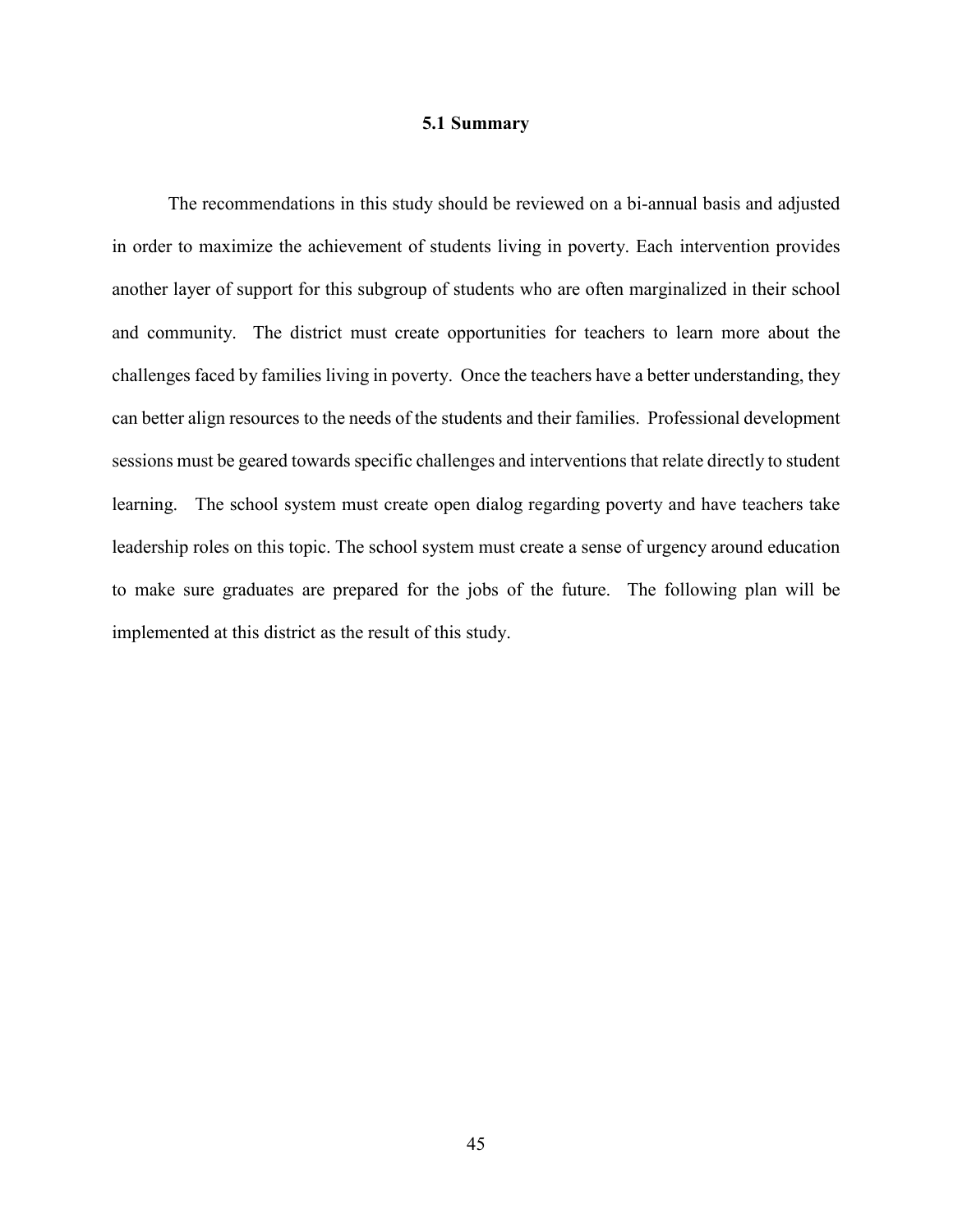## 5.1 Summary

The recommendations in this study should be reviewed on a bi-annual basis and adjusted in order to maximize the achievement of students living in poverty. Each intervention provides another layer of support for this subgroup of students who are often marginalized in their school and community. The district must create opportunities for teachers to learn more about the challenges faced by families living in poverty. Once the teachers have a better understanding, they can better align resources to the needs of the students and their families. Professional development sessions must be geared towards specific challenges and interventions that relate directly to student learning. The school system must create open dialog regarding poverty and have teachers take leadership roles on this topic. The school system must create a sense of urgency around education to make sure graduates are prepared for the jobs of the future. The following plan will be implemented at this district as the result of this study.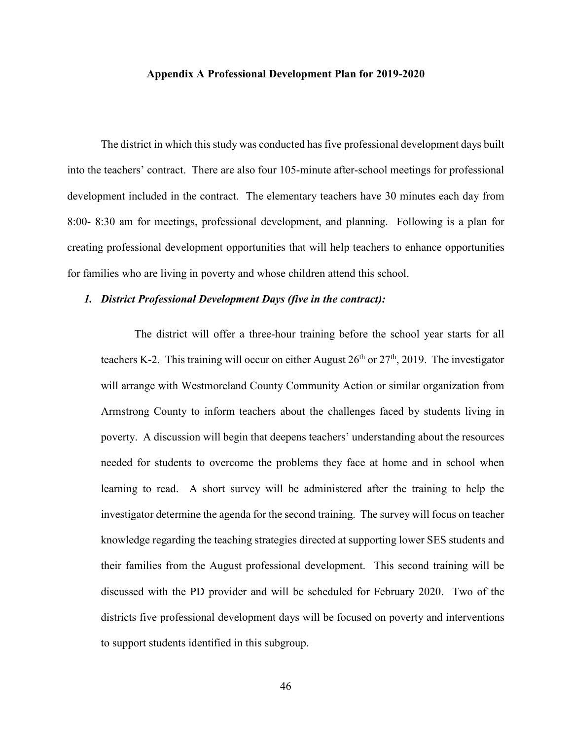**Appendix A Professional Development Plan for 2019-2020**

The district in which this study was conducted has five professional development days built into the teachers' contract. There are also four 105-minute after-school meetings for professional development included in the contract. The elementary teachers have 30 minutes each day from 8:00- 8:30 am for meetings, professional development, and planning. Following is a plan for creating professional development opportunities that will help teachers to enhance opportunities for families who are living in poverty and whose children attend this school.

1. ***District Professional Development Days (five in the contract):***

   The district will offer a three-hour training before the school year starts for all teachers K-2. This training will occur on either August 26th or 27th, 2019. The investigator will arrange with Westmoreland County Community Action or similar organization from Armstrong County to inform teachers about the challenges faced by students living in poverty. A discussion will begin that deepens teachers' understanding about the resources needed for students to overcome the problems they face at home and in school when learning to read. A short survey will be administered after the training to help the investigator determine the agenda for the second training. The survey will focus on teacher knowledge regarding the teaching strategies directed at supporting lower SES students and their families from the August professional development. This second training will be discussed with the PD provider and will be scheduled for February 2020. Two of the districts five professional development days will be focused on poverty and interventions to support students identified in this subgroup.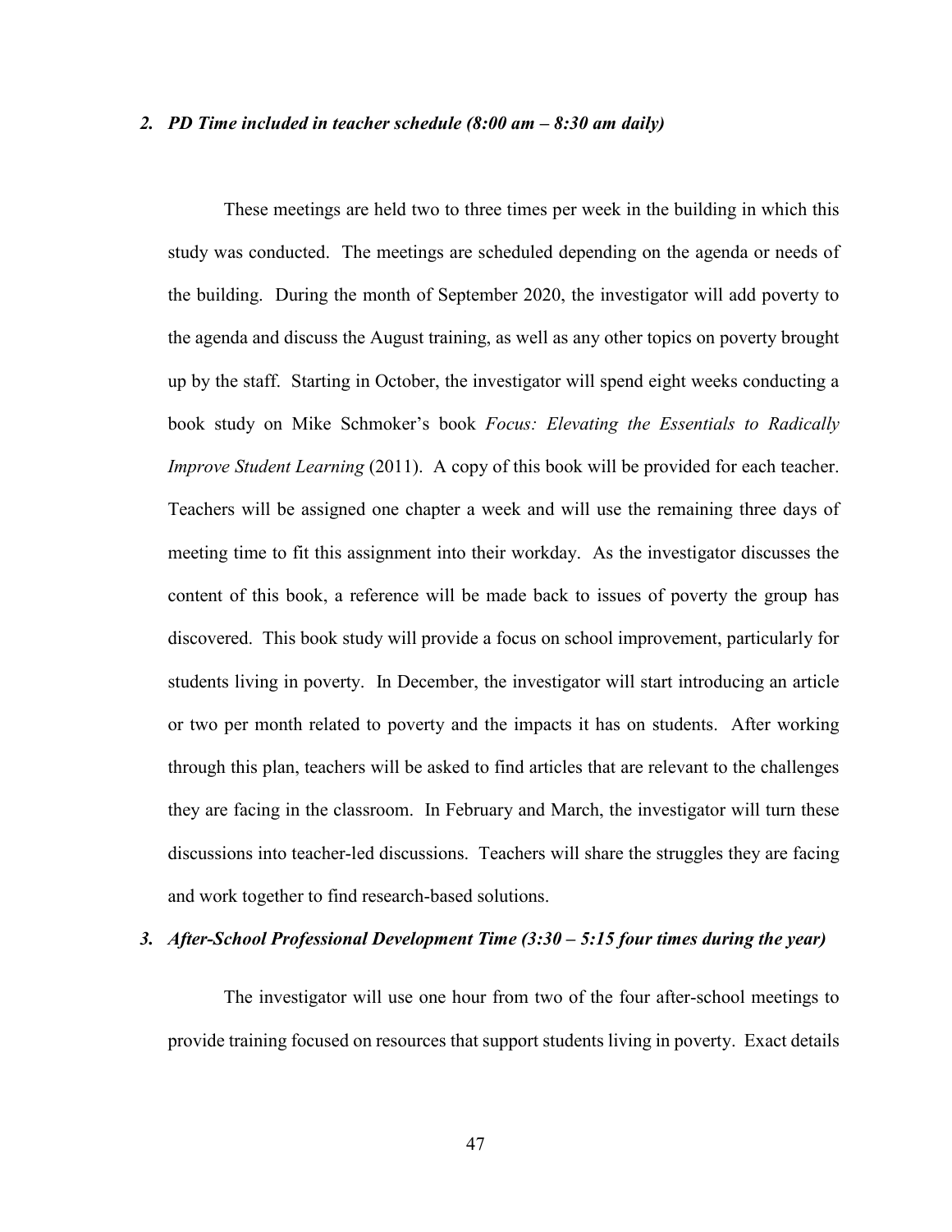***2. PD Time included in teacher schedule (8:00 am – 8:30 am daily)***

These meetings are held two to three times per week in the building in which this study was conducted. The meetings are scheduled depending on the agenda or needs of the building. During the month of September 2020, the investigator will add poverty to the agenda and discuss the August training, as well as any other topics on poverty brought up by the staff. Starting in October, the investigator will spend eight weeks conducting a book study on Mike Schmoker's book *Focus: Elevating the Essentials to Radically Improve Student Learning* (2011). A copy of this book will be provided for each teacher. Teachers will be assigned one chapter a week and will use the remaining three days of meeting time to fit this assignment into their workday. As the investigator discusses the content of this book, a reference will be made back to issues of poverty the group has discovered. This book study will provide a focus on school improvement, particularly for students living in poverty. In December, the investigator will start introducing an article or two per month related to poverty and the impacts it has on students. After working through this plan, teachers will be asked to find articles that are relevant to the challenges they are facing in the classroom. In February and March, the investigator will turn these discussions into teacher-led discussions. Teachers will share the struggles they are facing and work together to find research-based solutions.

***3. After-School Professional Development Time (3:30 – 5:15 four times during the year)***

The investigator will use one hour from two of the four after-school meetings to provide training focused on resources that support students living in poverty. Exact details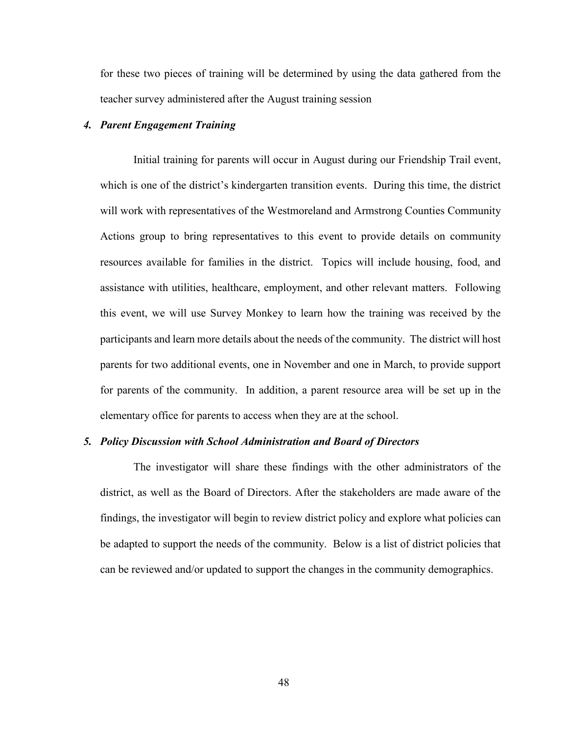for these two pieces of training will be determined by using the data gathered from the teacher survey administered after the August training session

### *4. Parent Engagement Training*

Initial training for parents will occur in August during our Friendship Trail event, which is one of the district's kindergarten transition events. During this time, the district will work with representatives of the Westmoreland and Armstrong Counties Community Actions group to bring representatives to this event to provide details on community resources available for families in the district. Topics will include housing, food, and assistance with utilities, healthcare, employment, and other relevant matters. Following this event, we will use Survey Monkey to learn how the training was received by the participants and learn more details about the needs of the community. The district will host parents for two additional events, one in November and one in March, to provide support for parents of the community. In addition, a parent resource area will be set up in the elementary office for parents to access when they are at the school.

### *5. Policy Discussion with School Administration and Board of Directors*

The investigator will share these findings with the other administrators of the district, as well as the Board of Directors. After the stakeholders are made aware of the findings, the investigator will begin to review district policy and explore what policies can be adapted to support the needs of the community. Below is a list of district policies that can be reviewed and/or updated to support the changes in the community demographics.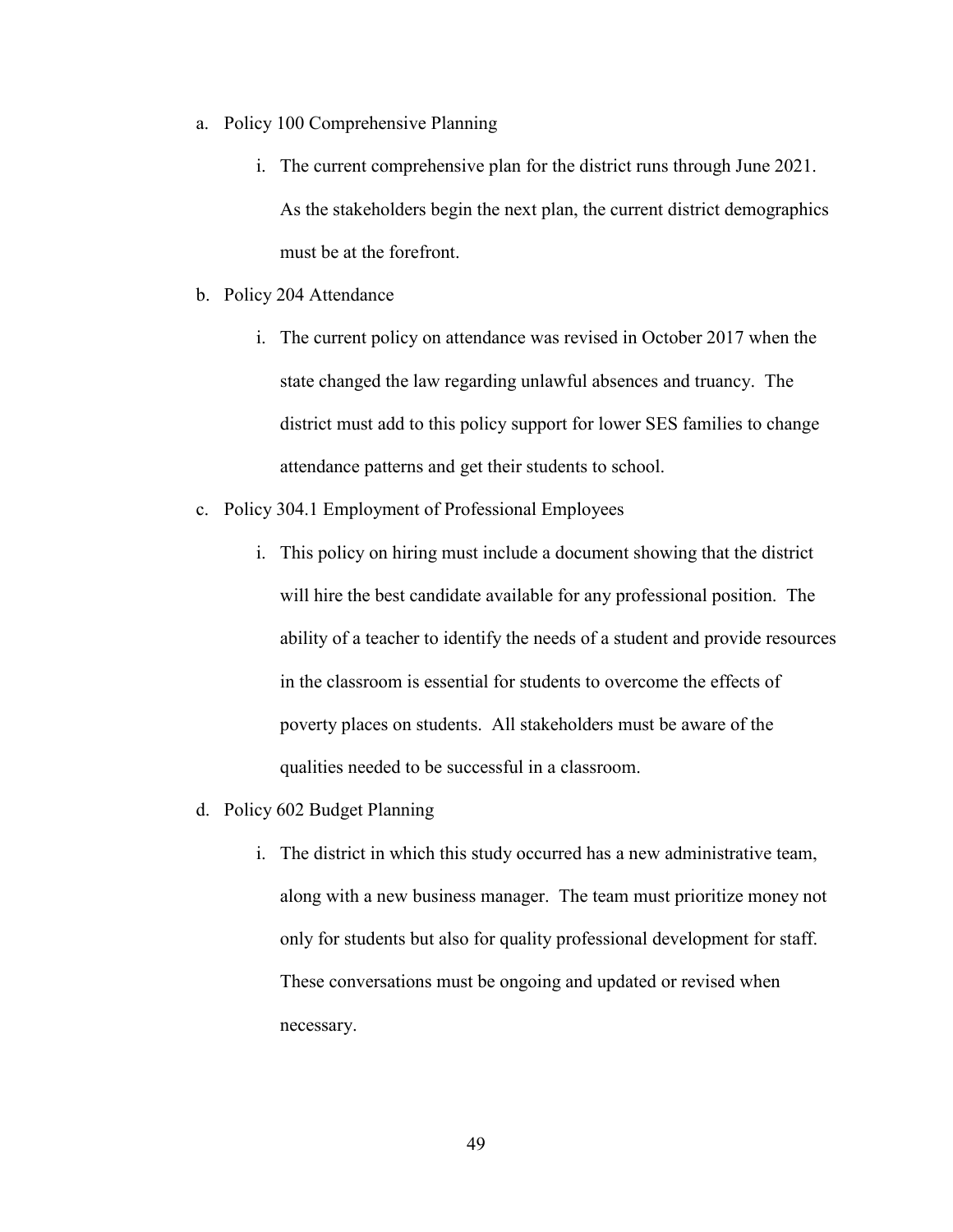a. Policy 100 Comprehensive Planning

    i. The current comprehensive plan for the district runs through June 2021. As the stakeholders begin the next plan, the current district demographics must be at the forefront.

b. Policy 204 Attendance

    i. The current policy on attendance was revised in October 2017 when the state changed the law regarding unlawful absences and truancy. The district must add to this policy support for lower SES families to change attendance patterns and get their students to school.

c. Policy 304.1 Employment of Professional Employees

    i. This policy on hiring must include a document showing that the district will hire the best candidate available for any professional position. The ability of a teacher to identify the needs of a student and provide resources in the classroom is essential for students to overcome the effects of poverty places on students. All stakeholders must be aware of the qualities needed to be successful in a classroom.

d. Policy 602 Budget Planning

    i. The district in which this study occurred has a new administrative team, along with a new business manager. The team must prioritize money not only for students but also for quality professional development for staff. These conversations must be ongoing and updated or revised when necessary.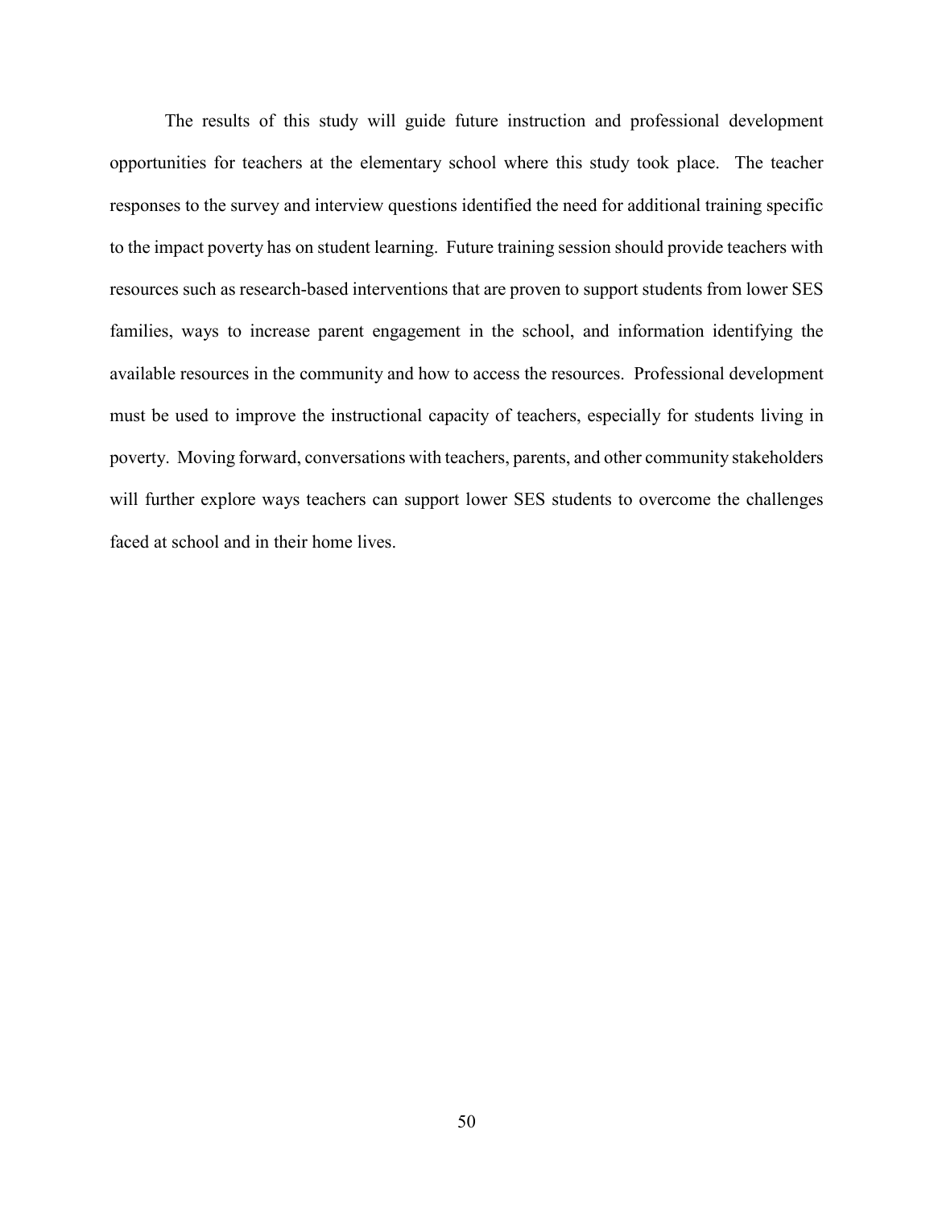The results of this study will guide future instruction and professional development opportunities for teachers at the elementary school where this study took place. The teacher responses to the survey and interview questions identified the need for additional training specific to the impact poverty has on student learning. Future training session should provide teachers with resources such as research-based interventions that are proven to support students from lower SES families, ways to increase parent engagement in the school, and information identifying the available resources in the community and how to access the resources. Professional development must be used to improve the instructional capacity of teachers, especially for students living in poverty. Moving forward, conversations with teachers, parents, and other community stakeholders will further explore ways teachers can support lower SES students to overcome the challenges faced at school and in their home lives.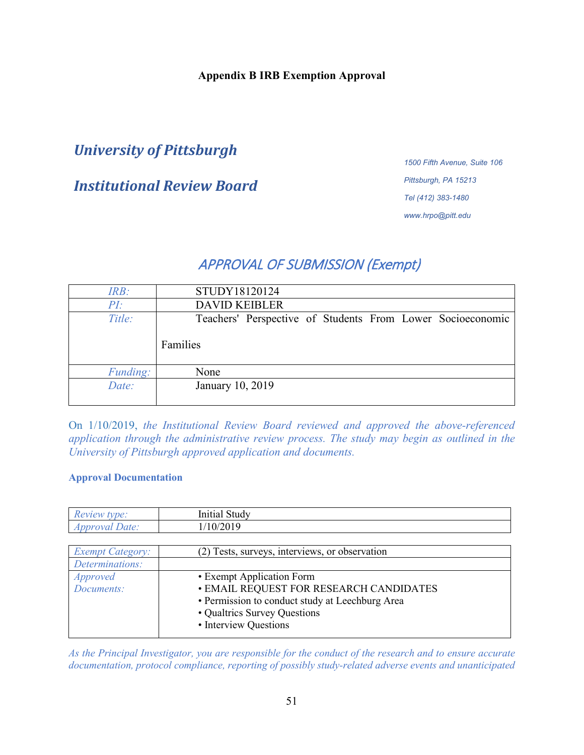**Appendix B IRB Exemption Approval**

## *University of Pittsburgh*

## *Institutional Review Board*

*1500 Fifth Avenue, Suite 106*

*Pittsburgh, PA 15213*

*Tel (412) 383-1480*

*www.hrpo@pitt.edu*

## *APPROVAL OF SUBMISSION (Exempt)*

| | |
|---|---|
| *IRB:* | STUDY18120124 |
| *PI:* | DAVID KEIBLER |
| *Title:* | Teachers' Perspective of Students From Lower Socioeconomic Families |
| *Funding:* | None |
| *Date:* | January 10, 2019 |

On 1/10/2019, *the Institutional Review Board reviewed and approved the above-referenced application through the administrative review process. The study may begin as outlined in the University of Pittsburgh approved application and documents.*

**Approval Documentation**

| | |
|---|---|
| *Review type:* | Initial Study |
| *Approval Date:* | 1/10/2019 |

| | |
|---|---|
| *Exempt Category:* | (2) Tests, surveys, interviews, or observation |
| *Determinations:* | |
| *Approved Documents:* | • Exempt Application Form<br>• EMAIL REQUEST FOR RESEARCH CANDIDATES<br>• Permission to conduct study at Leechburg Area<br>• Qualtrics Survey Questions<br>• Interview Questions |

*As the Principal Investigator, you are responsible for the conduct of the research and to ensure accurate documentation, protocol compliance, reporting of possibly study-related adverse events and unanticipated*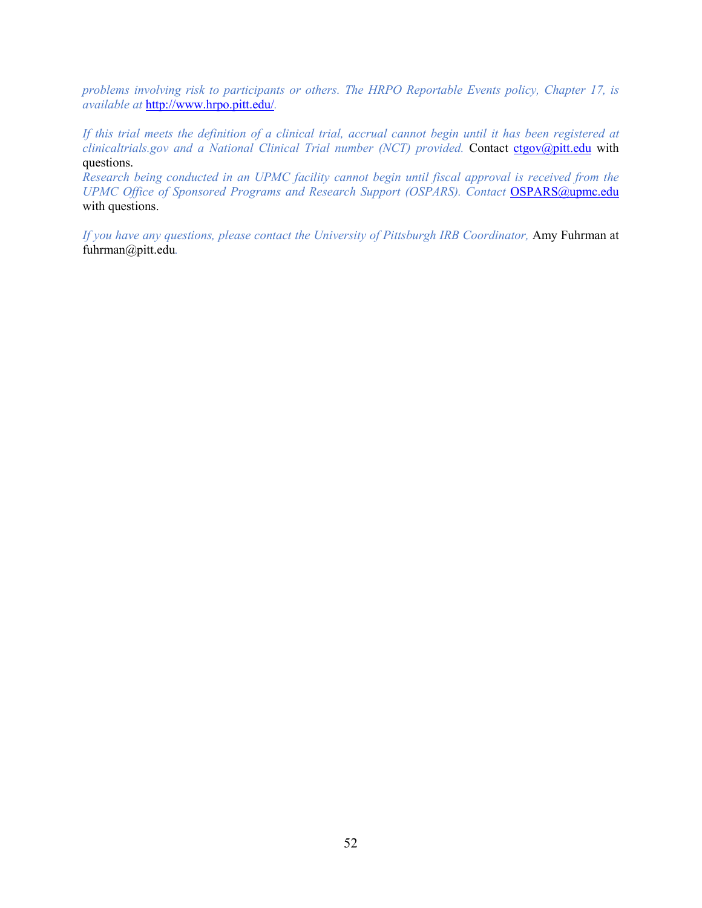*problems involving risk to participants or others. The HRPO Reportable Events policy, Chapter 17, is available at* http://www.hrpo.pitt.edu/*.*

*If this trial meets the definition of a clinical trial, accrual cannot begin until it has been registered at clinicaltrials.gov and a National Clinical Trial number (NCT) provided.* Contact ctgov@pitt.edu with questions.
*Research being conducted in an UPMC facility cannot begin until fiscal approval is received from the UPMC Office of Sponsored Programs and Research Support (OSPARS). Contact* OSPARS@upmc.edu with questions.

*If you have any questions, please contact the University of Pittsburgh IRB Coordinator,* Amy Fuhrman at fuhrman@pitt.edu*.*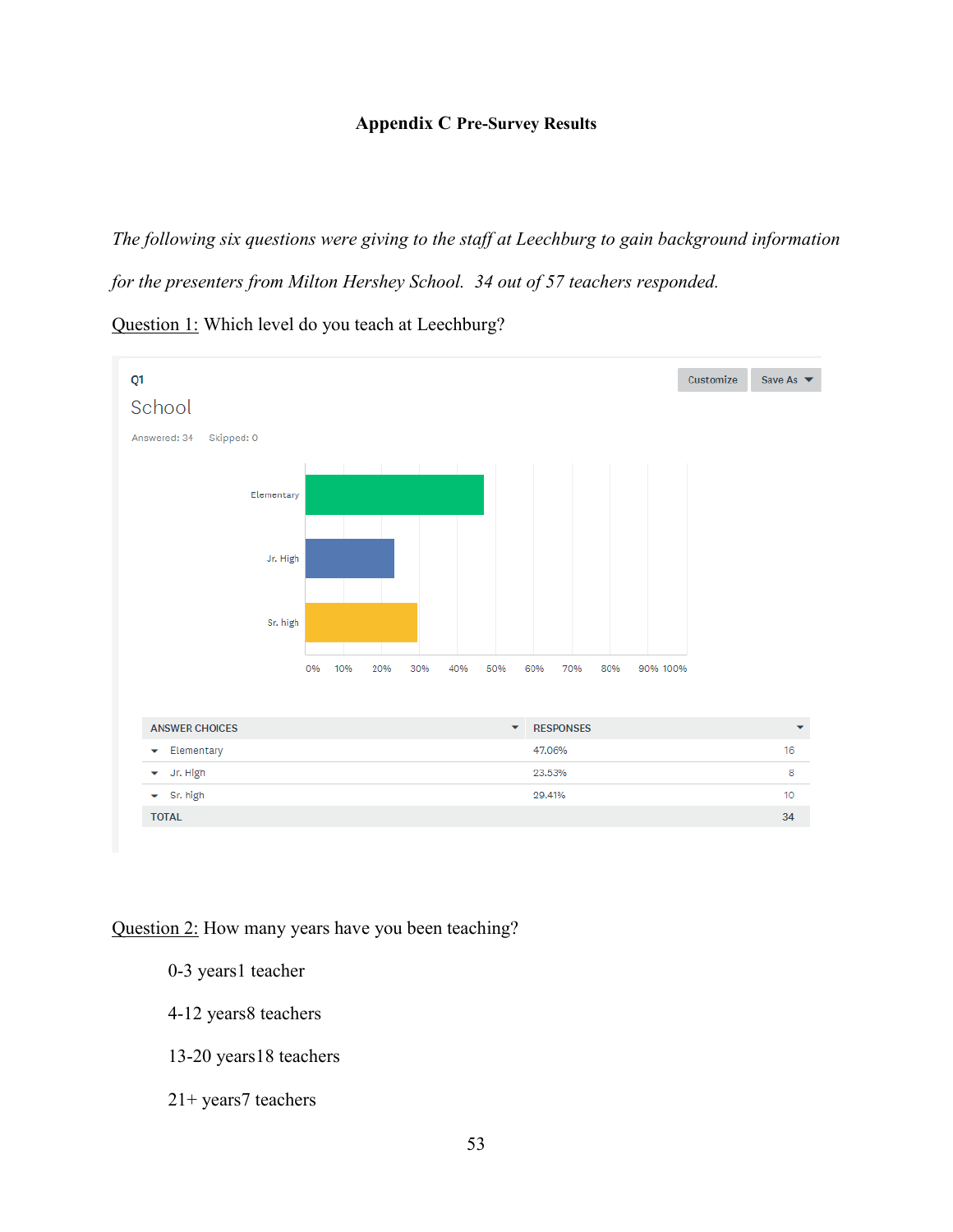**Appendix C Pre-Survey Results**

*The following six questions were giving to the staff at Leechburg to gain background information for the presenters from Milton Hershey School. 34 out of 57 teachers responded.*

<u>Question 1:</u> Which level do you teach at Leechburg?

Q1

School

Answered: 34 Skipped: 0

| ANSWER CHOICES | RESPONSES | |
|---|---|---|
| Elementary | 47.06% | 16 |
| Jr. High | 23.53% | 8 |
| Sr. high | 29.41% | 10 |
| TOTAL | | 34 |

<u>Question 2:</u> How many years have you been teaching?

0-3 years1 teacher

4-12 years8 teachers

13-20 years18 teachers

21+ years7 teachers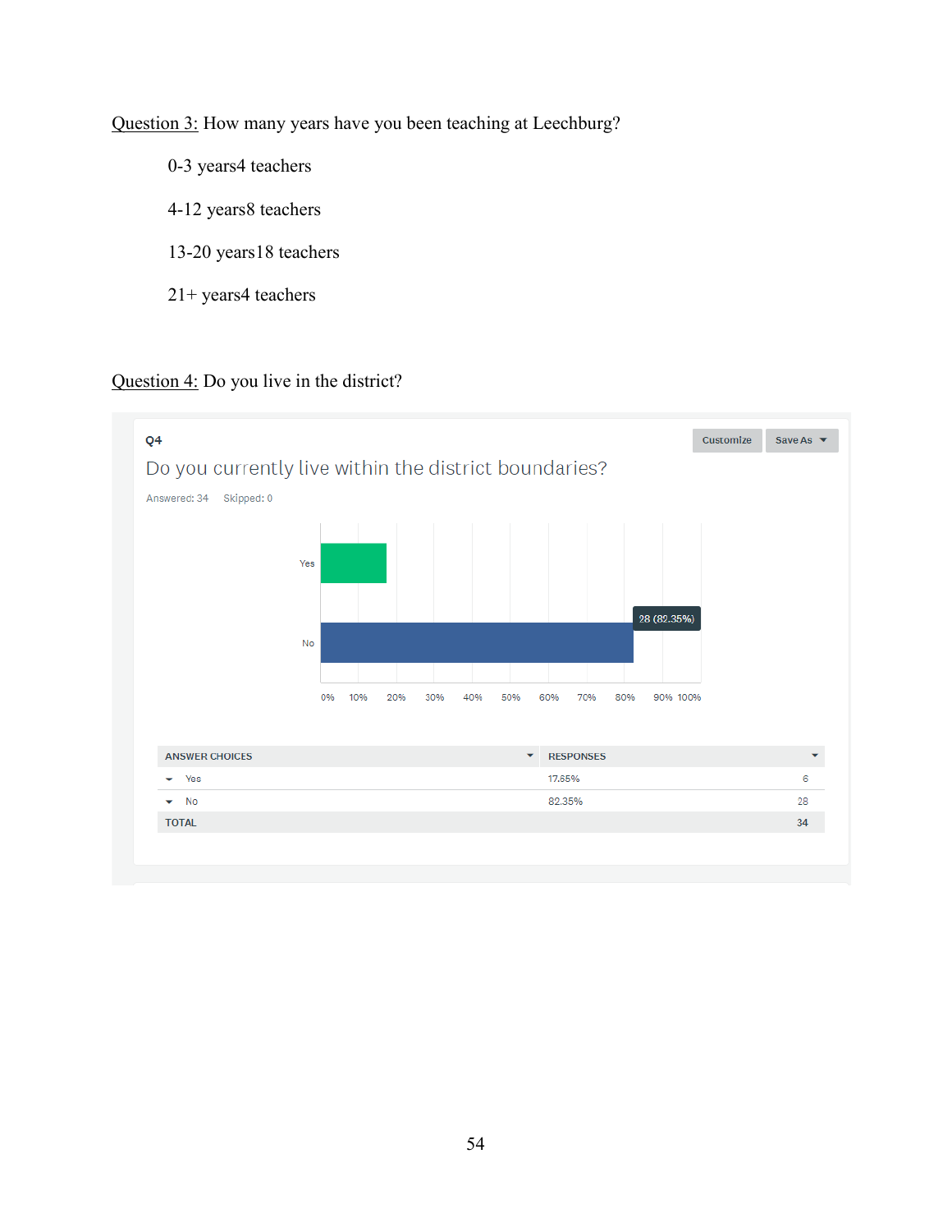Question 3: How many years have you been teaching at Leechburg?

0-3 years4 teachers

4-12 years8 teachers

13-20 years18 teachers

21+ years4 teachers

Question 4: Do you live in the district?

Q4

Do you currently live within the district boundaries?

Answered: 34 Skipped: 0

Yes

No

28 (82.35%)

0% 10% 20% 30% 40% 50% 60% 70% 80% 90% 100%

| ANSWER CHOICES | RESPONSES | |
|---|---|---|
| Yes | 17.65% | 6 |
| No | 82.35% | 28 |
| TOTAL | | 34 |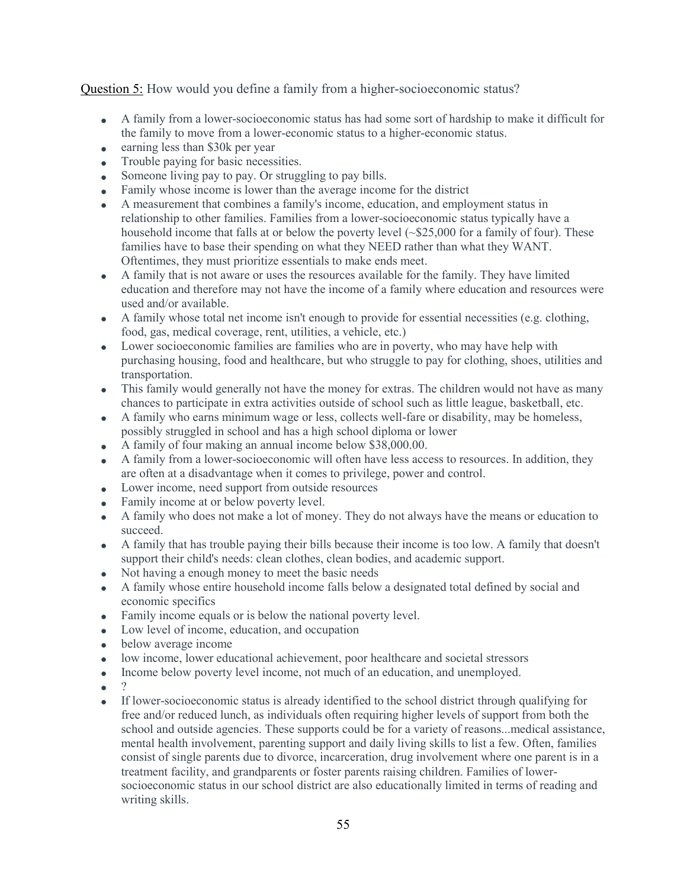<u>Question 5:</u> How would you define a family from a higher-socioeconomic status?

- A family from a lower-socioeconomic status has had some sort of hardship to make it difficult for the family to move from a lower-economic status to a higher-economic status.
- earning less than $30k per year
- Trouble paying for basic necessities.
- Someone living pay to pay. Or struggling to pay bills.
- Family whose income is lower than the average income for the district
- A measurement that combines a family's income, education, and employment status in relationship to other families. Families from a lower-socioeconomic status typically have a household income that falls at or below the poverty level (~$25,000 for a family of four). These families have to base their spending on what they NEED rather than what they WANT. Oftentimes, they must prioritize essentials to make ends meet.
- A family that is not aware or uses the resources available for the family. They have limited education and therefore may not have the income of a family where education and resources were used and/or available.
- A family whose total net income isn't enough to provide for essential necessities (e.g. clothing, food, gas, medical coverage, rent, utilities, a vehicle, etc.)
- Lower socioeconomic families are families who are in poverty, who may have help with purchasing housing, food and healthcare, but who struggle to pay for clothing, shoes, utilities and transportation.
- This family would generally not have the money for extras. The children would not have as many chances to participate in extra activities outside of school such as little league, basketball, etc.
- A family who earns minimum wage or less, collects well-fare or disability, may be homeless, possibly struggled in school and has a high school diploma or lower
- A family of four making an annual income below $38,000.00.
- A family from a lower-socioeconomic will often have less access to resources. In addition, they are often at a disadvantage when it comes to privilege, power and control.
- Lower income, need support from outside resources
- Family income at or below poverty level.
- A family who does not make a lot of money. They do not always have the means or education to succeed.
- A family that has trouble paying their bills because their income is too low. A family that doesn't support their child's needs: clean clothes, clean bodies, and academic support.
- Not having a enough money to meet the basic needs
- A family whose entire household income falls below a designated total defined by social and economic specifics
- Family income equals or is below the national poverty level.
- Low level of income, education, and occupation
- below average income
- low income, lower educational achievement, poor healthcare and societal stressors
- Income below poverty level income, not much of an education, and unemployed.
- ?
- If lower-socioeconomic status is already identified to the school district through qualifying for free and/or reduced lunch, as individuals often requiring higher levels of support from both the school and outside agencies. These supports could be for a variety of reasons...medical assistance, mental health involvement, parenting support and daily living skills to list a few. Often, families consist of single parents due to divorce, incarceration, drug involvement where one parent is in a treatment facility, and grandparents or foster parents raising children. Families of lower-socioeconomic status in our school district are also educationally limited in terms of reading and writing skills.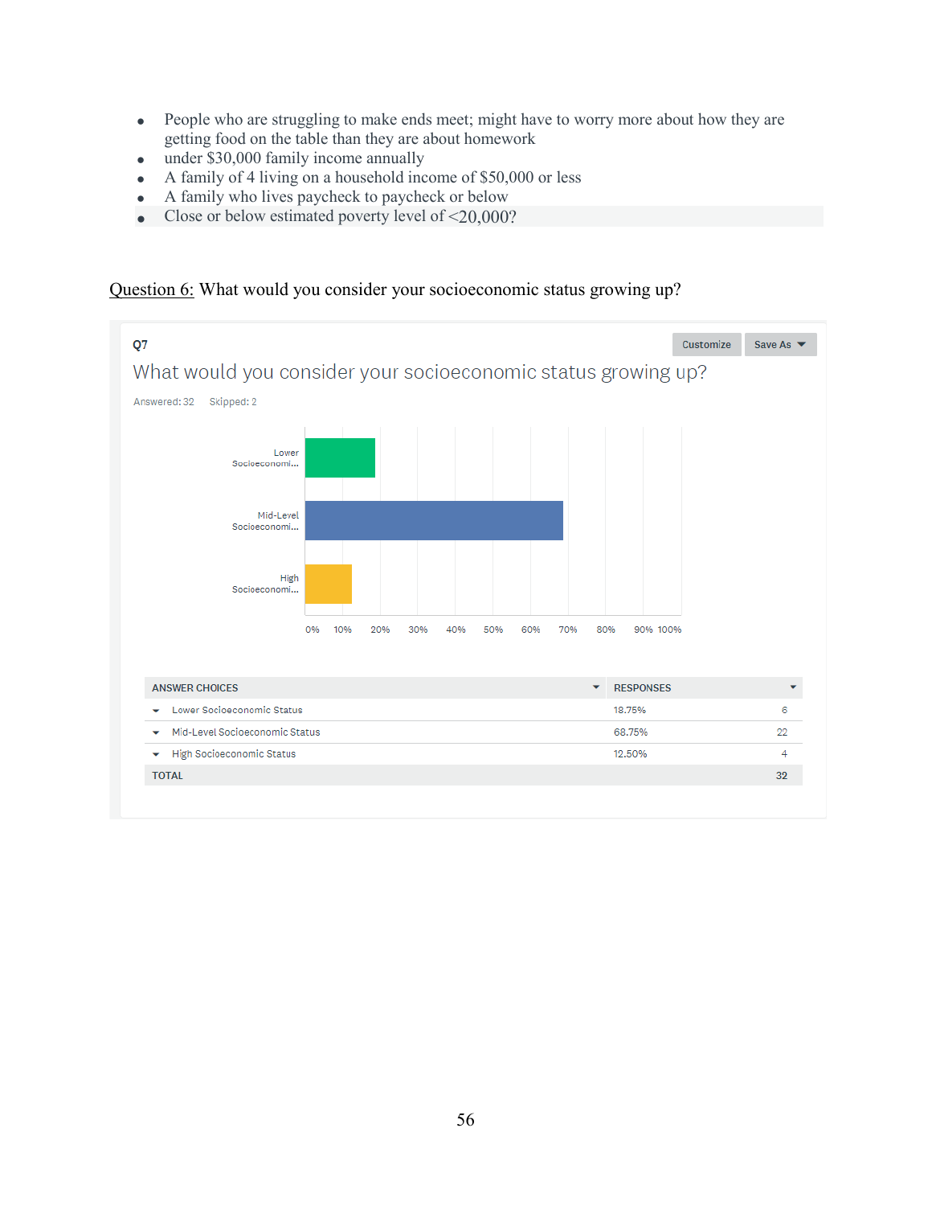- People who are struggling to make ends meet; might have to worry more about how they are getting food on the table than they are about homework
- under $30,000 family income annually
- A family of 4 living on a household income of $50,000 or less
- A family who lives paycheck to paycheck or below
- Close or below estimated poverty level of <20,000?

<u>Question 6:</u> What would you consider your socioeconomic status growing up?

**Q7**

What would you consider your socioeconomic status growing up?

Answered: 32 Skipped: 2

| ANSWER CHOICES | RESPONSES | |
|---|---|---|
| Lower Socioeconomic Status | 18.75% | 6 |
| Mid-Level Socioeconomic Status | 68.75% | 22 |
| High Socioeconomic Status | 12.50% | 4 |
| TOTAL | | 32 |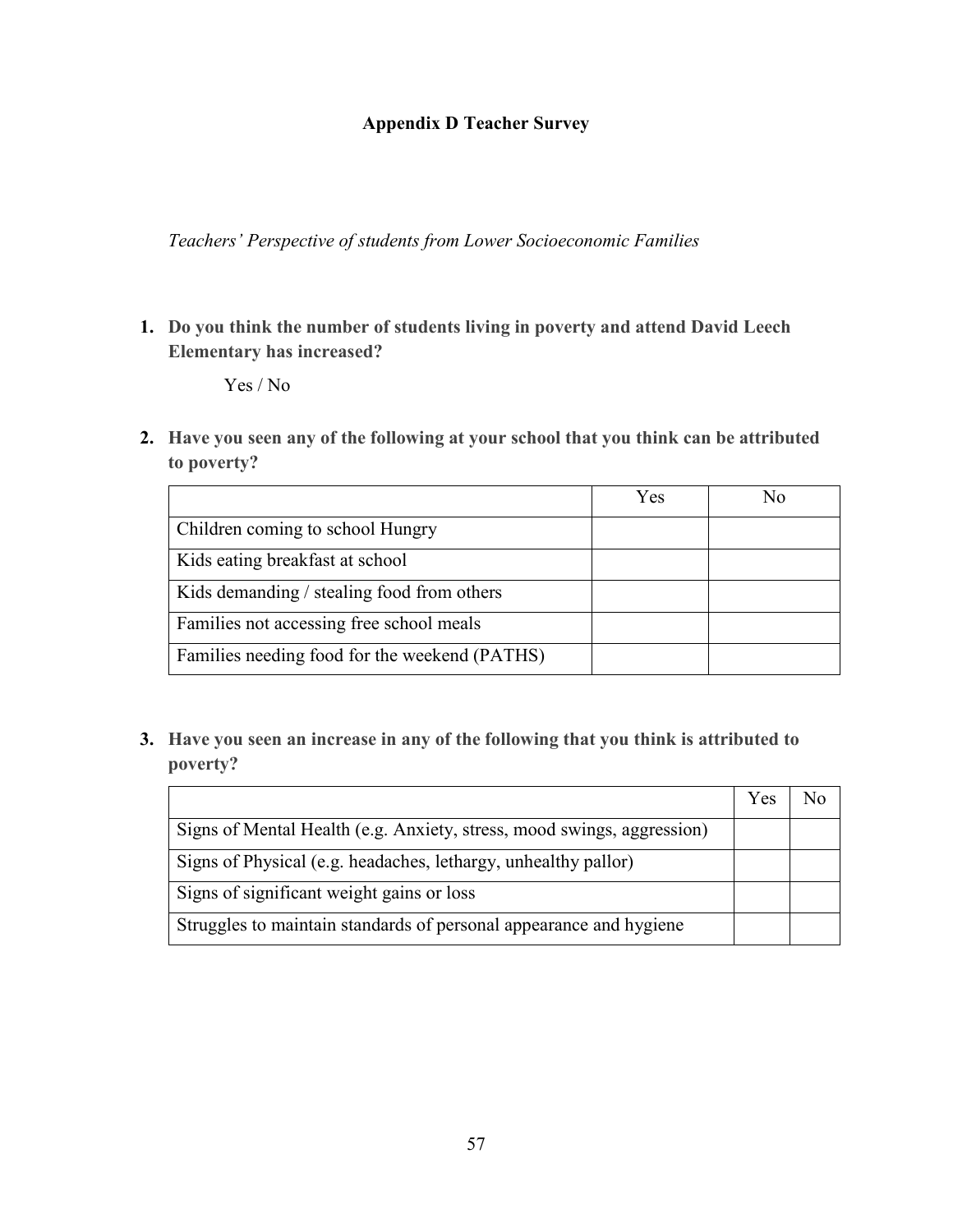# Appendix D Teacher Survey

*Teachers' Perspective of students from Lower Socioeconomic Families*

1. **Do you think the number of students living in poverty and attend David Leech Elementary has increased?**

   Yes / No

2. **Have you seen any of the following at your school that you think can be attributed to poverty?**

| | Yes | No |
|---|---|---|
| Children coming to school Hungry | | |
| Kids eating breakfast at school | | |
| Kids demanding / stealing food from others | | |
| Families not accessing free school meals | | |
| Families needing food for the weekend (PATHS) | | |

3. **Have you seen an increase in any of the following that you think is attributed to poverty?**

| | Yes | No |
|---|---|---|
| Signs of Mental Health (e.g. Anxiety, stress, mood swings, aggression) | | |
| Signs of Physical (e.g. headaches, lethargy, unhealthy pallor) | | |
| Signs of significant weight gains or loss | | |
| Struggles to maintain standards of personal appearance and hygiene | | |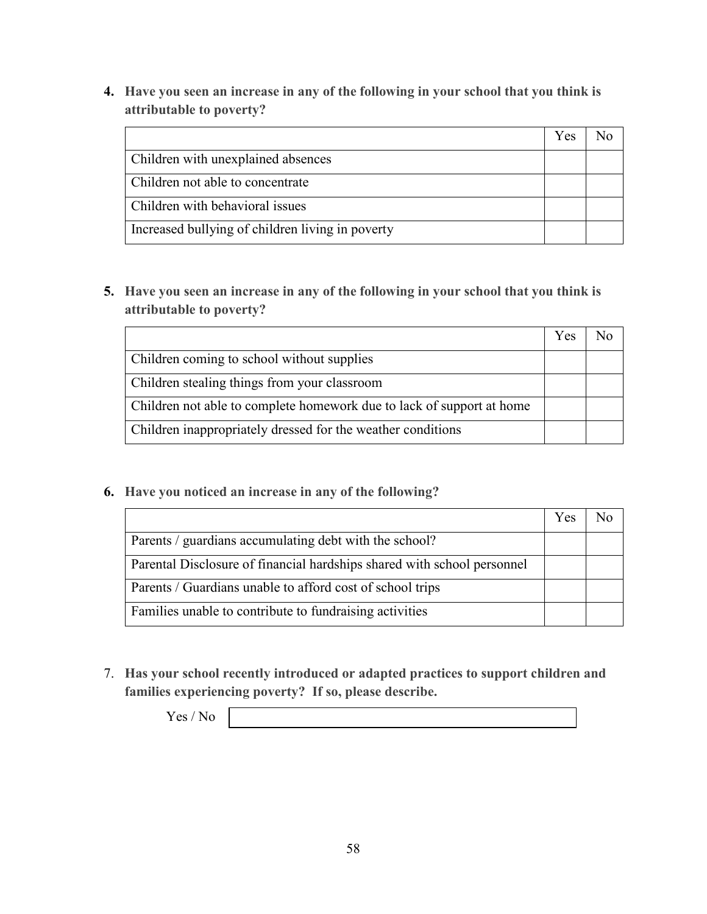**4. Have you seen an increase in any of the following in your school that you think is attributable to poverty?**

| | Yes | No |
|---|---|---|
| Children with unexplained absences | | |
| Children not able to concentrate | | |
| Children with behavioral issues | | |
| Increased bullying of children living in poverty | | |

**5. Have you seen an increase in any of the following in your school that you think is attributable to poverty?**

| | Yes | No |
|---|---|---|
| Children coming to school without supplies | | |
| Children stealing things from your classroom | | |
| Children not able to complete homework due to lack of support at home | | |
| Children inappropriately dressed for the weather conditions | | |

**6. Have you noticed an increase in any of the following?**

| | Yes | No |
|---|---|---|
| Parents / guardians accumulating debt with the school? | | |
| Parental Disclosure of financial hardships shared with school personnel | | |
| Parents / Guardians unable to afford cost of school trips | | |
| Families unable to contribute to fundraising activities | | |

7. **Has your school recently introduced or adapted practices to support children and families experiencing poverty? If so, please describe.**

Yes / No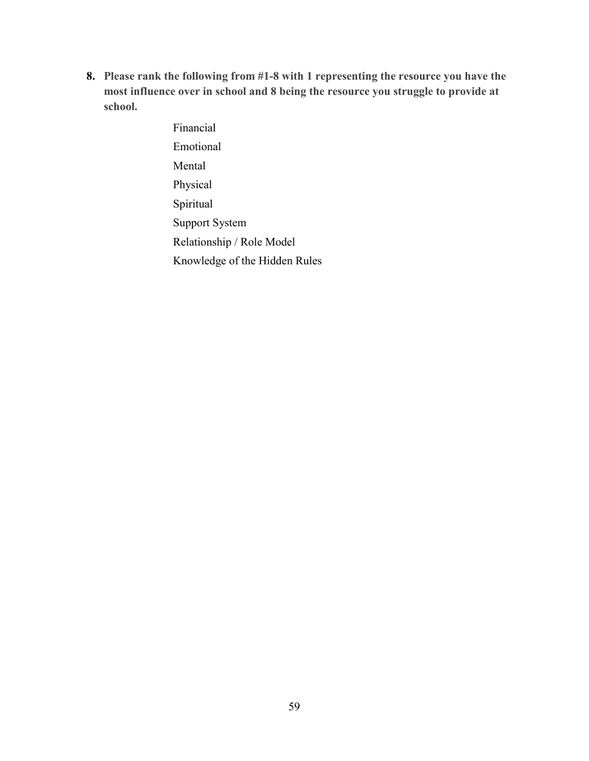8. **Please rank the following from #1-8 with 1 representing the resource you have the most influence over in school and 8 being the resource you struggle to provide at school.**

   Financial
   Emotional
   Mental
   Physical
   Spiritual
   Support System
   Relationship / Role Model
   Knowledge of the Hidden Rules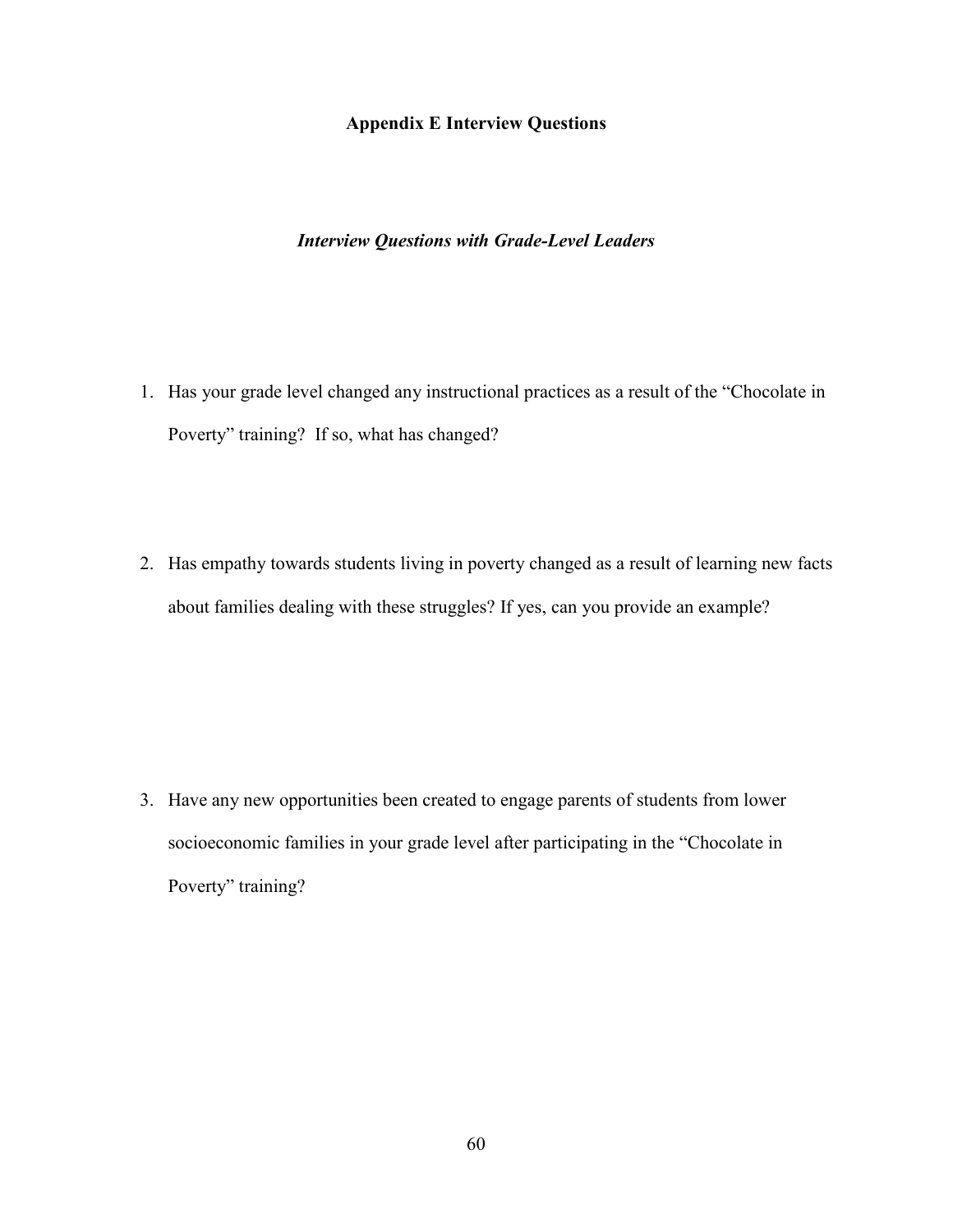## Appendix E Interview Questions

### *Interview Questions with Grade-Level Leaders*

1. Has your grade level changed any instructional practices as a result of the "Chocolate in Poverty" training? If so, what has changed?

2. Has empathy towards students living in poverty changed as a result of learning new facts about families dealing with these struggles? If yes, can you provide an example?

3. Have any new opportunities been created to engage parents of students from lower socioeconomic families in your grade level after participating in the "Chocolate in Poverty" training?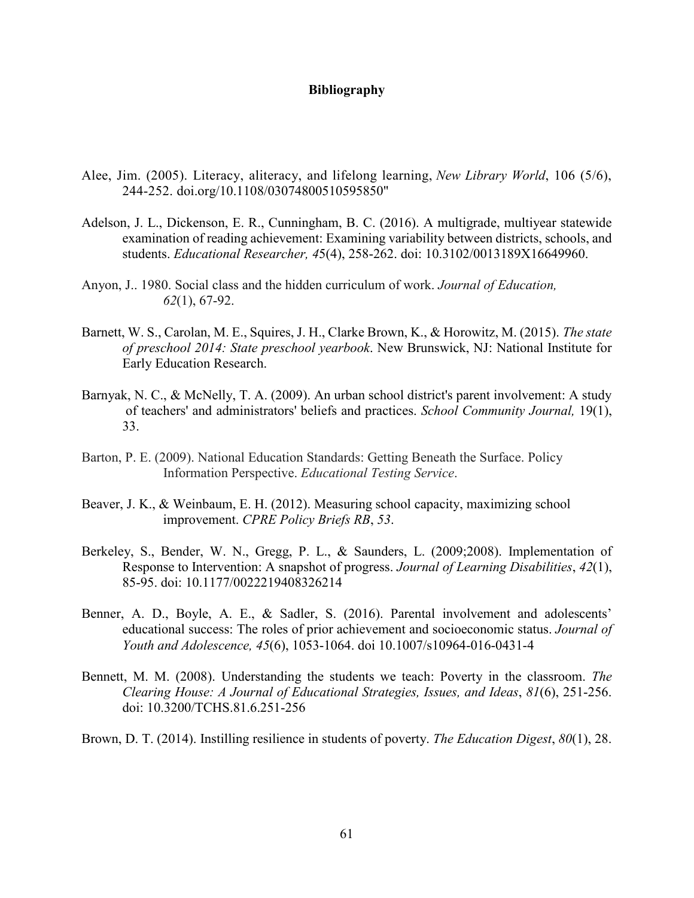# Bibliography

Alee, Jim. (2005). Literacy, aliteracy, and lifelong learning, *New Library World*, 106 (5/6), 244-252. doi.org/10.1108/03074800510595850"

Adelson, J. L., Dickenson, E. R., Cunningham, B. C. (2016). A multigrade, multiyear statewide examination of reading achievement: Examining variability between districts, schools, and students. *Educational Researcher, 45*(4), 258-262. doi: 10.3102/0013189X16649960.

Anyon, J.. 1980. Social class and the hidden curriculum of work. *Journal of Education, 62*(1), 67-92.

Barnett, W. S., Carolan, M. E., Squires, J. H., Clarke Brown, K., & Horowitz, M. (2015). *The state of preschool 2014: State preschool yearbook*. New Brunswick, NJ: National Institute for Early Education Research.

Barnyak, N. C., & McNelly, T. A. (2009). An urban school district's parent involvement: A study of teachers' and administrators' beliefs and practices. *School Community Journal,* 19(1), 33.

Barton, P. E. (2009). National Education Standards: Getting Beneath the Surface. Policy Information Perspective. *Educational Testing Service*.

Beaver, J. K., & Weinbaum, E. H. (2012). Measuring school capacity, maximizing school improvement. *CPRE Policy Briefs RB*, *53*.

Berkeley, S., Bender, W. N., Gregg, P. L., & Saunders, L. (2009;2008). Implementation of Response to Intervention: A snapshot of progress. *Journal of Learning Disabilities*, *42*(1), 85-95. doi: 10.1177/0022219408326214

Benner, A. D., Boyle, A. E., & Sadler, S. (2016). Parental involvement and adolescents' educational success: The roles of prior achievement and socioeconomic status. *Journal of Youth and Adolescence, 45*(6), 1053-1064. doi 10.1007/s10964-016-0431-4

Bennett, M. M. (2008). Understanding the students we teach: Poverty in the classroom. *The Clearing House: A Journal of Educational Strategies, Issues, and Ideas*, *81*(6), 251-256. doi: 10.3200/TCHS.81.6.251-256

Brown, D. T. (2014). Instilling resilience in students of poverty. *The Education Digest*, *80*(1), 28.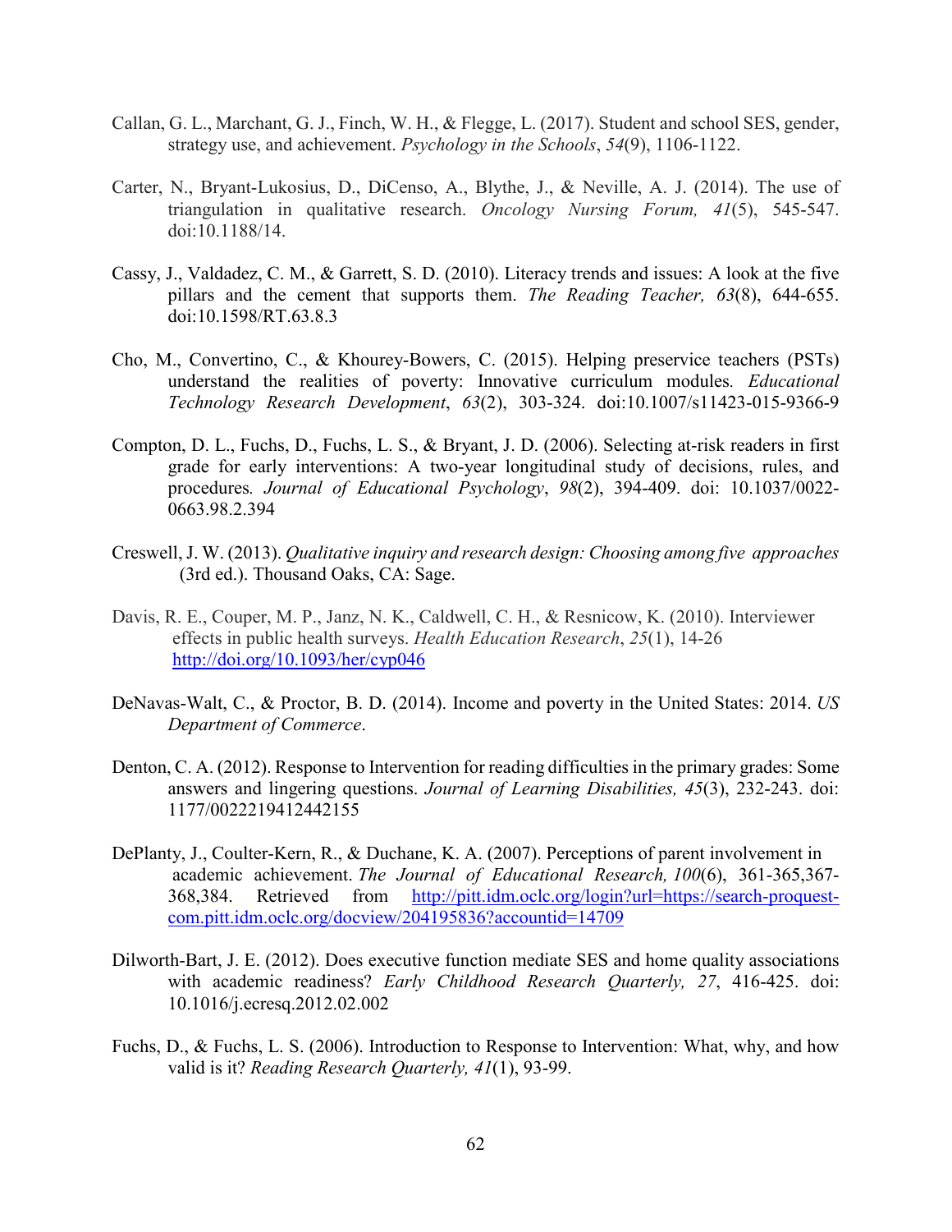Callan, G. L., Marchant, G. J., Finch, W. H., & Flegge, L. (2017). Student and school SES, gender, strategy use, and achievement. *Psychology in the Schools*, *54*(9), 1106-1122.

Carter, N., Bryant-Lukosius, D., DiCenso, A., Blythe, J., & Neville, A. J. (2014). The use of triangulation in qualitative research. *Oncology Nursing Forum, 41*(5), 545-547. doi:10.1188/14.

Cassy, J., Valdadez, C. M., & Garrett, S. D. (2010). Literacy trends and issues: A look at the five pillars and the cement that supports them. *The Reading Teacher, 63*(8), 644-655. doi:10.1598/RT.63.8.3

Cho, M., Convertino, C., & Khourey-Bowers, C. (2015). Helping preservice teachers (PSTs) understand the realities of poverty: Innovative curriculum modules*. Educational Technology Research Development*, *63*(2), 303-324. doi:10.1007/s11423-015-9366-9

Compton, D. L., Fuchs, D., Fuchs, L. S., & Bryant, J. D. (2006). Selecting at-risk readers in first grade for early interventions: A two-year longitudinal study of decisions, rules, and procedures*. Journal of Educational Psychology*, *98*(2), 394-409. doi: 10.1037/0022-0663.98.2.394

Creswell, J. W. (2013). *Qualitative inquiry and research design: Choosing among five approaches* (3rd ed.). Thousand Oaks, CA: Sage.

Davis, R. E., Couper, M. P., Janz, N. K., Caldwell, C. H., & Resnicow, K. (2010). Interviewer effects in public health surveys. *Health Education Research*, *25*(1), 14-26 http://doi.org/10.1093/her/cyp046

DeNavas-Walt, C., & Proctor, B. D. (2014). Income and poverty in the United States: 2014. *US Department of Commerce*.

Denton, C. A. (2012). Response to Intervention for reading difficulties in the primary grades: Some answers and lingering questions. *Journal of Learning Disabilities, 45*(3), 232-243. doi: 1177/0022219412442155

DePlanty, J., Coulter-Kern, R., & Duchane, K. A. (2007). Perceptions of parent involvement in academic achievement. *The Journal of Educational Research, 100*(6), 361-365,367-368,384. Retrieved from http://pitt.idm.oclc.org/login?url=https://search-proquest-com.pitt.idm.oclc.org/docview/204195836?accountid=14709

Dilworth-Bart, J. E. (2012). Does executive function mediate SES and home quality associations with academic readiness? *Early Childhood Research Quarterly, 27*, 416-425. doi: 10.1016/j.ecresq.2012.02.002

Fuchs, D., & Fuchs, L. S. (2006). Introduction to Response to Intervention: What, why, and how valid is it? *Reading Research Quarterly, 41*(1), 93-99.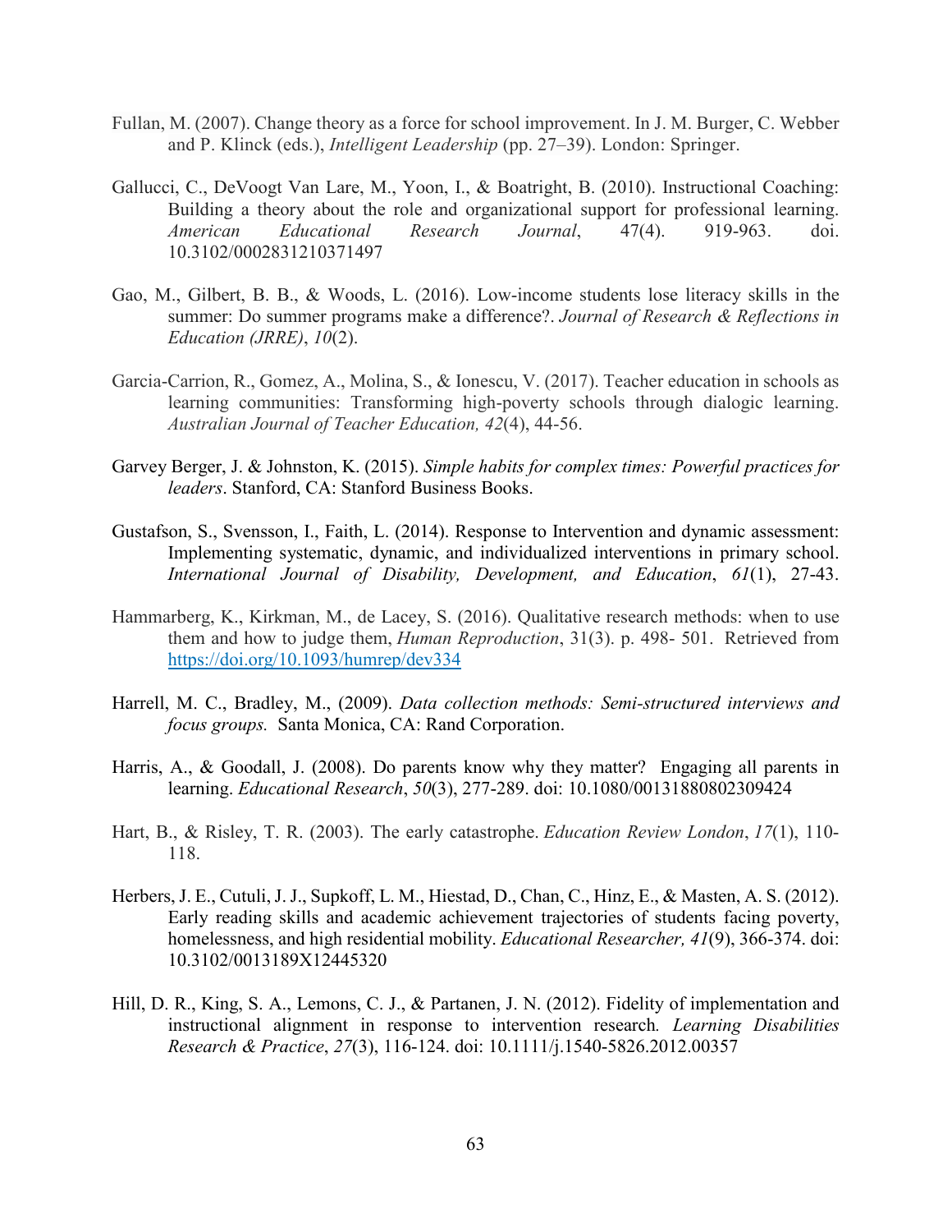Fullan, M. (2007). Change theory as a force for school improvement. In J. M. Burger, C. Webber and P. Klinck (eds.), *Intelligent Leadership* (pp. 27–39). London: Springer.

Gallucci, C., DeVoogt Van Lare, M., Yoon, I., & Boatright, B. (2010). Instructional Coaching: Building a theory about the role and organizational support for professional learning. *American Educational Research Journal*, 47(4). 919-963. doi. 10.3102/0002831210371497

Gao, M., Gilbert, B. B., & Woods, L. (2016). Low-income students lose literacy skills in the summer: Do summer programs make a difference?. *Journal of Research & Reflections in Education (JRRE)*, *10*(2).

Garcia-Carrion, R., Gomez, A., Molina, S., & Ionescu, V. (2017). Teacher education in schools as learning communities: Transforming high-poverty schools through dialogic learning. *Australian Journal of Teacher Education, 42*(4), 44-56.

Garvey Berger, J. & Johnston, K. (2015). *Simple habits for complex times: Powerful practices for leaders*. Stanford, CA: Stanford Business Books.

Gustafson, S., Svensson, I., Faith, L. (2014). Response to Intervention and dynamic assessment: Implementing systematic, dynamic, and individualized interventions in primary school. *International Journal of Disability, Development, and Education*, *61*(1), 27-43.

Hammarberg, K., Kirkman, M., de Lacey, S. (2016). Qualitative research methods: when to use them and how to judge them, *Human Reproduction*, 31(3). p. 498- 501. Retrieved from https://doi.org/10.1093/humrep/dev334

Harrell, M. C., Bradley, M., (2009). *Data collection methods: Semi-structured interviews and focus groups.* Santa Monica, CA: Rand Corporation.

Harris, A., & Goodall, J. (2008). Do parents know why they matter? Engaging all parents in learning. *Educational Research*, *50*(3), 277-289. doi: 10.1080/00131880802309424

Hart, B., & Risley, T. R. (2003). The early catastrophe. *Education Review London*, *17*(1), 110-118.

Herbers, J. E., Cutuli, J. J., Supkoff, L. M., Hiestad, D., Chan, C., Hinz, E., & Masten, A. S. (2012). Early reading skills and academic achievement trajectories of students facing poverty, homelessness, and high residential mobility. *Educational Researcher, 41*(9), 366-374. doi: 10.3102/0013189X12445320

Hill, D. R., King, S. A., Lemons, C. J., & Partanen, J. N. (2012). Fidelity of implementation and instructional alignment in response to intervention research*. Learning Disabilities Research & Practice*, *27*(3), 116-124. doi: 10.1111/j.1540-5826.2012.00357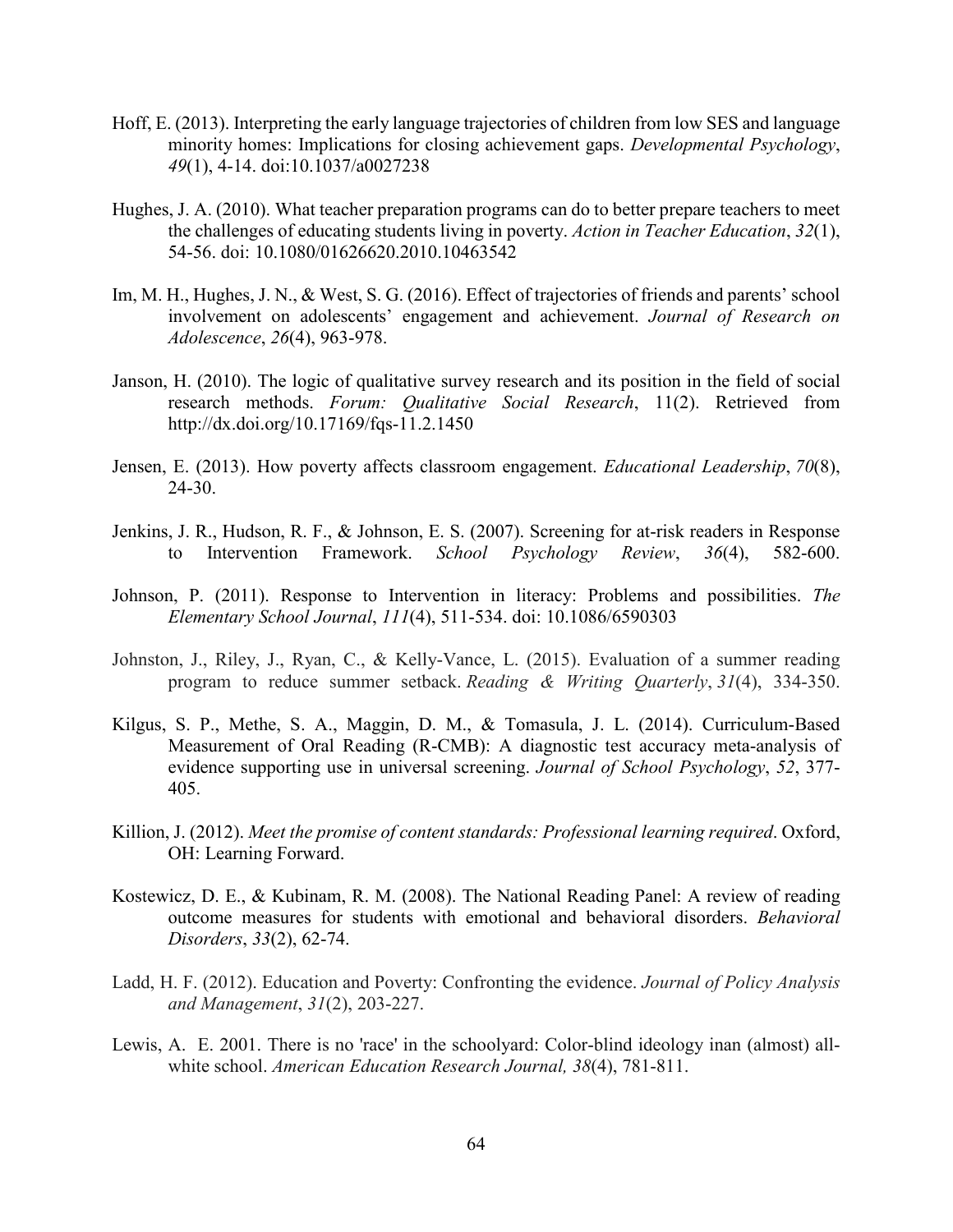Hoff, E. (2013). Interpreting the early language trajectories of children from low SES and language minority homes: Implications for closing achievement gaps. *Developmental Psychology*, *49*(1), 4-14. doi:10.1037/a0027238

Hughes, J. A. (2010). What teacher preparation programs can do to better prepare teachers to meet the challenges of educating students living in poverty. *Action in Teacher Education*, *32*(1), 54-56. doi: 10.1080/01626620.2010.10463542

Im, M. H., Hughes, J. N., & West, S. G. (2016). Effect of trajectories of friends and parents' school involvement on adolescents' engagement and achievement. *Journal of Research on Adolescence*, *26*(4), 963-978.

Janson, H. (2010). The logic of qualitative survey research and its position in the field of social research methods. *Forum: Qualitative Social Research*, 11(2). Retrieved from http://dx.doi.org/10.17169/fqs-11.2.1450

Jensen, E. (2013). How poverty affects classroom engagement. *Educational Leadership*, *70*(8), 24-30.

Jenkins, J. R., Hudson, R. F., & Johnson, E. S. (2007). Screening for at-risk readers in Response to Intervention Framework. *School Psychology Review*, *36*(4), 582-600.

Johnson, P. (2011). Response to Intervention in literacy: Problems and possibilities. *The Elementary School Journal*, *111*(4), 511-534. doi: 10.1086/6590303

Johnston, J., Riley, J., Ryan, C., & Kelly-Vance, L. (2015). Evaluation of a summer reading program to reduce summer setback. *Reading & Writing Quarterly*, *31*(4), 334-350.

Kilgus, S. P., Methe, S. A., Maggin, D. M., & Tomasula, J. L. (2014). Curriculum-Based Measurement of Oral Reading (R-CMB): A diagnostic test accuracy meta-analysis of evidence supporting use in universal screening. *Journal of School Psychology*, *52*, 377-405.

Killion, J. (2012). *Meet the promise of content standards: Professional learning required*. Oxford, OH: Learning Forward.

Kostewicz, D. E., & Kubinam, R. M. (2008). The National Reading Panel: A review of reading outcome measures for students with emotional and behavioral disorders. *Behavioral Disorders*, *33*(2), 62-74.

Ladd, H. F. (2012). Education and Poverty: Confronting the evidence. *Journal of Policy Analysis and Management*, *31*(2), 203-227.

Lewis, A. E. 2001. There is no 'race' in the schoolyard: Color-blind ideology inan (almost) all-white school. *American Education Research Journal, 38*(4), 781-811.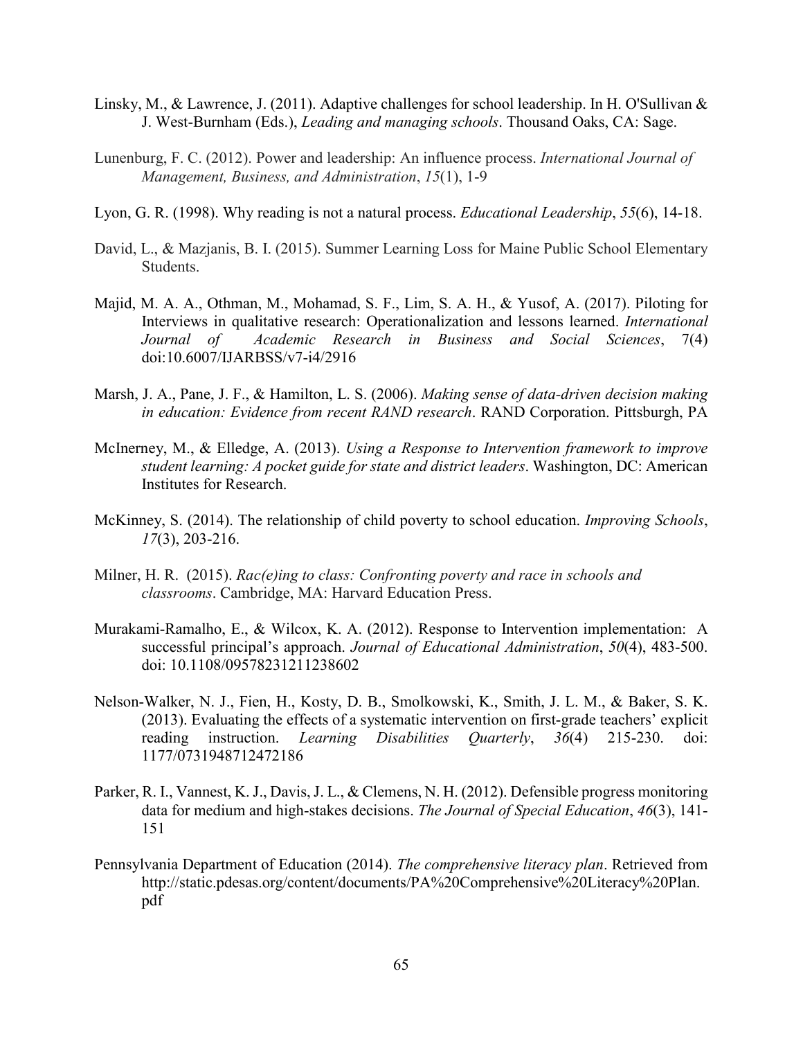Linsky, M., & Lawrence, J. (2011). Adaptive challenges for school leadership. In H. O'Sullivan & J. West-Burnham (Eds.), *Leading and managing schools*. Thousand Oaks, CA: Sage.

Lunenburg, F. C. (2012). Power and leadership: An influence process. *International Journal of Management, Business, and Administration*, *15*(1), 1-9

Lyon, G. R. (1998). Why reading is not a natural process. *Educational Leadership*, *55*(6), 14-18.

David, L., & Mazjanis, B. I. (2015). Summer Learning Loss for Maine Public School Elementary Students.

Majid, M. A. A., Othman, M., Mohamad, S. F., Lim, S. A. H., & Yusof, A. (2017). Piloting for Interviews in qualitative research: Operationalization and lessons learned. *International Journal of Academic Research in Business and Social Sciences*, 7(4) doi:10.6007/IJARBSS/v7-i4/2916

Marsh, J. A., Pane, J. F., & Hamilton, L. S. (2006). *Making sense of data-driven decision making in education: Evidence from recent RAND research*. RAND Corporation. Pittsburgh, PA

McInerney, M., & Elledge, A. (2013). *Using a Response to Intervention framework to improve student learning: A pocket guide for state and district leaders*. Washington, DC: American Institutes for Research.

McKinney, S. (2014). The relationship of child poverty to school education. *Improving Schools*, *17*(3), 203-216.

Milner, H. R. (2015). *Rac(e)ing to class: Confronting poverty and race in schools and classrooms*. Cambridge, MA: Harvard Education Press.

Murakami-Ramalho, E., & Wilcox, K. A. (2012). Response to Intervention implementation: A successful principal's approach. *Journal of Educational Administration*, *50*(4), 483-500. doi: 10.1108/09578231211238602

Nelson-Walker, N. J., Fien, H., Kosty, D. B., Smolkowski, K., Smith, J. L. M., & Baker, S. K. (2013). Evaluating the effects of a systematic intervention on first-grade teachers' explicit reading instruction. *Learning Disabilities Quarterly*, *36*(4) 215-230. doi: 1177/0731948712472186

Parker, R. I., Vannest, K. J., Davis, J. L., & Clemens, N. H. (2012). Defensible progress monitoring data for medium and high-stakes decisions. *The Journal of Special Education*, *46*(3), 141-151

Pennsylvania Department of Education (2014). *The comprehensive literacy plan*. Retrieved from http://static.pdesas.org/content/documents/PA%20Comprehensive%20Literacy%20Plan.pdf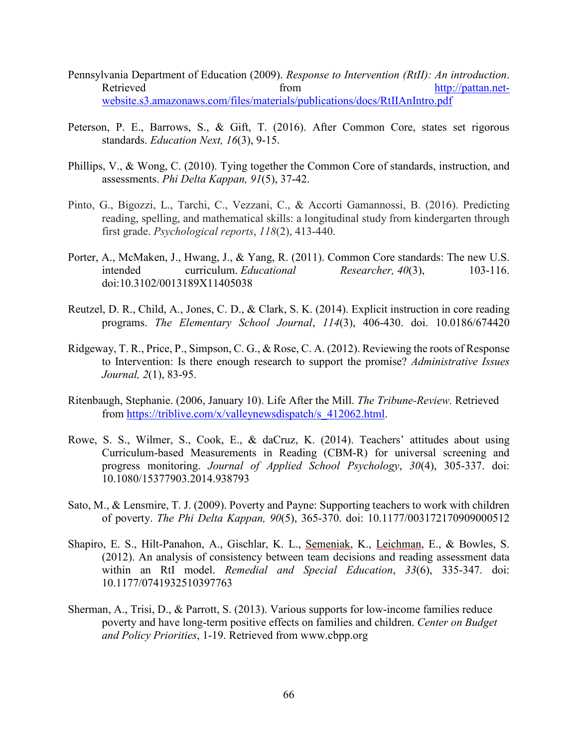Pennsylvania Department of Education (2009). *Response to Intervention (RtII): An introduction*. Retrieved from http://pattan.net-website.s3.amazonaws.com/files/materials/publications/docs/RtIIAnIntro.pdf

Peterson, P. E., Barrows, S., & Gift, T. (2016). After Common Core, states set rigorous standards. *Education Next, 16*(3), 9-15.

Phillips, V., & Wong, C. (2010). Tying together the Common Core of standards, instruction, and assessments. *Phi Delta Kappan, 91*(5), 37-42.

Pinto, G., Bigozzi, L., Tarchi, C., Vezzani, C., & Accorti Gamannossi, B. (2016). Predicting reading, spelling, and mathematical skills: a longitudinal study from kindergarten through first grade. *Psychological reports*, *118*(2), 413-440.

Porter, A., McMaken, J., Hwang, J., & Yang, R. (2011). Common Core standards: The new U.S. intended curriculum. *Educational Researcher, 40*(3), 103-116. doi:10.3102/0013189X11405038

Reutzel, D. R., Child, A., Jones, C. D., & Clark, S. K. (2014). Explicit instruction in core reading programs. *The Elementary School Journal*, *114*(3), 406-430. doi. 10.0186/674420

Ridgeway, T. R., Price, P., Simpson, C. G., & Rose, C. A. (2012). Reviewing the roots of Response to Intervention: Is there enough research to support the promise? *Administrative Issues Journal, 2*(1), 83-95.

Ritenbaugh, Stephanie. (2006, January 10). Life After the Mill. *The Tribune-Review.* Retrieved from https://triblive.com/x/valleynewsdispatch/s_412062.html.

Rowe, S. S., Wilmer, S., Cook, E., & daCruz, K. (2014). Teachers' attitudes about using Curriculum-based Measurements in Reading (CBM-R) for universal screening and progress monitoring. *Journal of Applied School Psychology*, *30*(4), 305-337. doi: 10.1080/15377903.2014.938793

Sato, M., & Lensmire, T. J. (2009). Poverty and Payne: Supporting teachers to work with children of poverty. *The Phi Delta Kappan, 90*(5), 365-370. doi: 10.1177/003172170909000512

Shapiro, E. S., Hilt-Panahon, A., Gischlar, K. L., Semeniak, K., Leichman, E., & Bowles, S. (2012). An analysis of consistency between team decisions and reading assessment data within an RtI model. *Remedial and Special Education*, *33*(6), 335-347. doi: 10.1177/0741932510397763

Sherman, A., Trisi, D., & Parrott, S. (2013). Various supports for low-income families reduce poverty and have long-term positive effects on families and children. *Center on Budget and Policy Priorities*, 1-19. Retrieved from www.cbpp.org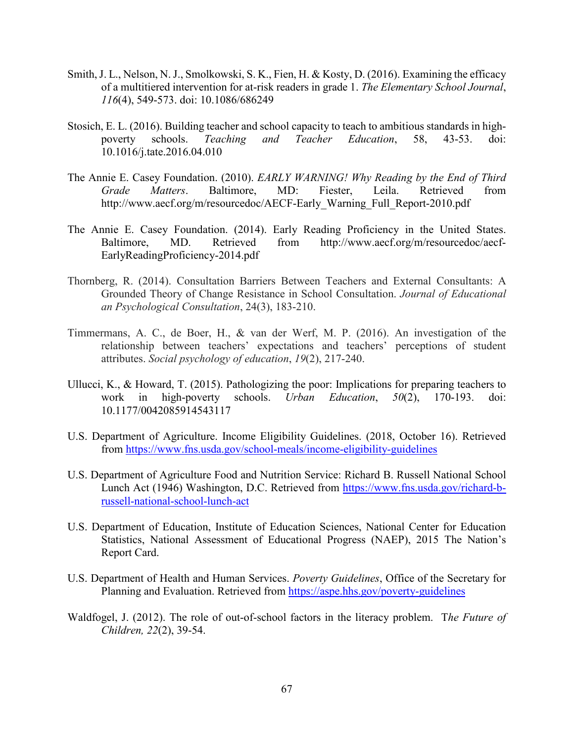Smith, J. L., Nelson, N. J., Smolkowski, S. K., Fien, H. & Kosty, D. (2016). Examining the efficacy of a multitiered intervention for at-risk readers in grade 1. *The Elementary School Journal*, *116*(4), 549-573. doi: 10.1086/686249

Stosich, E. L. (2016). Building teacher and school capacity to teach to ambitious standards in high-poverty schools. *Teaching and Teacher Education*, 58, 43-53. doi: 10.1016/j.tate.2016.04.010

The Annie E. Casey Foundation. (2010). *EARLY WARNING! Why Reading by the End of Third Grade Matters*. Baltimore, MD: Fiester, Leila. Retrieved from http://www.aecf.org/m/resourcedoc/AECF-Early_Warning_Full_Report-2010.pdf

The Annie E. Casey Foundation. (2014). Early Reading Proficiency in the United States. Baltimore, MD. Retrieved from http://www.aecf.org/m/resourcedoc/aecf-EarlyReadingProficiency-2014.pdf

Thornberg, R. (2014). Consultation Barriers Between Teachers and External Consultants: A Grounded Theory of Change Resistance in School Consultation. *Journal of Educational an Psychological Consultation*, 24(3), 183-210.

Timmermans, A. C., de Boer, H., & van der Werf, M. P. (2016). An investigation of the relationship between teachers' expectations and teachers' perceptions of student attributes. *Social psychology of education*, *19*(2), 217-240.

Ullucci, K., & Howard, T. (2015). Pathologizing the poor: Implications for preparing teachers to work in high-poverty schools. *Urban Education*, *50*(2), 170-193. doi: 10.1177/0042085914543117

U.S. Department of Agriculture. Income Eligibility Guidelines. (2018, October 16). Retrieved from https://www.fns.usda.gov/school-meals/income-eligibility-guidelines

U.S. Department of Agriculture Food and Nutrition Service: Richard B. Russell National School Lunch Act (1946) Washington, D.C. Retrieved from https://www.fns.usda.gov/richard-b-russell-national-school-lunch-act

U.S. Department of Education, Institute of Education Sciences, National Center for Education Statistics, National Assessment of Educational Progress (NAEP), 2015 The Nation's Report Card.

U.S. Department of Health and Human Services. *Poverty Guidelines*, Office of the Secretary for Planning and Evaluation. Retrieved from https://aspe.hhs.gov/poverty-guidelines

Waldfogel, J. (2012). The role of out-of-school factors in the literacy problem. T*he Future of Children, 22*(2), 39-54.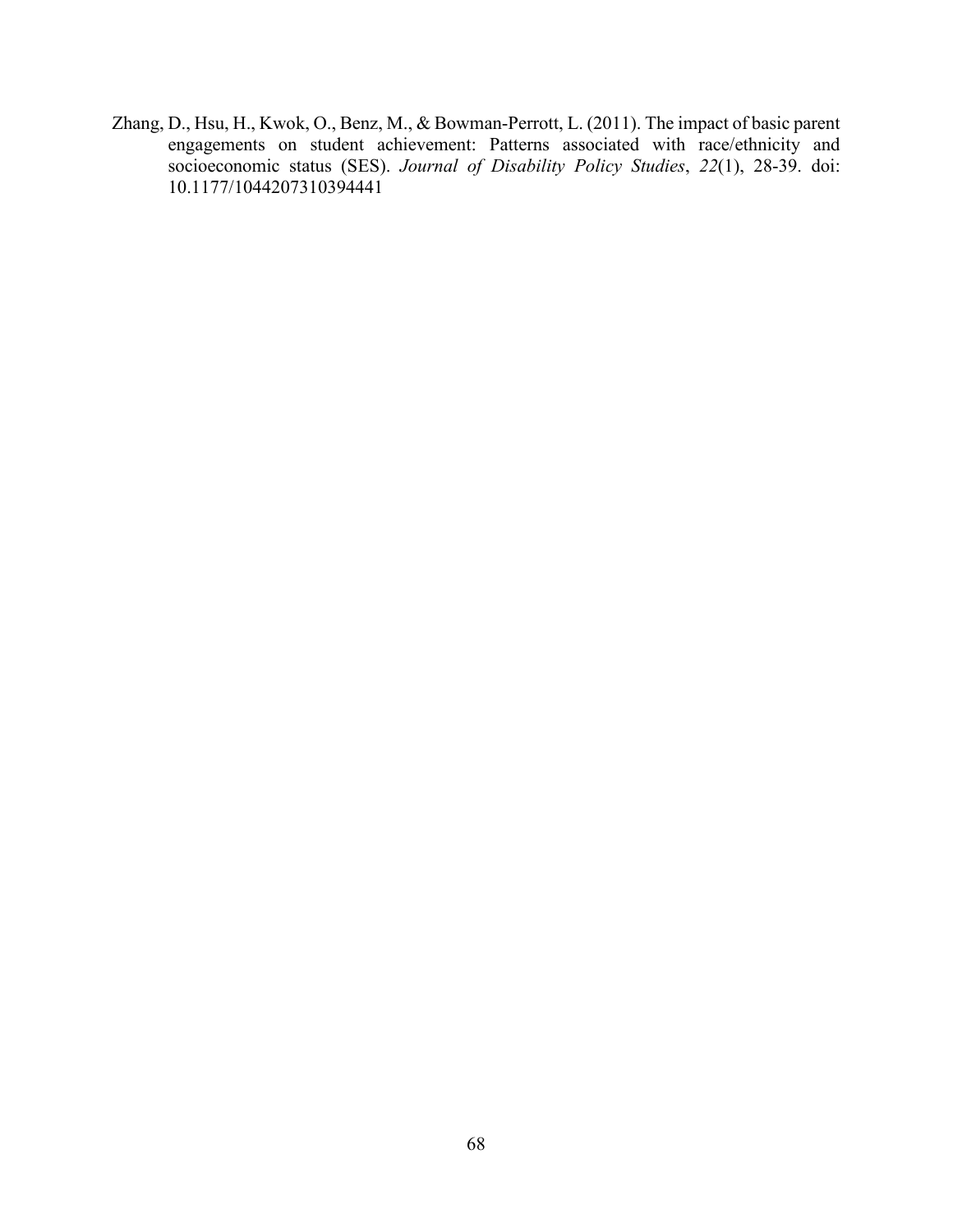Zhang, D., Hsu, H., Kwok, O., Benz, M., & Bowman-Perrott, L. (2011). The impact of basic parent engagements on student achievement: Patterns associated with race/ethnicity and socioeconomic status (SES). *Journal of Disability Policy Studies*, *22*(1), 28-39. doi: 10.1177/1044207310394441